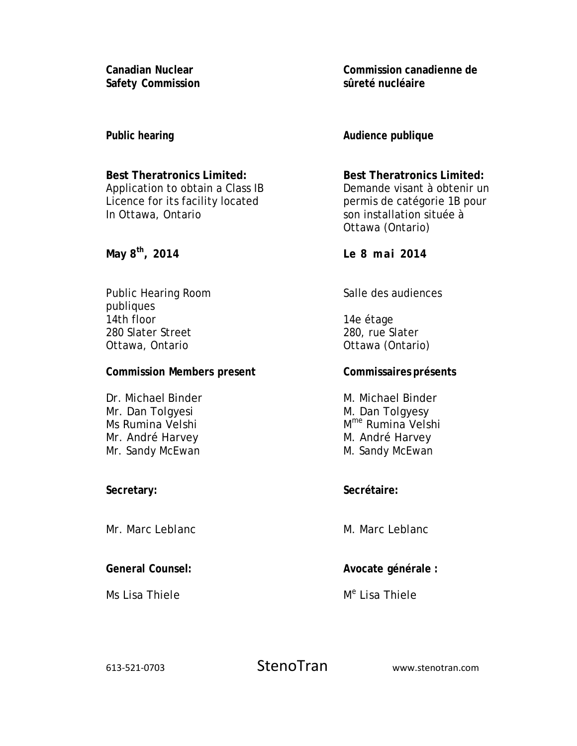**Canadian Nuclear Safety Commission**

**Commission canadienne de sûreté nucléaire**

**Public hearing**

**Audience publique**

**Best Theratronics Limited:**
Application to obtain a Class IB Licence for its facility located In Ottawa, Ontario

**Best Theratronics Limited:**
Demande visant à obtenir un permis de catégorie 1B pour son installation située à Ottawa (Ontario)

**May 8th, 2014**

**Le 8 mai 2014**

Public Hearing Room
publiques
14th floor
280 Slater Street
Ottawa, Ontario

Salle des audiences

14e étage
280, rue Slater
Ottawa (Ontario)

**Commission Members present**

Dr. Michael Binder
Mr. Dan Tolgyesi
Ms Rumina Velshi
Mr. André Harvey
Mr. Sandy McEwan

**Commissaires présents**

M. Michael Binder
M. Dan Tolgyesy
Mme Rumina Velshi
M. André Harvey
M. Sandy McEwan

**Secretary:**

Mr. Marc Leblanc

**Secrétaire:**

M. Marc Leblanc

**General Counsel:**

Ms Lisa Thiele

**Avocate générale :**

Me Lisa Thiele

613-521-0703 StenoTran www.stenotran.com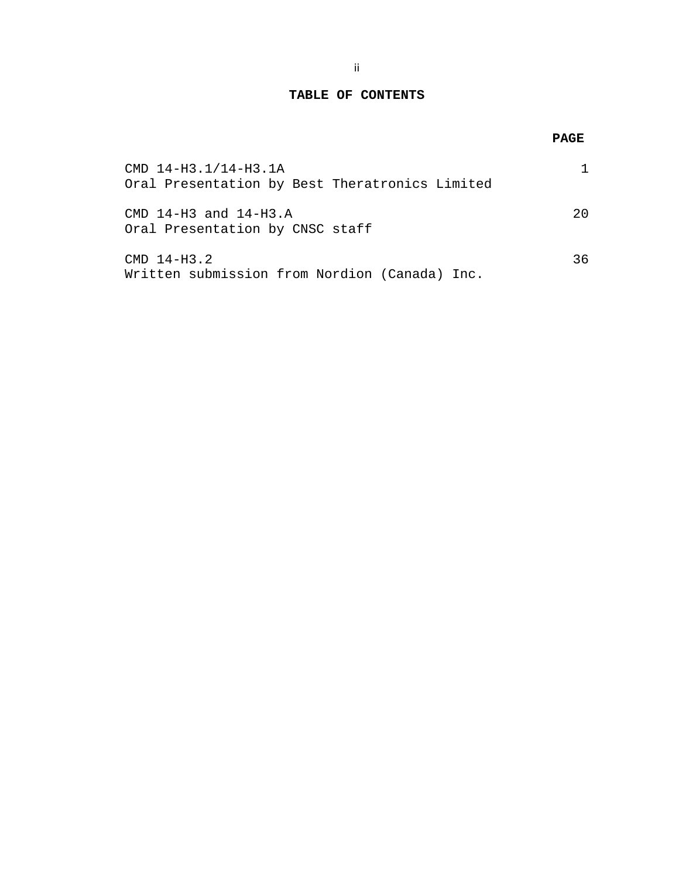# TABLE OF CONTENTS

| | PAGE |
|---|---|
| CMD 14-H3.1/14-H3.1A<br>Oral Presentation by Best Theratronics Limited | 1 |
| CMD 14-H3 and 14-H3.A<br>Oral Presentation by CNSC staff | 20 |
| CMD 14-H3.2<br>Written submission from Nordion (Canada) Inc. | 36 |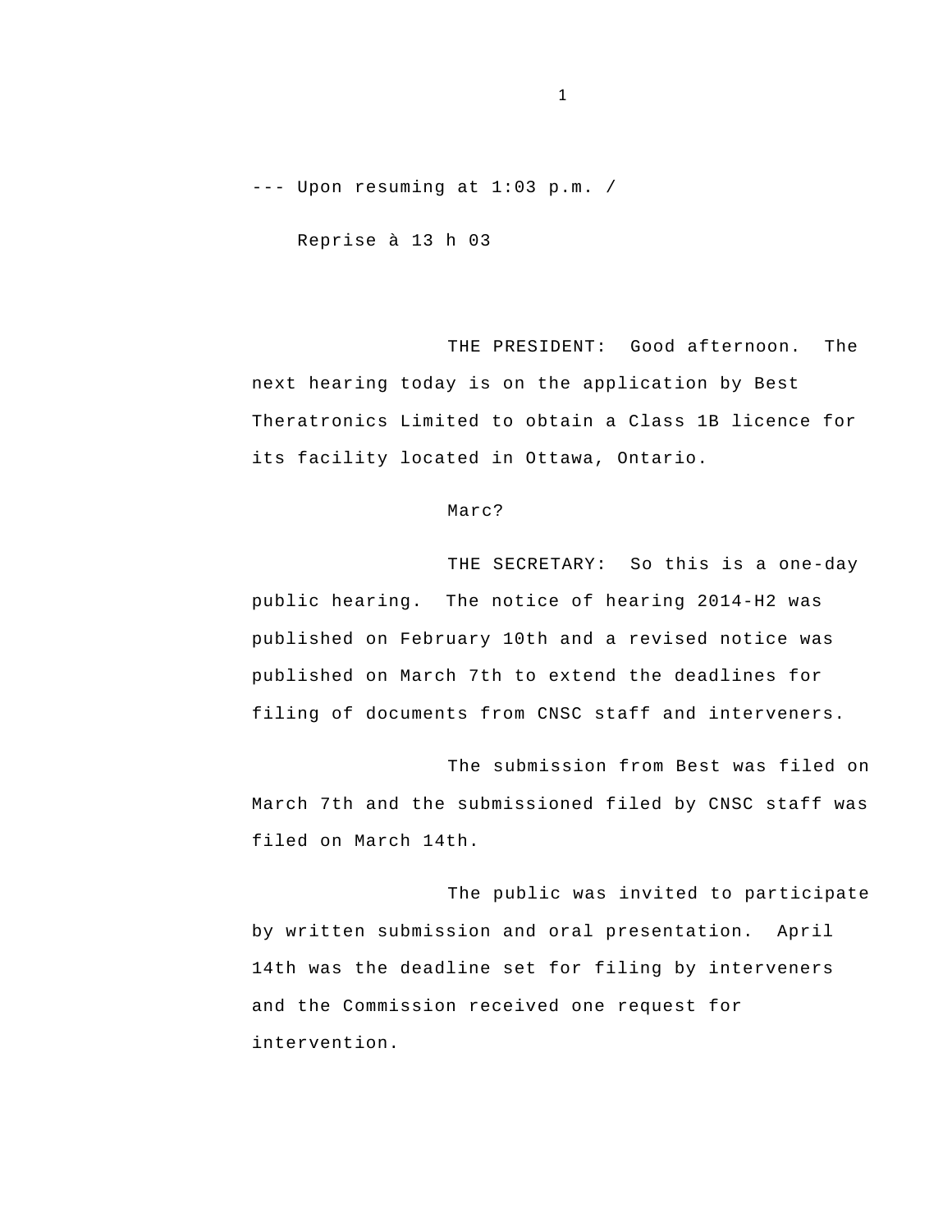--- Upon resuming at 1:03 p.m. /

Reprise à 13 h 03

THE PRESIDENT: Good afternoon. The next hearing today is on the application by Best Theratronics Limited to obtain a Class 1B licence for its facility located in Ottawa, Ontario.

Marc?

THE SECRETARY: So this is a one-day public hearing. The notice of hearing 2014-H2 was published on February 10th and a revised notice was published on March 7th to extend the deadlines for filing of documents from CNSC staff and interveners.

The submission from Best was filed on March 7th and the submissioned filed by CNSC staff was filed on March 14th.

The public was invited to participate by written submission and oral presentation. April 14th was the deadline set for filing by interveners and the Commission received one request for intervention.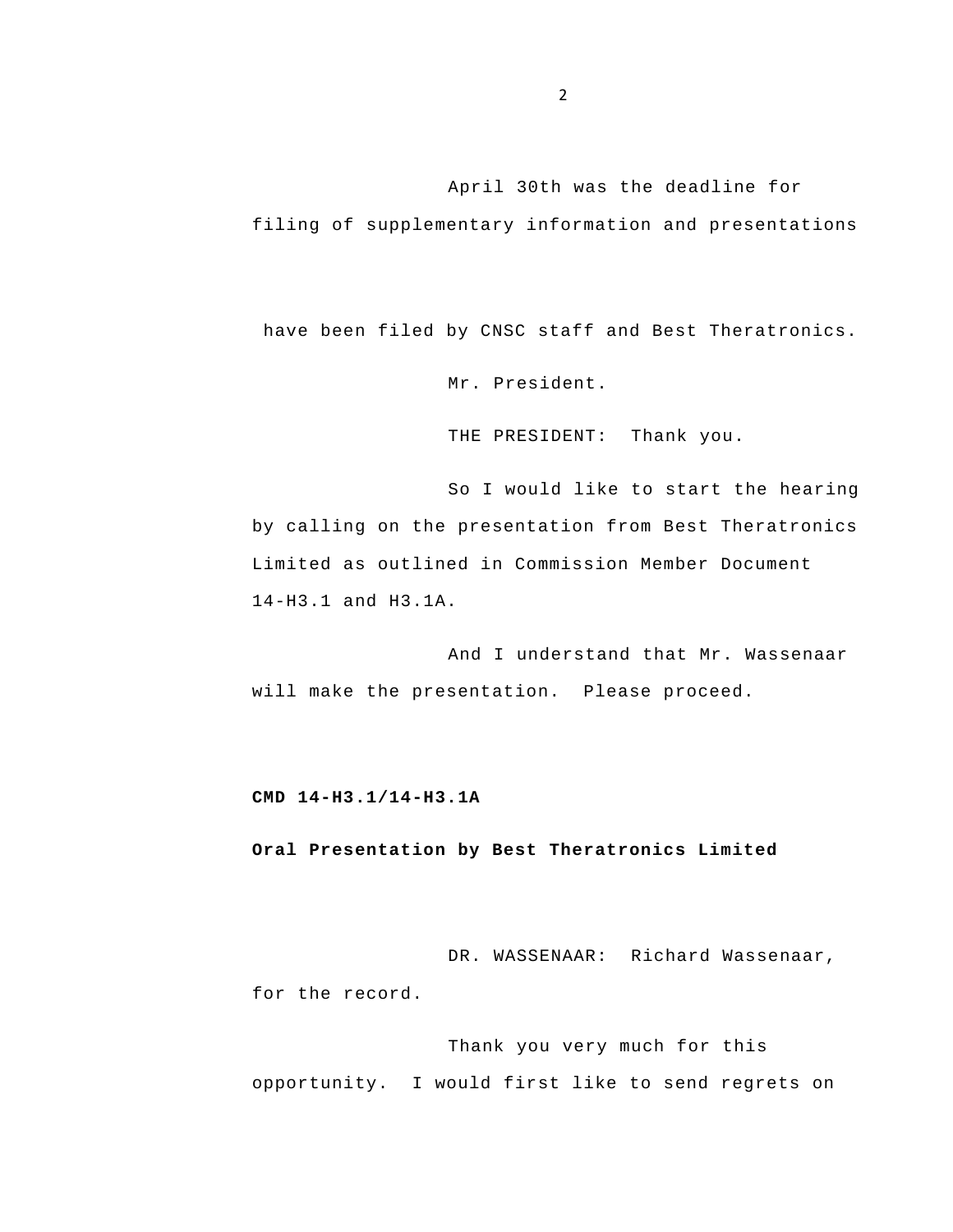April 30th was the deadline for filing of supplementary information and presentations

have been filed by CNSC staff and Best Theratronics.

Mr. President.

THE PRESIDENT: Thank you.

So I would like to start the hearing by calling on the presentation from Best Theratronics Limited as outlined in Commission Member Document 14-H3.1 and H3.1A.

And I understand that Mr. Wassenaar will make the presentation. Please proceed.

**CMD 14-H3.1/14-H3.1A**

**Oral Presentation by Best Theratronics Limited**

DR. WASSENAAR: Richard Wassenaar, for the record.

Thank you very much for this opportunity. I would first like to send regrets on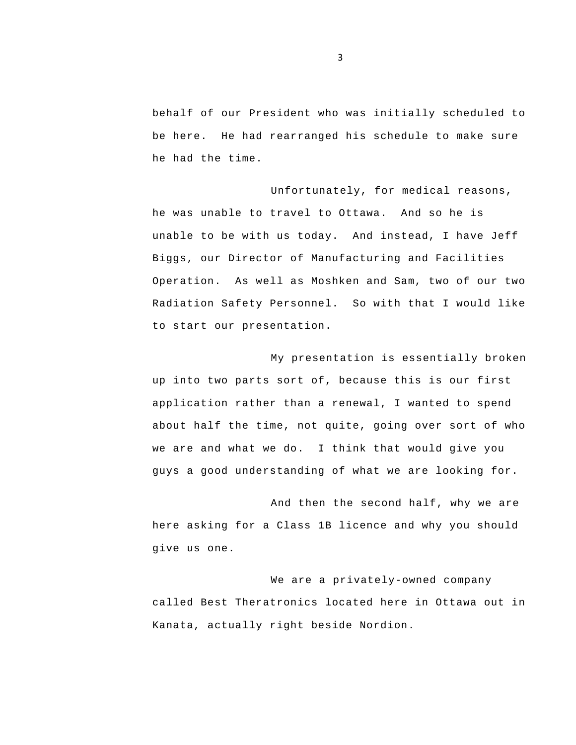behalf of our President who was initially scheduled to be here. He had rearranged his schedule to make sure he had the time.

Unfortunately, for medical reasons, he was unable to travel to Ottawa. And so he is unable to be with us today. And instead, I have Jeff Biggs, our Director of Manufacturing and Facilities Operation. As well as Moshken and Sam, two of our two Radiation Safety Personnel. So with that I would like to start our presentation.

My presentation is essentially broken up into two parts sort of, because this is our first application rather than a renewal, I wanted to spend about half the time, not quite, going over sort of who we are and what we do. I think that would give you guys a good understanding of what we are looking for.

And then the second half, why we are here asking for a Class 1B licence and why you should give us one.

We are a privately-owned company called Best Theratronics located here in Ottawa out in Kanata, actually right beside Nordion.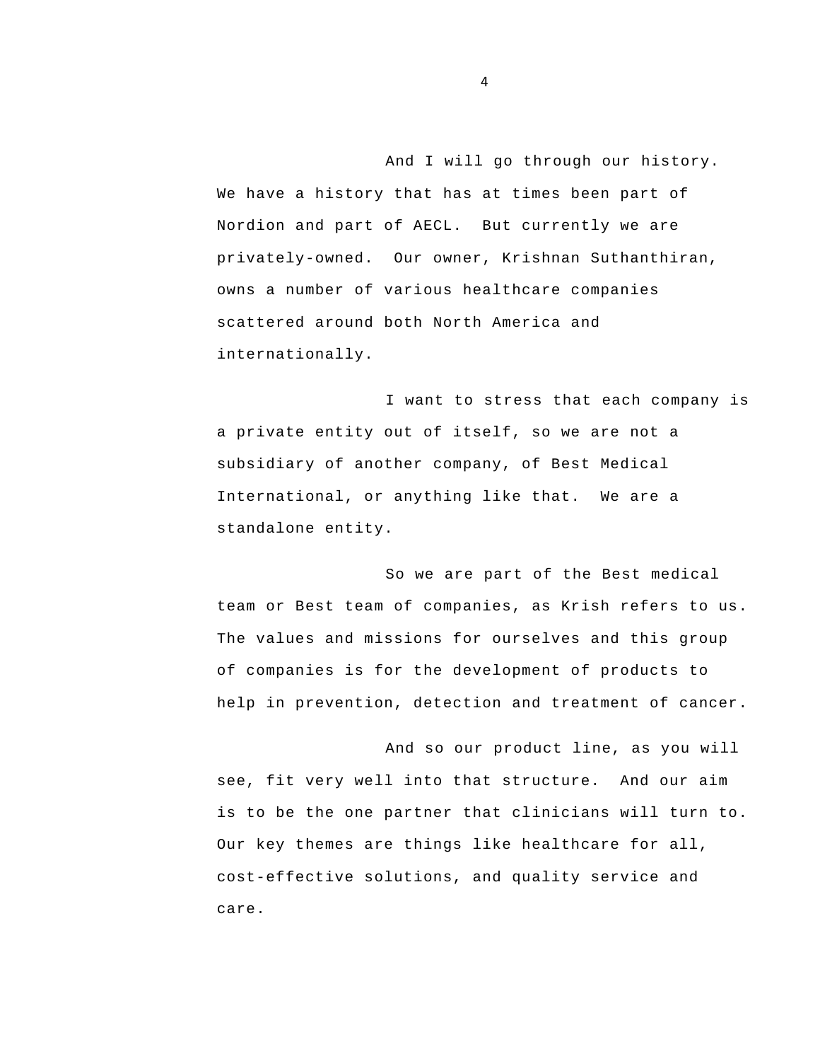And I will go through our history. We have a history that has at times been part of Nordion and part of AECL. But currently we are privately-owned. Our owner, Krishnan Suthanthiran, owns a number of various healthcare companies scattered around both North America and internationally.

I want to stress that each company is a private entity out of itself, so we are not a subsidiary of another company, of Best Medical International, or anything like that. We are a standalone entity.

So we are part of the Best medical team or Best team of companies, as Krish refers to us. The values and missions for ourselves and this group of companies is for the development of products to help in prevention, detection and treatment of cancer.

And so our product line, as you will see, fit very well into that structure. And our aim is to be the one partner that clinicians will turn to. Our key themes are things like healthcare for all, cost-effective solutions, and quality service and care.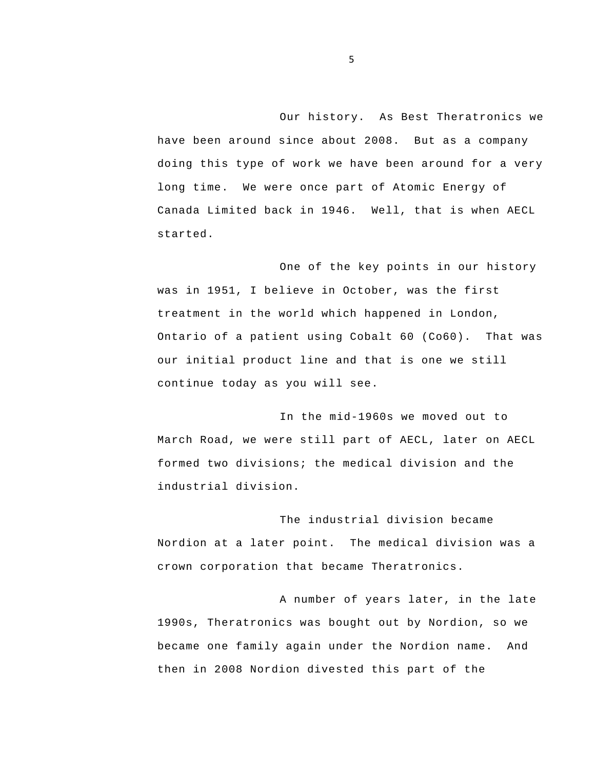Our history. As Best Theratronics we have been around since about 2008. But as a company doing this type of work we have been around for a very long time. We were once part of Atomic Energy of Canada Limited back in 1946. Well, that is when AECL started.

One of the key points in our history was in 1951, I believe in October, was the first treatment in the world which happened in London, Ontario of a patient using Cobalt 60 (Co60). That was our initial product line and that is one we still continue today as you will see.

In the mid-1960s we moved out to March Road, we were still part of AECL, later on AECL formed two divisions; the medical division and the industrial division.

The industrial division became Nordion at a later point. The medical division was a crown corporation that became Theratronics.

A number of years later, in the late 1990s, Theratronics was bought out by Nordion, so we became one family again under the Nordion name. And then in 2008 Nordion divested this part of the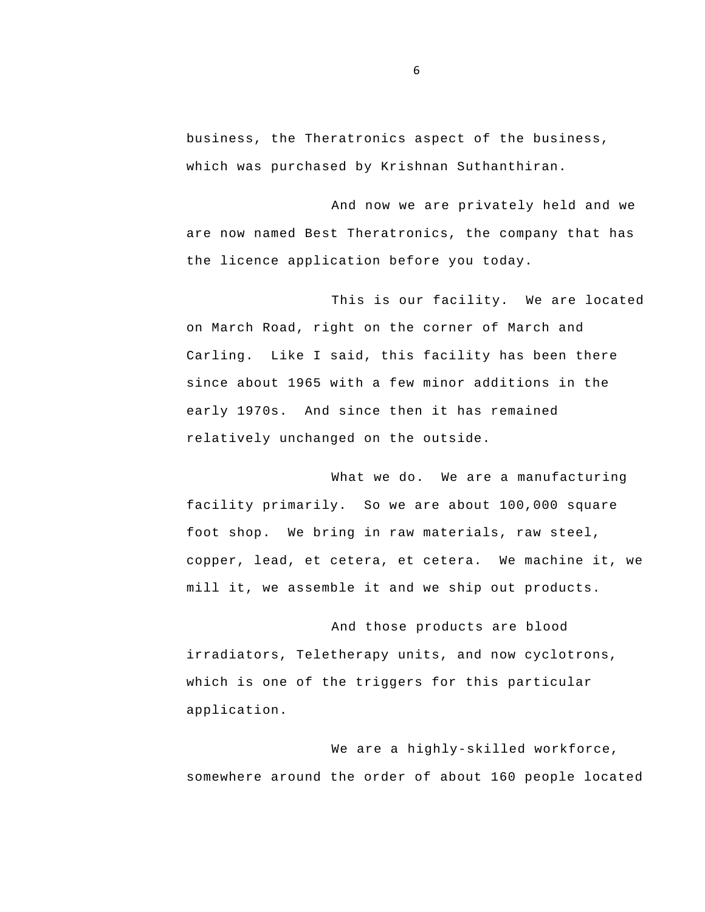business, the Theratronics aspect of the business, which was purchased by Krishnan Suthanthiran.

And now we are privately held and we are now named Best Theratronics, the company that has the licence application before you today.

This is our facility. We are located on March Road, right on the corner of March and Carling. Like I said, this facility has been there since about 1965 with a few minor additions in the early 1970s. And since then it has remained relatively unchanged on the outside.

What we do. We are a manufacturing facility primarily. So we are about 100,000 square foot shop. We bring in raw materials, raw steel, copper, lead, et cetera, et cetera. We machine it, we mill it, we assemble it and we ship out products.

And those products are blood irradiators, Teletherapy units, and now cyclotrons, which is one of the triggers for this particular application.

We are a highly-skilled workforce, somewhere around the order of about 160 people located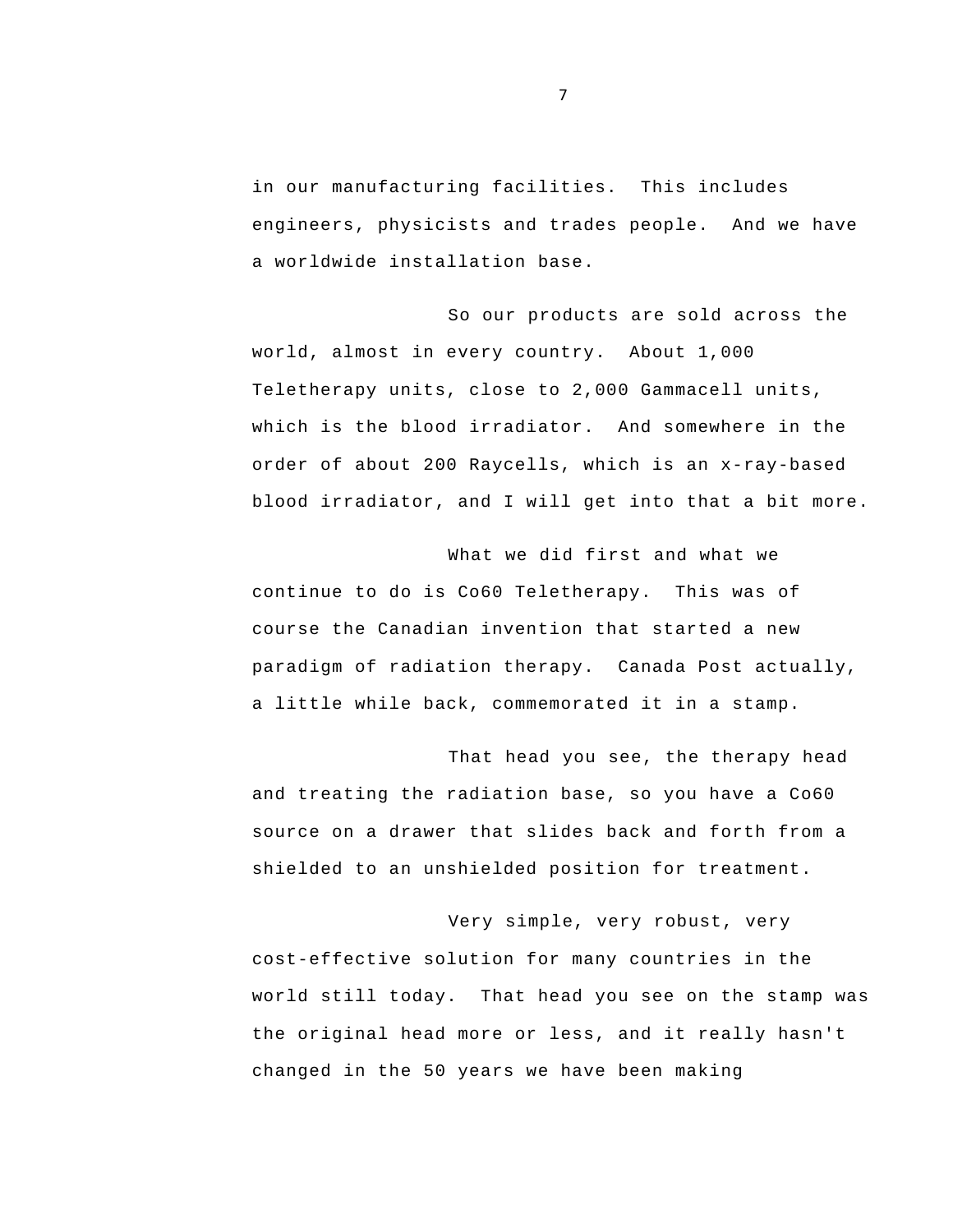in our manufacturing facilities. This includes engineers, physicists and trades people. And we have a worldwide installation base.

So our products are sold across the world, almost in every country. About 1,000 Teletherapy units, close to 2,000 Gammacell units, which is the blood irradiator. And somewhere in the order of about 200 Raycells, which is an x-ray-based blood irradiator, and I will get into that a bit more.

What we did first and what we continue to do is Co60 Teletherapy. This was of course the Canadian invention that started a new paradigm of radiation therapy. Canada Post actually, a little while back, commemorated it in a stamp.

That head you see, the therapy head and treating the radiation base, so you have a Co60 source on a drawer that slides back and forth from a shielded to an unshielded position for treatment.

Very simple, very robust, very cost-effective solution for many countries in the world still today. That head you see on the stamp was the original head more or less, and it really hasn't changed in the 50 years we have been making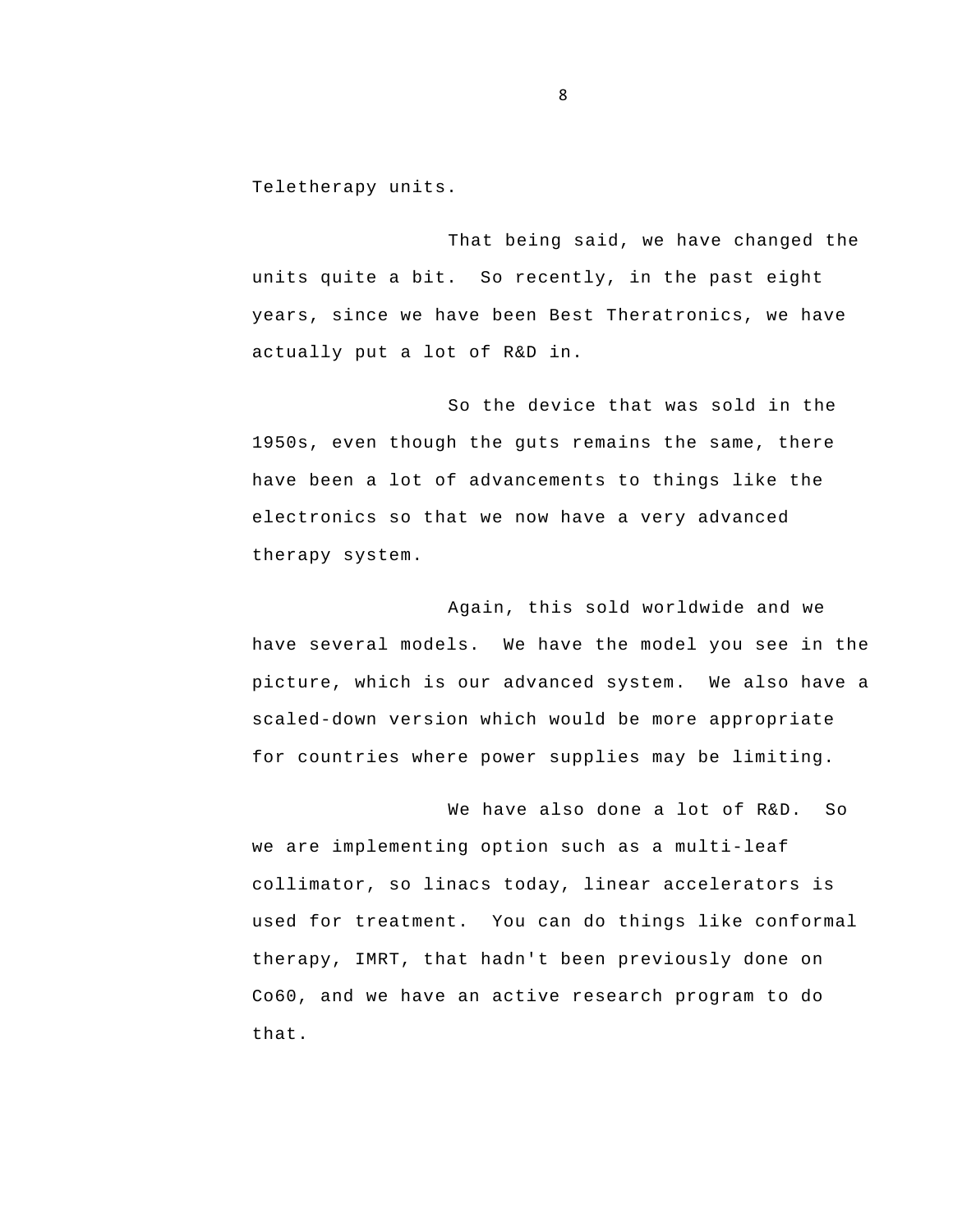Teletherapy units.

That being said, we have changed the units quite a bit. So recently, in the past eight years, since we have been Best Theratronics, we have actually put a lot of R&D in.

So the device that was sold in the 1950s, even though the guts remains the same, there have been a lot of advancements to things like the electronics so that we now have a very advanced therapy system.

Again, this sold worldwide and we have several models. We have the model you see in the picture, which is our advanced system. We also have a scaled-down version which would be more appropriate for countries where power supplies may be limiting.

We have also done a lot of R&D. So we are implementing option such as a multi-leaf collimator, so linacs today, linear accelerators is used for treatment. You can do things like conformal therapy, IMRT, that hadn't been previously done on Co60, and we have an active research program to do that.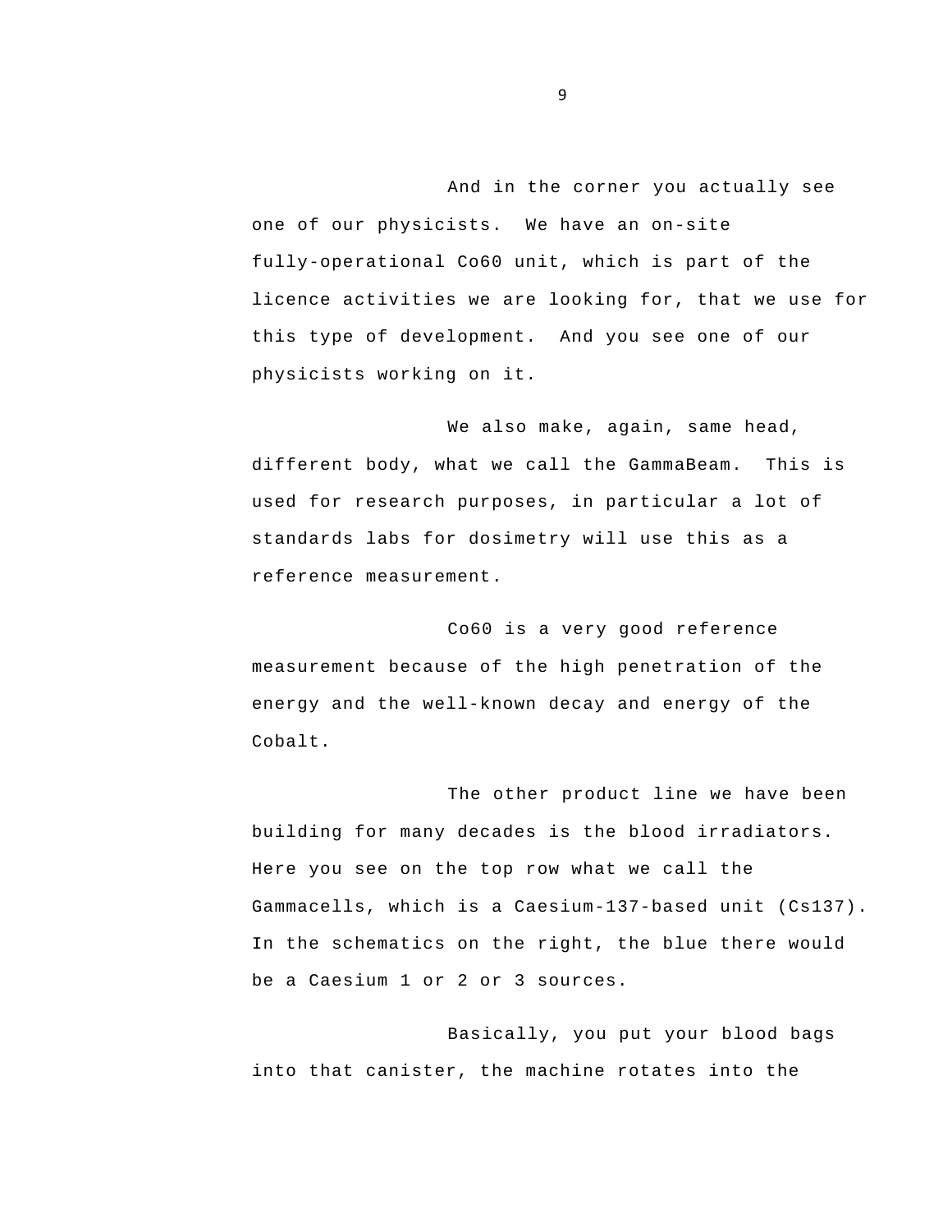And in the corner you actually see one of our physicists. We have an on-site fully-operational Co60 unit, which is part of the licence activities we are looking for, that we use for this type of development. And you see one of our physicists working on it.

We also make, again, same head, different body, what we call the GammaBeam. This is used for research purposes, in particular a lot of standards labs for dosimetry will use this as a reference measurement.

Co60 is a very good reference measurement because of the high penetration of the energy and the well-known decay and energy of the Cobalt.

The other product line we have been building for many decades is the blood irradiators. Here you see on the top row what we call the Gammacells, which is a Caesium-137-based unit (Cs137). In the schematics on the right, the blue there would be a Caesium 1 or 2 or 3 sources.

Basically, you put your blood bags into that canister, the machine rotates into the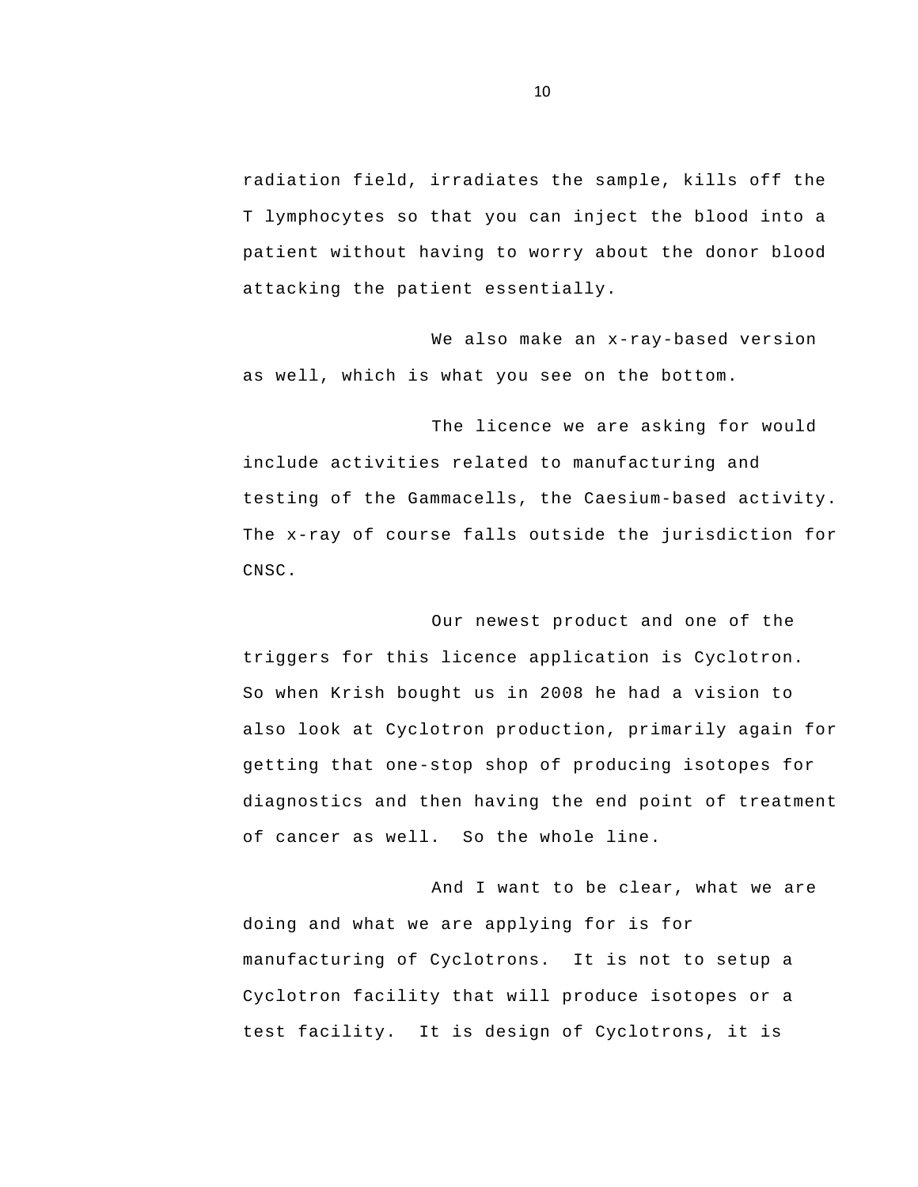radiation field, irradiates the sample, kills off the T lymphocytes so that you can inject the blood into a patient without having to worry about the donor blood attacking the patient essentially.

We also make an x-ray-based version as well, which is what you see on the bottom.

The licence we are asking for would include activities related to manufacturing and testing of the Gammacells, the Caesium-based activity. The x-ray of course falls outside the jurisdiction for CNSC.

Our newest product and one of the triggers for this licence application is Cyclotron. So when Krish bought us in 2008 he had a vision to also look at Cyclotron production, primarily again for getting that one-stop shop of producing isotopes for diagnostics and then having the end point of treatment of cancer as well. So the whole line.

And I want to be clear, what we are doing and what we are applying for is for manufacturing of Cyclotrons. It is not to setup a Cyclotron facility that will produce isotopes or a test facility. It is design of Cyclotrons, it is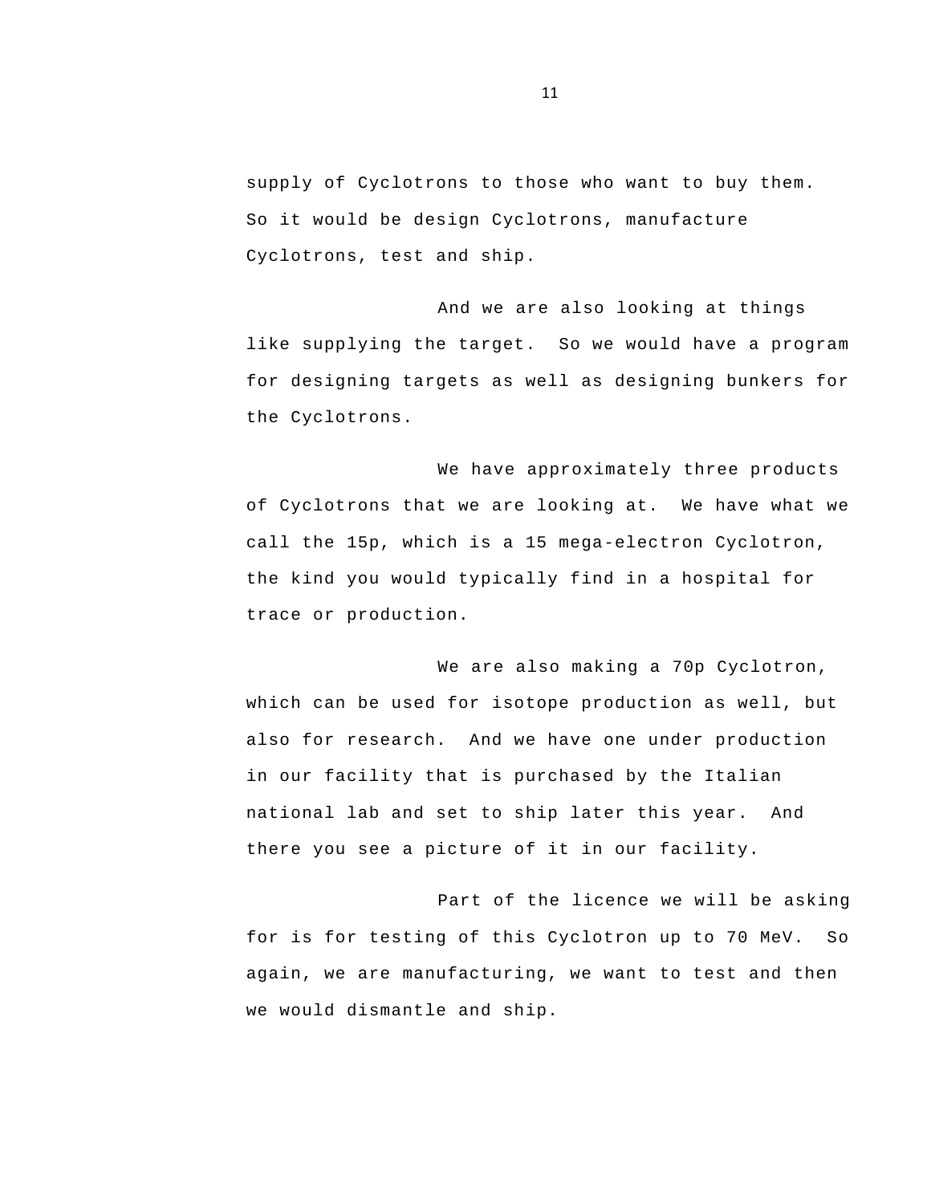supply of Cyclotrons to those who want to buy them. So it would be design Cyclotrons, manufacture Cyclotrons, test and ship.

And we are also looking at things like supplying the target. So we would have a program for designing targets as well as designing bunkers for the Cyclotrons.

We have approximately three products of Cyclotrons that we are looking at. We have what we call the 15p, which is a 15 mega-electron Cyclotron, the kind you would typically find in a hospital for trace or production.

We are also making a 70p Cyclotron, which can be used for isotope production as well, but also for research. And we have one under production in our facility that is purchased by the Italian national lab and set to ship later this year. And there you see a picture of it in our facility.

Part of the licence we will be asking for is for testing of this Cyclotron up to 70 MeV. So again, we are manufacturing, we want to test and then we would dismantle and ship.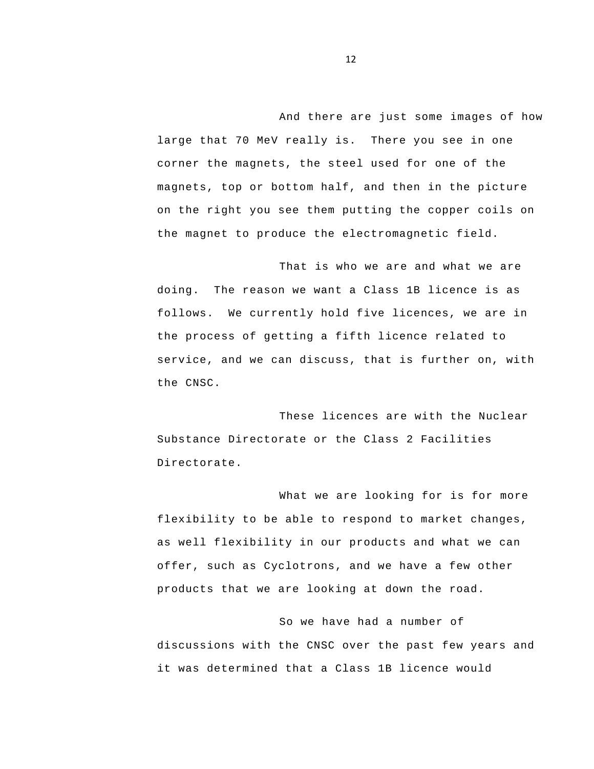And there are just some images of how large that 70 MeV really is.  There you see in one corner the magnets, the steel used for one of the magnets, top or bottom half, and then in the picture on the right you see them putting the copper coils on the magnet to produce the electromagnetic field.

That is who we are and what we are doing.  The reason we want a Class 1B licence is as follows.  We currently hold five licences, we are in the process of getting a fifth licence related to service, and we can discuss, that is further on, with the CNSC.

These licences are with the Nuclear Substance Directorate or the Class 2 Facilities Directorate.

What we are looking for is for more flexibility to be able to respond to market changes, as well flexibility in our products and what we can offer, such as Cyclotrons, and we have a few other products that we are looking at down the road.

So we have had a number of discussions with the CNSC over the past few years and it was determined that a Class 1B licence would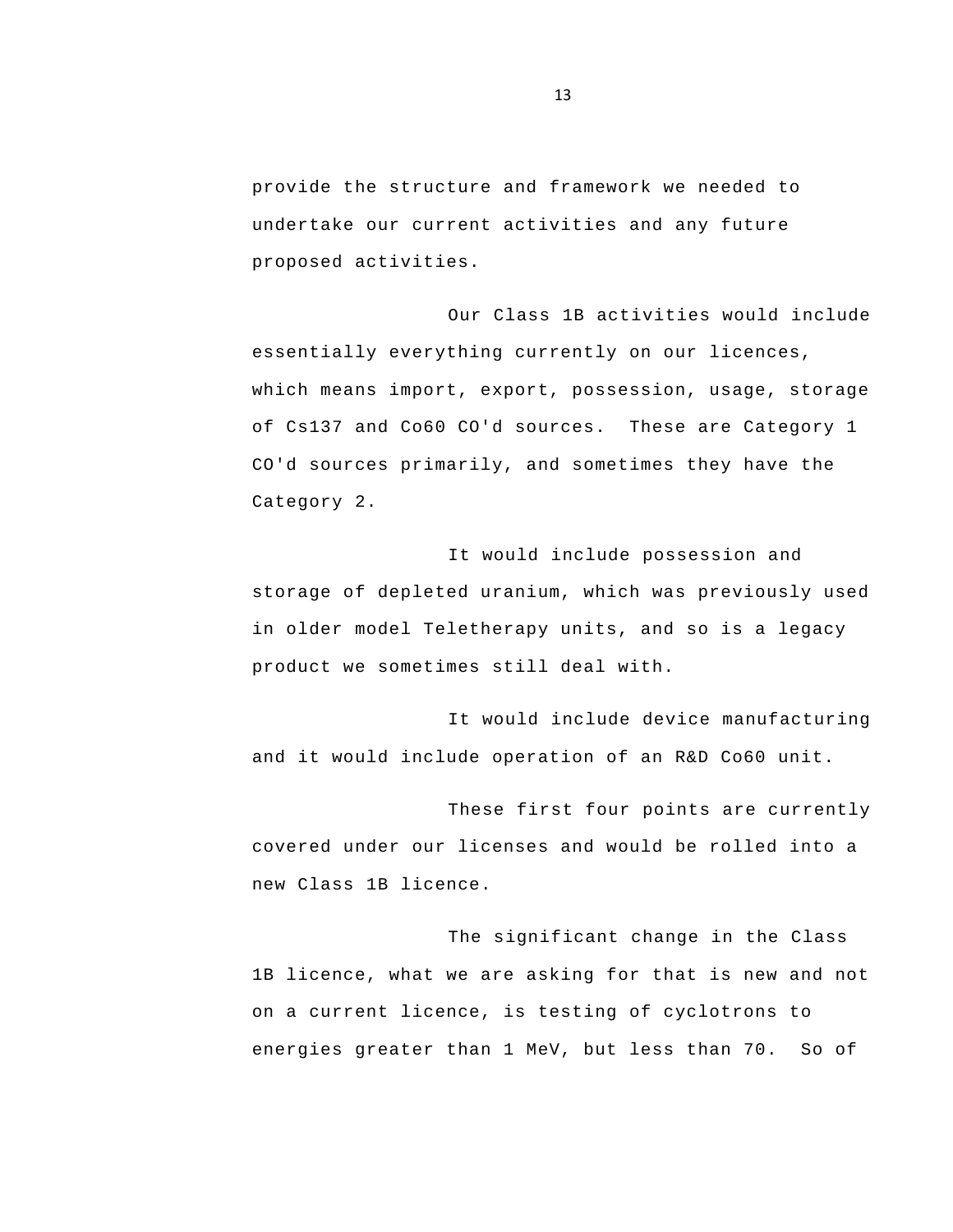provide the structure and framework we needed to undertake our current activities and any future proposed activities.

Our Class 1B activities would include essentially everything currently on our licences, which means import, export, possession, usage, storage of Cs137 and Co60 CO'd sources.  These are Category 1 CO'd sources primarily, and sometimes they have the Category 2.

It would include possession and storage of depleted uranium, which was previously used in older model Teletherapy units, and so is a legacy product we sometimes still deal with.

It would include device manufacturing and it would include operation of an R&D Co60 unit.

These first four points are currently covered under our licenses and would be rolled into a new Class 1B licence.

The significant change in the Class 1B licence, what we are asking for that is new and not on a current licence, is testing of cyclotrons to energies greater than 1 MeV, but less than 70.  So of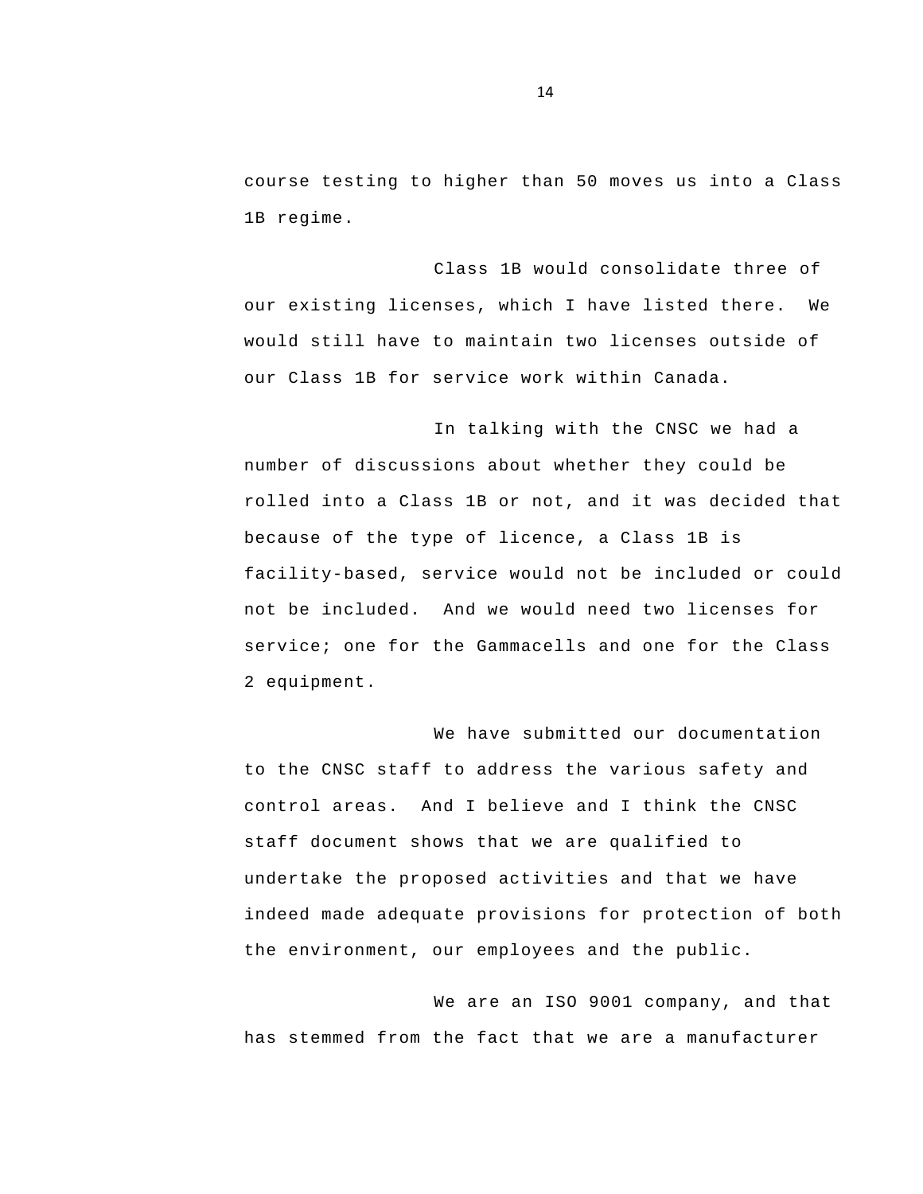course testing to higher than 50 moves us into a Class 1B regime.

Class 1B would consolidate three of our existing licenses, which I have listed there. We would still have to maintain two licenses outside of our Class 1B for service work within Canada.

In talking with the CNSC we had a number of discussions about whether they could be rolled into a Class 1B or not, and it was decided that because of the type of licence, a Class 1B is facility-based, service would not be included or could not be included. And we would need two licenses for service; one for the Gammacells and one for the Class 2 equipment.

We have submitted our documentation to the CNSC staff to address the various safety and control areas. And I believe and I think the CNSC staff document shows that we are qualified to undertake the proposed activities and that we have indeed made adequate provisions for protection of both the environment, our employees and the public.

We are an ISO 9001 company, and that has stemmed from the fact that we are a manufacturer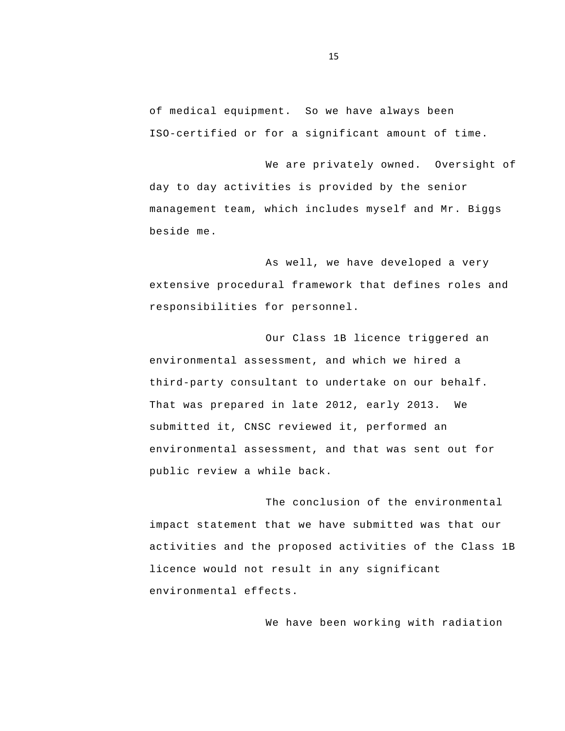of medical equipment. So we have always been ISO-certified or for a significant amount of time.

We are privately owned. Oversight of day to day activities is provided by the senior management team, which includes myself and Mr. Biggs beside me.

As well, we have developed a very extensive procedural framework that defines roles and responsibilities for personnel.

Our Class 1B licence triggered an environmental assessment, and which we hired a third-party consultant to undertake on our behalf. That was prepared in late 2012, early 2013. We submitted it, CNSC reviewed it, performed an environmental assessment, and that was sent out for public review a while back.

The conclusion of the environmental impact statement that we have submitted was that our activities and the proposed activities of the Class 1B licence would not result in any significant environmental effects.

We have been working with radiation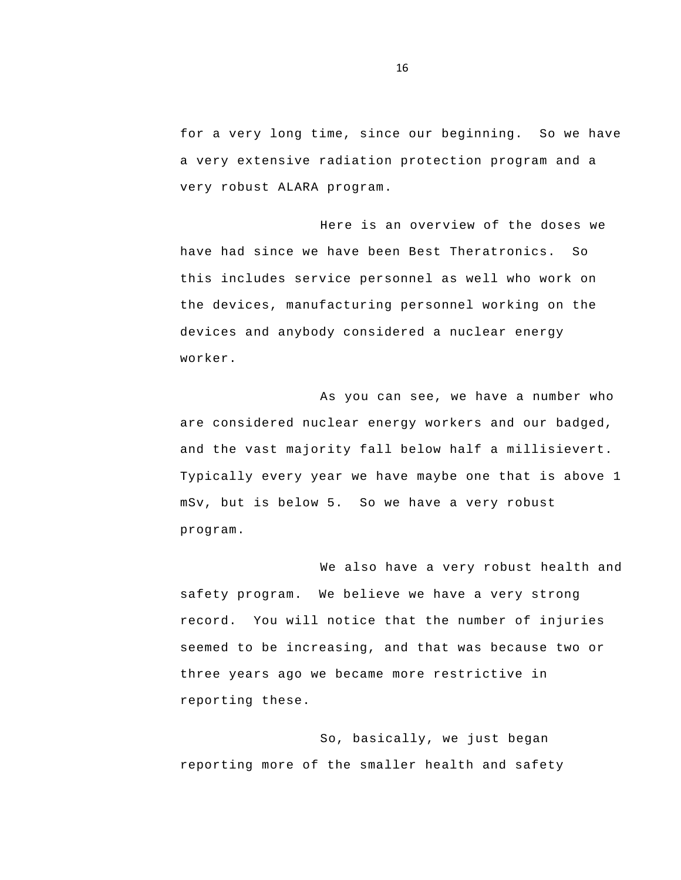for a very long time, since our beginning. So we have a very extensive radiation protection program and a very robust ALARA program.

Here is an overview of the doses we have had since we have been Best Theratronics. So this includes service personnel as well who work on the devices, manufacturing personnel working on the devices and anybody considered a nuclear energy worker.

As you can see, we have a number who are considered nuclear energy workers and our badged, and the vast majority fall below half a millisievert. Typically every year we have maybe one that is above 1 mSv, but is below 5. So we have a very robust program.

We also have a very robust health and safety program. We believe we have a very strong record. You will notice that the number of injuries seemed to be increasing, and that was because two or three years ago we became more restrictive in reporting these.

So, basically, we just began reporting more of the smaller health and safety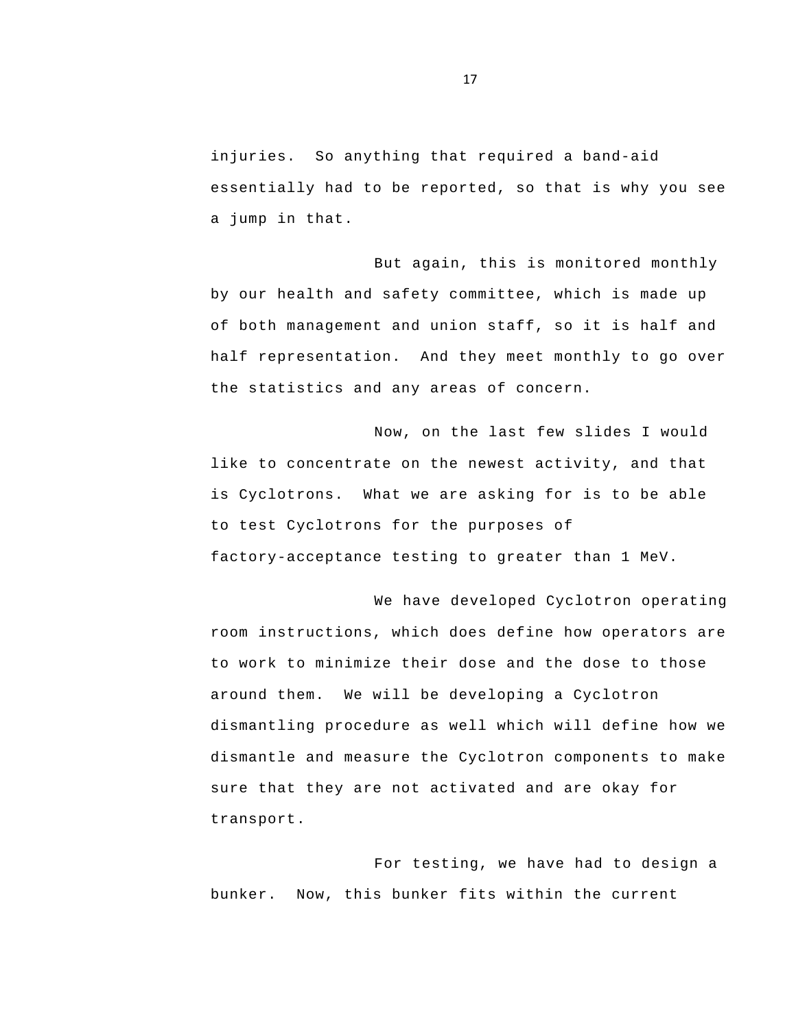injuries. So anything that required a band-aid essentially had to be reported, so that is why you see a jump in that.

But again, this is monitored monthly by our health and safety committee, which is made up of both management and union staff, so it is half and half representation. And they meet monthly to go over the statistics and any areas of concern.

Now, on the last few slides I would like to concentrate on the newest activity, and that is Cyclotrons. What we are asking for is to be able to test Cyclotrons for the purposes of factory-acceptance testing to greater than 1 MeV.

We have developed Cyclotron operating room instructions, which does define how operators are to work to minimize their dose and the dose to those around them. We will be developing a Cyclotron dismantling procedure as well which will define how we dismantle and measure the Cyclotron components to make sure that they are not activated and are okay for transport.

For testing, we have had to design a bunker. Now, this bunker fits within the current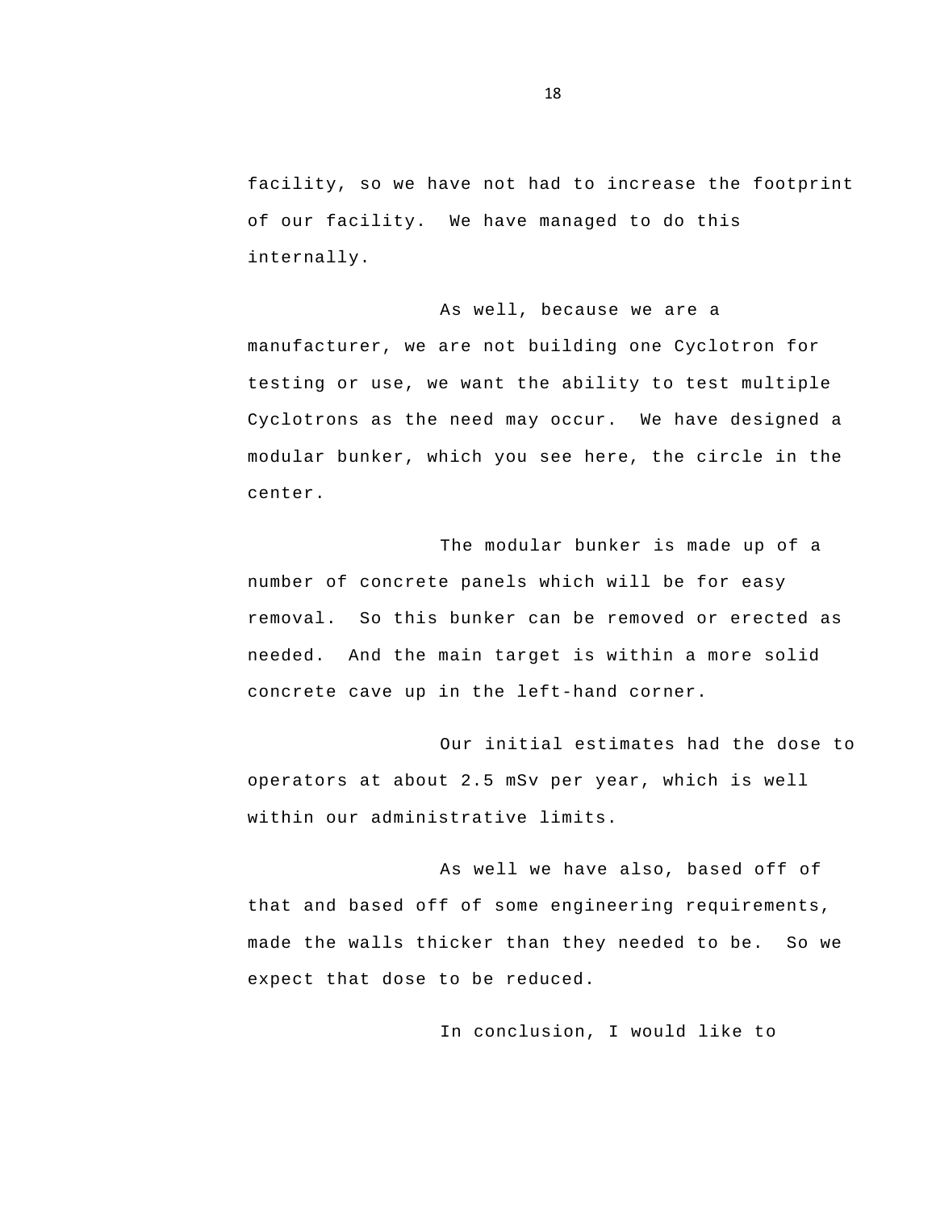facility, so we have not had to increase the footprint of our facility. We have managed to do this internally.

As well, because we are a manufacturer, we are not building one Cyclotron for testing or use, we want the ability to test multiple Cyclotrons as the need may occur. We have designed a modular bunker, which you see here, the circle in the center.

The modular bunker is made up of a number of concrete panels which will be for easy removal. So this bunker can be removed or erected as needed. And the main target is within a more solid concrete cave up in the left-hand corner.

Our initial estimates had the dose to operators at about 2.5 mSv per year, which is well within our administrative limits.

As well we have also, based off of that and based off of some engineering requirements, made the walls thicker than they needed to be. So we expect that dose to be reduced.

In conclusion, I would like to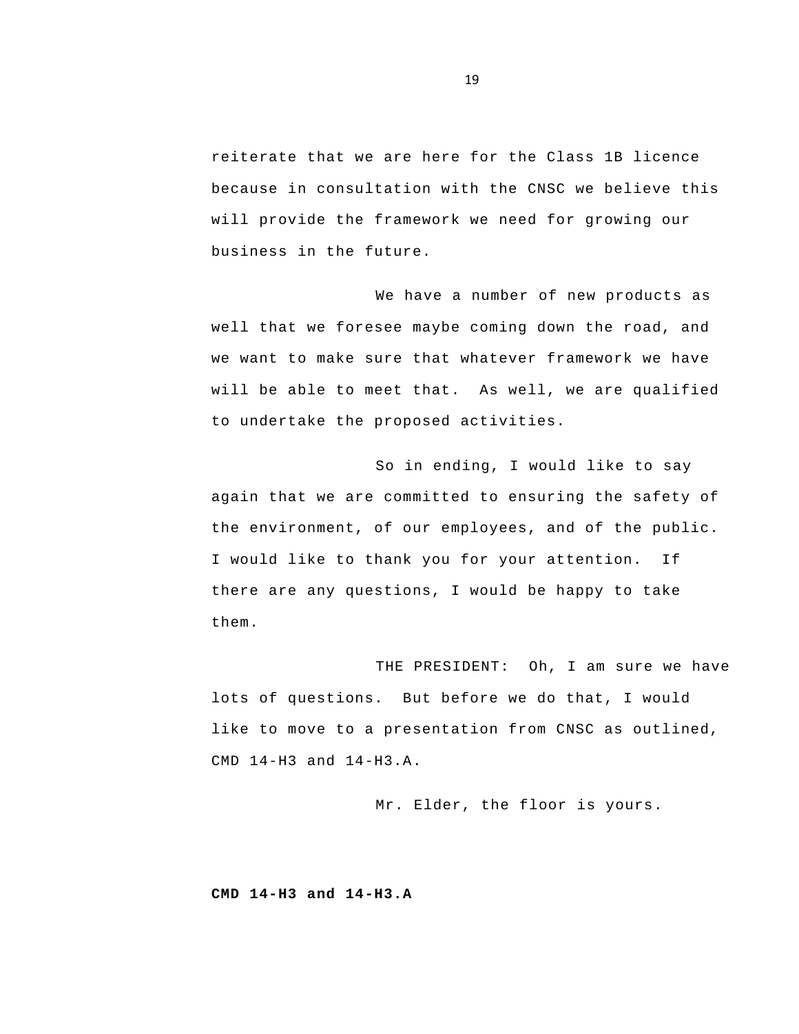reiterate that we are here for the Class 1B licence because in consultation with the CNSC we believe this will provide the framework we need for growing our business in the future.

We have a number of new products as well that we foresee maybe coming down the road, and we want to make sure that whatever framework we have will be able to meet that. As well, we are qualified to undertake the proposed activities.

So in ending, I would like to say again that we are committed to ensuring the safety of the environment, of our employees, and of the public. I would like to thank you for your attention. If there are any questions, I would be happy to take them.

THE PRESIDENT: Oh, I am sure we have lots of questions. But before we do that, I would like to move to a presentation from CNSC as outlined, CMD 14-H3 and 14-H3.A.

Mr. Elder, the floor is yours.

**CMD 14-H3 and 14-H3.A**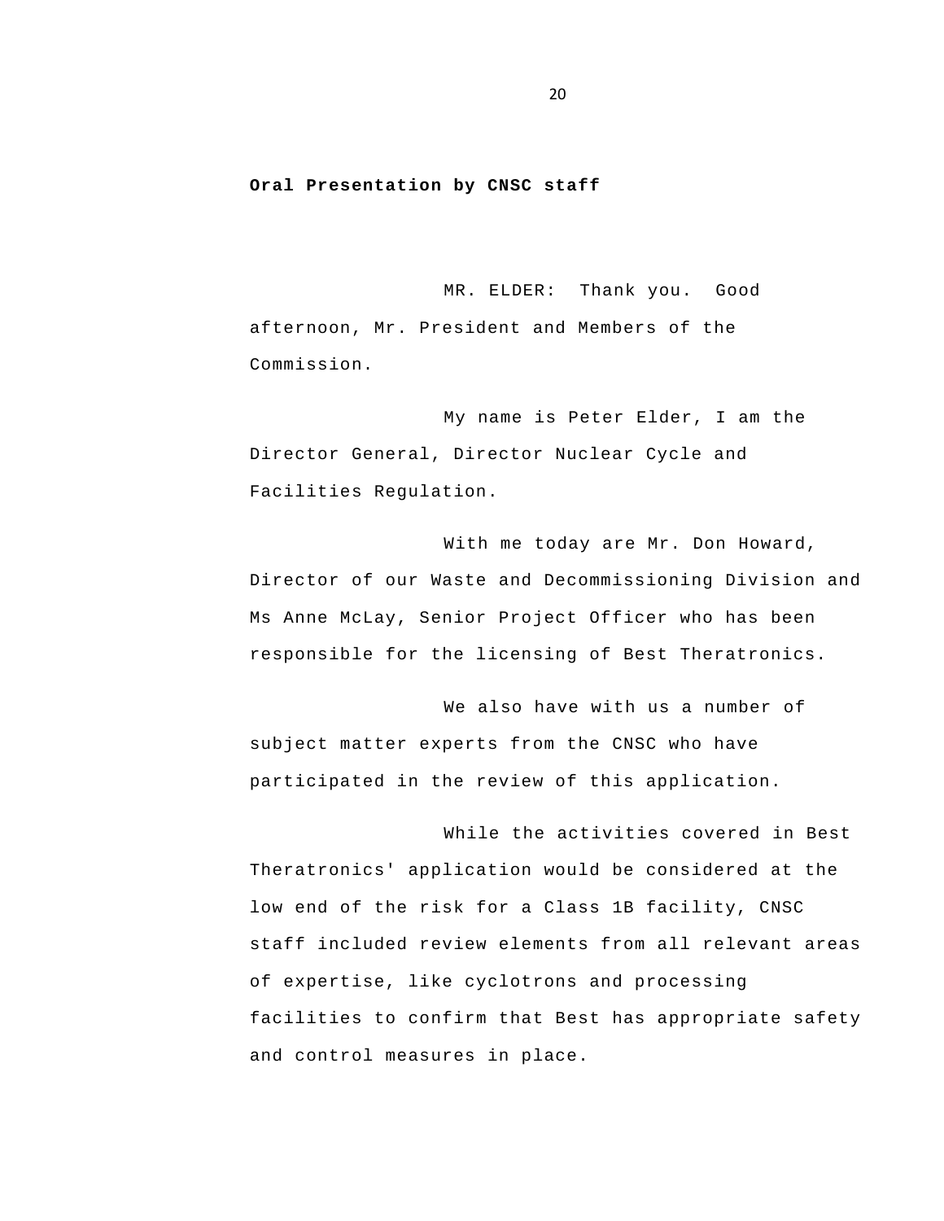**Oral Presentation by CNSC staff**

MR. ELDER: Thank you. Good afternoon, Mr. President and Members of the Commission.

My name is Peter Elder, I am the Director General, Director Nuclear Cycle and Facilities Regulation.

With me today are Mr. Don Howard, Director of our Waste and Decommissioning Division and Ms Anne McLay, Senior Project Officer who has been responsible for the licensing of Best Theratronics.

We also have with us a number of subject matter experts from the CNSC who have participated in the review of this application.

While the activities covered in Best Theratronics' application would be considered at the low end of the risk for a Class 1B facility, CNSC staff included review elements from all relevant areas of expertise, like cyclotrons and processing facilities to confirm that Best has appropriate safety and control measures in place.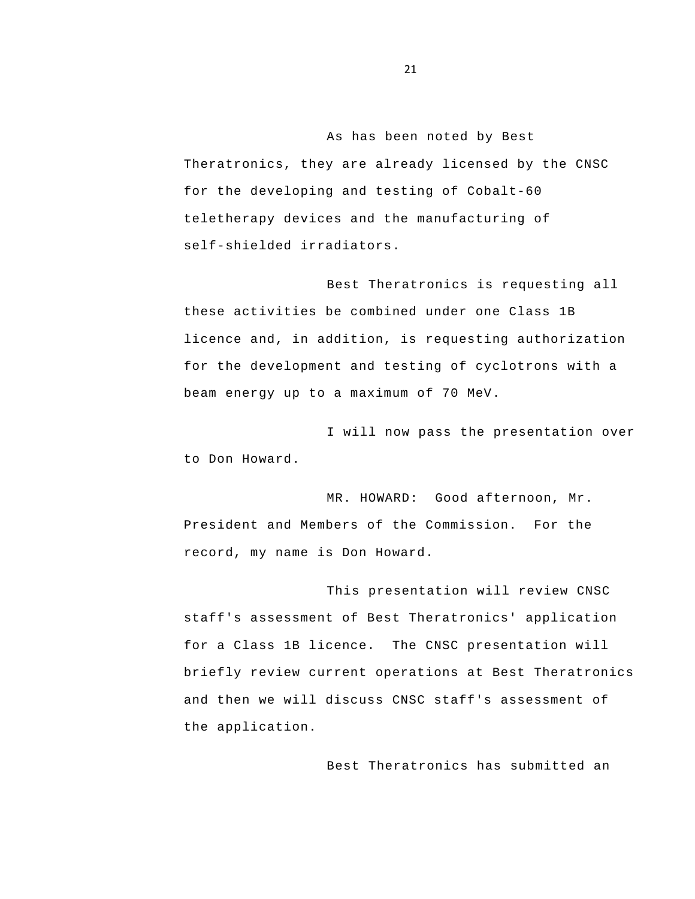As has been noted by Best Theratronics, they are already licensed by the CNSC for the developing and testing of Cobalt-60 teletherapy devices and the manufacturing of self-shielded irradiators.

Best Theratronics is requesting all these activities be combined under one Class 1B licence and, in addition, is requesting authorization for the development and testing of cyclotrons with a beam energy up to a maximum of 70 MeV.

I will now pass the presentation over to Don Howard.

MR. HOWARD: Good afternoon, Mr. President and Members of the Commission. For the record, my name is Don Howard.

This presentation will review CNSC staff's assessment of Best Theratronics' application for a Class 1B licence. The CNSC presentation will briefly review current operations at Best Theratronics and then we will discuss CNSC staff's assessment of the application.

Best Theratronics has submitted an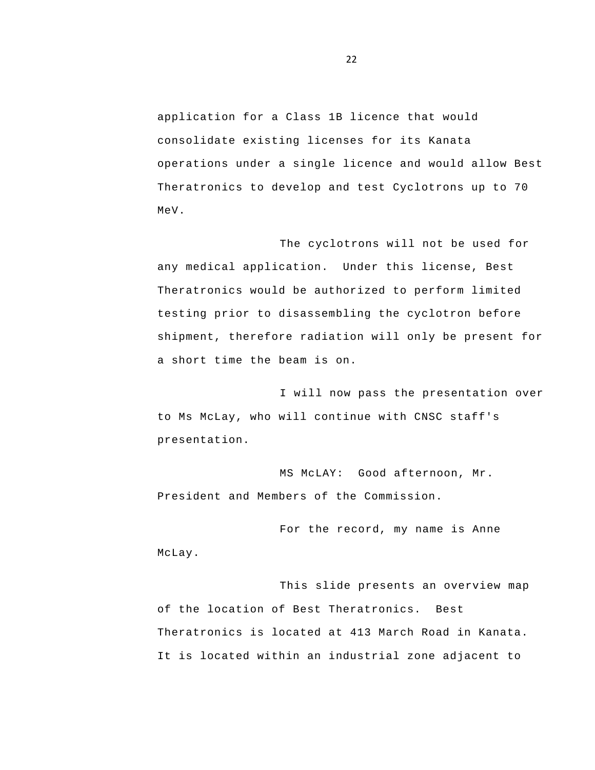application for a Class 1B licence that would consolidate existing licenses for its Kanata operations under a single licence and would allow Best Theratronics to develop and test Cyclotrons up to 70 MeV.

The cyclotrons will not be used for any medical application. Under this license, Best Theratronics would be authorized to perform limited testing prior to disassembling the cyclotron before shipment, therefore radiation will only be present for a short time the beam is on.

I will now pass the presentation over to Ms McLay, who will continue with CNSC staff's presentation.

MS McLAY: Good afternoon, Mr. President and Members of the Commission.

For the record, my name is Anne McLay.

This slide presents an overview map of the location of Best Theratronics. Best Theratronics is located at 413 March Road in Kanata. It is located within an industrial zone adjacent to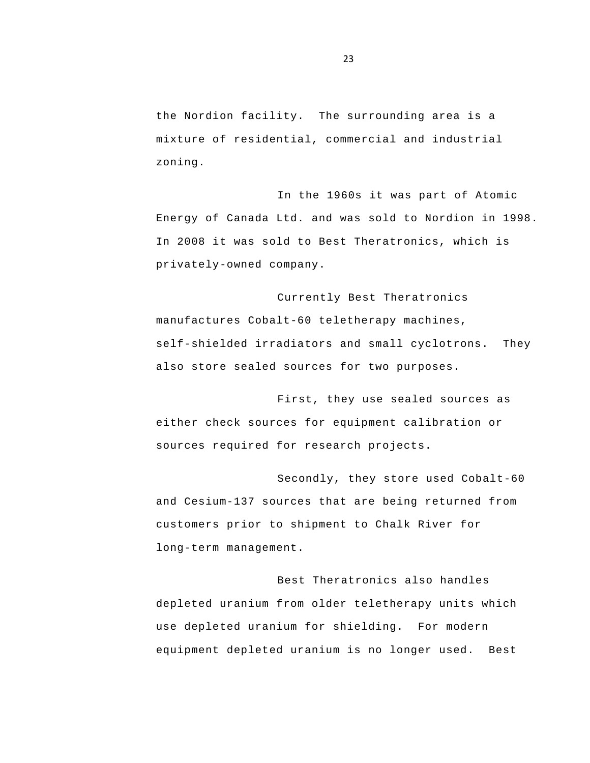the Nordion facility. The surrounding area is a mixture of residential, commercial and industrial zoning.

In the 1960s it was part of Atomic Energy of Canada Ltd. and was sold to Nordion in 1998. In 2008 it was sold to Best Theratronics, which is privately-owned company.

Currently Best Theratronics manufactures Cobalt-60 teletherapy machines, self-shielded irradiators and small cyclotrons. They also store sealed sources for two purposes.

First, they use sealed sources as either check sources for equipment calibration or sources required for research projects.

Secondly, they store used Cobalt-60 and Cesium-137 sources that are being returned from customers prior to shipment to Chalk River for long-term management.

Best Theratronics also handles depleted uranium from older teletherapy units which use depleted uranium for shielding. For modern equipment depleted uranium is no longer used. Best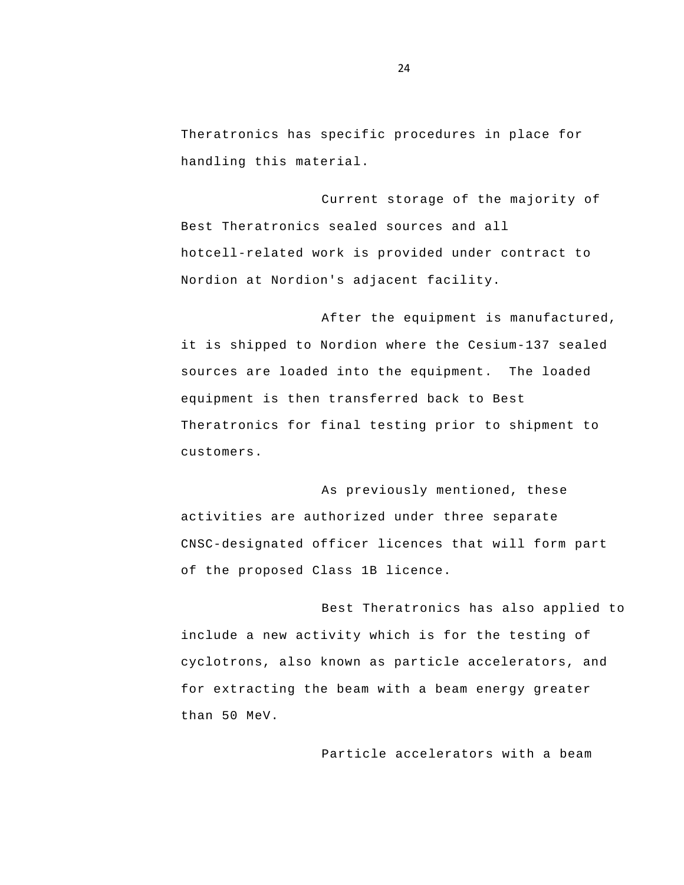Theratronics has specific procedures in place for handling this material.

Current storage of the majority of Best Theratronics sealed sources and all hotcell-related work is provided under contract to Nordion at Nordion's adjacent facility.

After the equipment is manufactured, it is shipped to Nordion where the Cesium-137 sealed sources are loaded into the equipment. The loaded equipment is then transferred back to Best Theratronics for final testing prior to shipment to customers.

As previously mentioned, these activities are authorized under three separate CNSC-designated officer licences that will form part of the proposed Class 1B licence.

Best Theratronics has also applied to include a new activity which is for the testing of cyclotrons, also known as particle accelerators, and for extracting the beam with a beam energy greater than 50 MeV.

Particle accelerators with a beam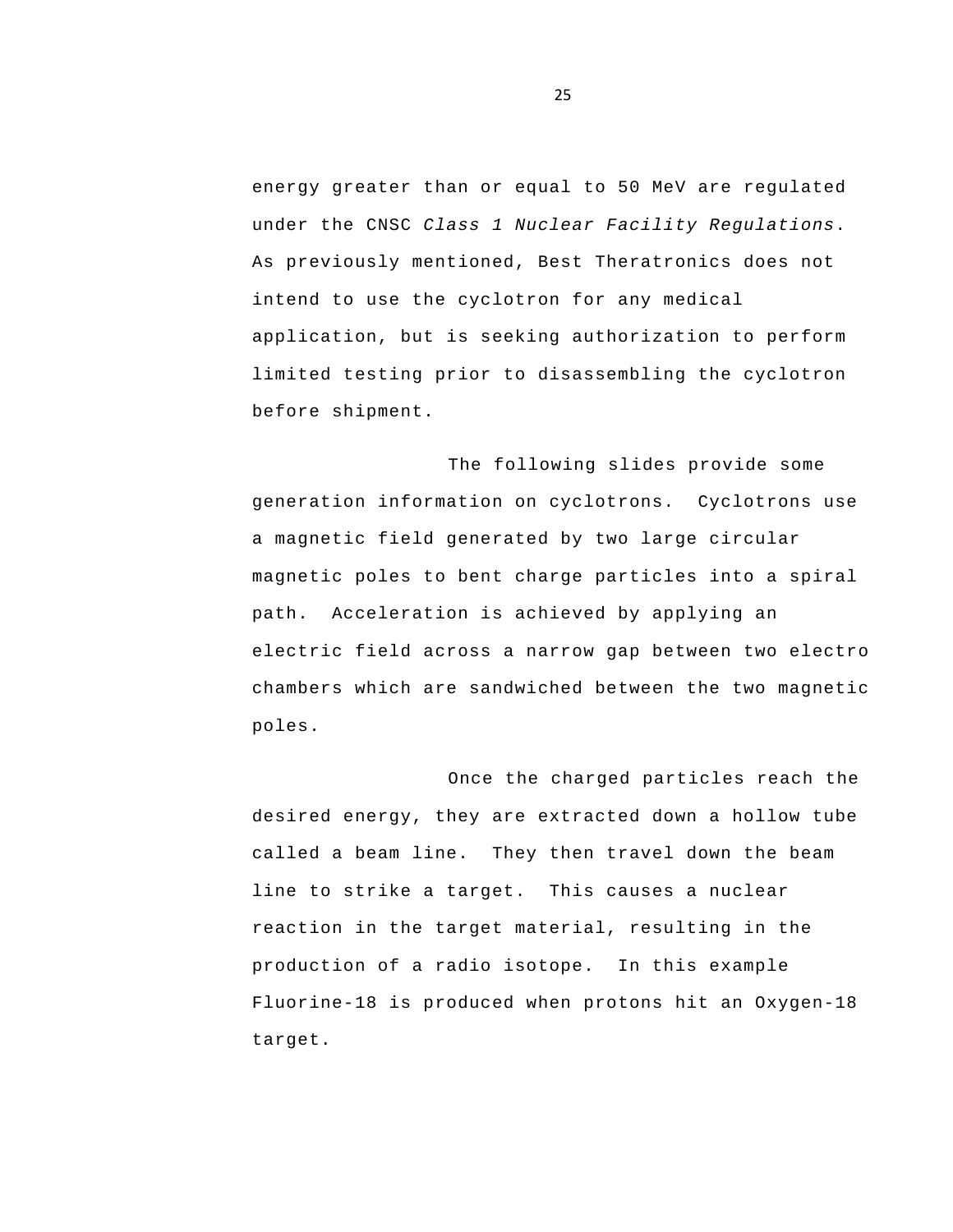energy greater than or equal to 50 MeV are regulated under the CNSC *Class 1 Nuclear Facility Regulations*. As previously mentioned, Best Theratronics does not intend to use the cyclotron for any medical application, but is seeking authorization to perform limited testing prior to disassembling the cyclotron before shipment.

The following slides provide some generation information on cyclotrons. Cyclotrons use a magnetic field generated by two large circular magnetic poles to bent charge particles into a spiral path. Acceleration is achieved by applying an electric field across a narrow gap between two electro chambers which are sandwiched between the two magnetic poles.

Once the charged particles reach the desired energy, they are extracted down a hollow tube called a beam line. They then travel down the beam line to strike a target. This causes a nuclear reaction in the target material, resulting in the production of a radio isotope. In this example Fluorine-18 is produced when protons hit an Oxygen-18 target.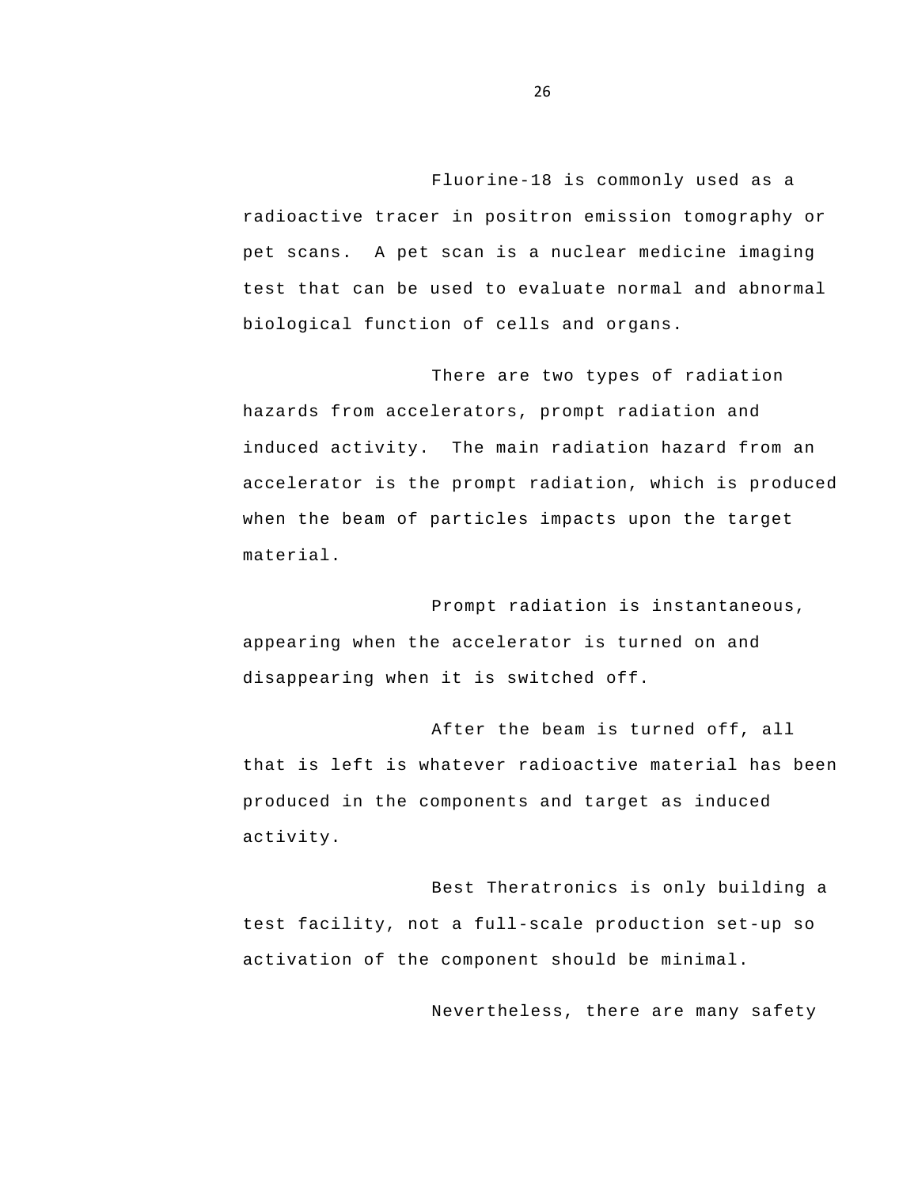Fluorine-18 is commonly used as a radioactive tracer in positron emission tomography or pet scans. A pet scan is a nuclear medicine imaging test that can be used to evaluate normal and abnormal biological function of cells and organs.

There are two types of radiation hazards from accelerators, prompt radiation and induced activity. The main radiation hazard from an accelerator is the prompt radiation, which is produced when the beam of particles impacts upon the target material.

Prompt radiation is instantaneous, appearing when the accelerator is turned on and disappearing when it is switched off.

After the beam is turned off, all that is left is whatever radioactive material has been produced in the components and target as induced activity.

Best Theratronics is only building a test facility, not a full-scale production set-up so activation of the component should be minimal.

Nevertheless, there are many safety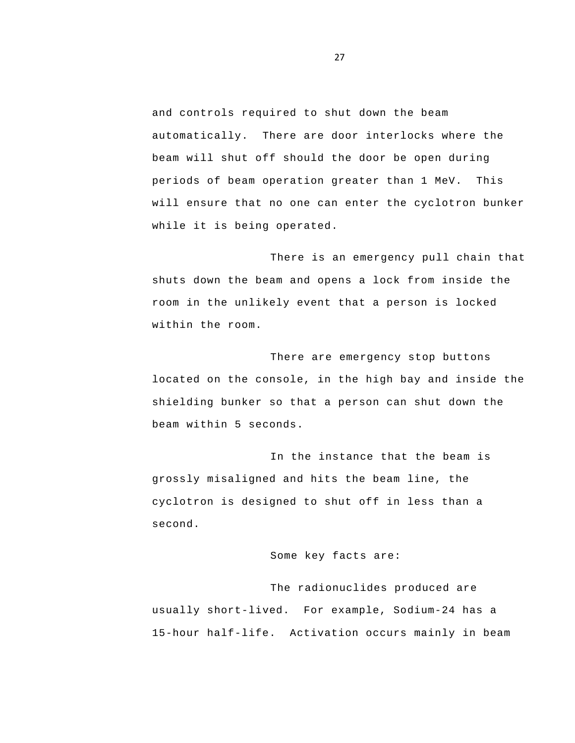and controls required to shut down the beam automatically. There are door interlocks where the beam will shut off should the door be open during periods of beam operation greater than 1 MeV. This will ensure that no one can enter the cyclotron bunker while it is being operated.

There is an emergency pull chain that shuts down the beam and opens a lock from inside the room in the unlikely event that a person is locked within the room.

There are emergency stop buttons located on the console, in the high bay and inside the shielding bunker so that a person can shut down the beam within 5 seconds.

In the instance that the beam is grossly misaligned and hits the beam line, the cyclotron is designed to shut off in less than a second.

Some key facts are:

The radionuclides produced are usually short-lived. For example, Sodium-24 has a 15-hour half-life. Activation occurs mainly in beam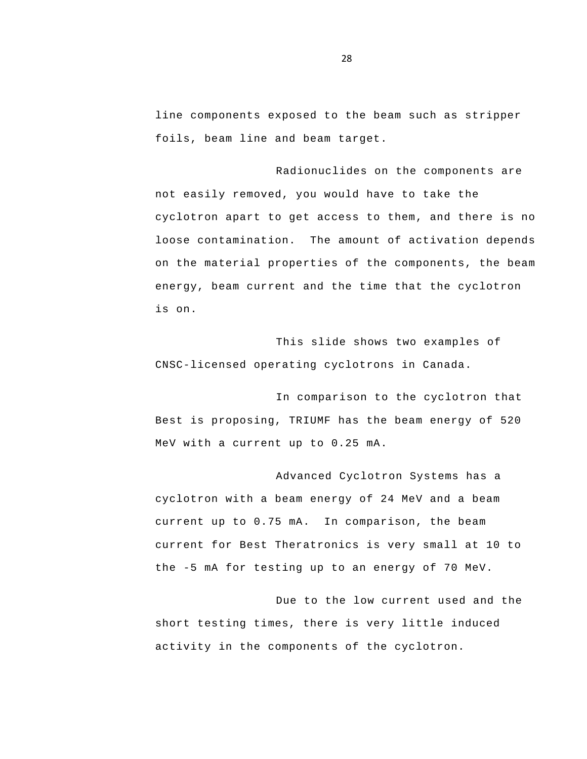line components exposed to the beam such as stripper foils, beam line and beam target.

Radionuclides on the components are not easily removed, you would have to take the cyclotron apart to get access to them, and there is no loose contamination. The amount of activation depends on the material properties of the components, the beam energy, beam current and the time that the cyclotron is on.

This slide shows two examples of CNSC-licensed operating cyclotrons in Canada.

In comparison to the cyclotron that Best is proposing, TRIUMF has the beam energy of 520 MeV with a current up to 0.25 mA.

Advanced Cyclotron Systems has a cyclotron with a beam energy of 24 MeV and a beam current up to 0.75 mA. In comparison, the beam current for Best Theratronics is very small at 10 to the -5 mA for testing up to an energy of 70 MeV.

Due to the low current used and the short testing times, there is very little induced activity in the components of the cyclotron.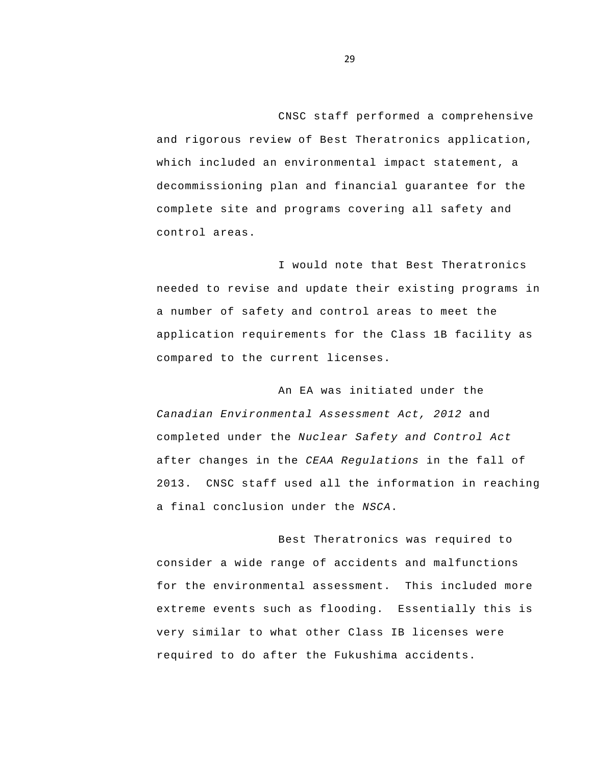CNSC staff performed a comprehensive and rigorous review of Best Theratronics application, which included an environmental impact statement, a decommissioning plan and financial guarantee for the complete site and programs covering all safety and control areas.

I would note that Best Theratronics needed to revise and update their existing programs in a number of safety and control areas to meet the application requirements for the Class 1B facility as compared to the current licenses.

An EA was initiated under the *Canadian Environmental Assessment Act, 2012* and completed under the *Nuclear Safety and Control Act* after changes in the *CEAA Regulations* in the fall of 2013. CNSC staff used all the information in reaching a final conclusion under the *NSCA*.

Best Theratronics was required to consider a wide range of accidents and malfunctions for the environmental assessment. This included more extreme events such as flooding. Essentially this is very similar to what other Class IB licenses were required to do after the Fukushima accidents.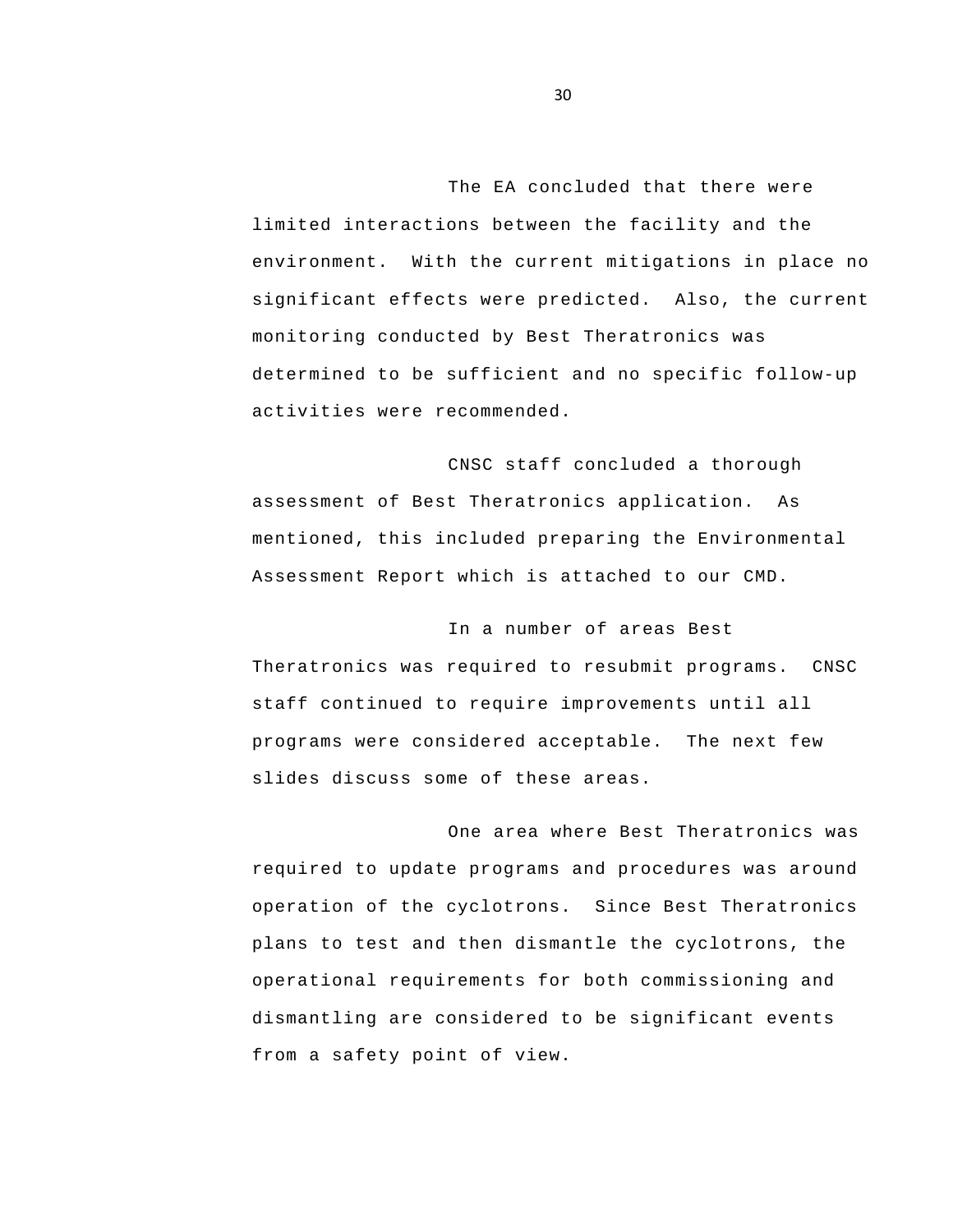The EA concluded that there were limited interactions between the facility and the environment. With the current mitigations in place no significant effects were predicted. Also, the current monitoring conducted by Best Theratronics was determined to be sufficient and no specific follow-up activities were recommended.

CNSC staff concluded a thorough assessment of Best Theratronics application. As mentioned, this included preparing the Environmental Assessment Report which is attached to our CMD.

In a number of areas Best Theratronics was required to resubmit programs. CNSC staff continued to require improvements until all programs were considered acceptable. The next few slides discuss some of these areas.

One area where Best Theratronics was required to update programs and procedures was around operation of the cyclotrons. Since Best Theratronics plans to test and then dismantle the cyclotrons, the operational requirements for both commissioning and dismantling are considered to be significant events from a safety point of view.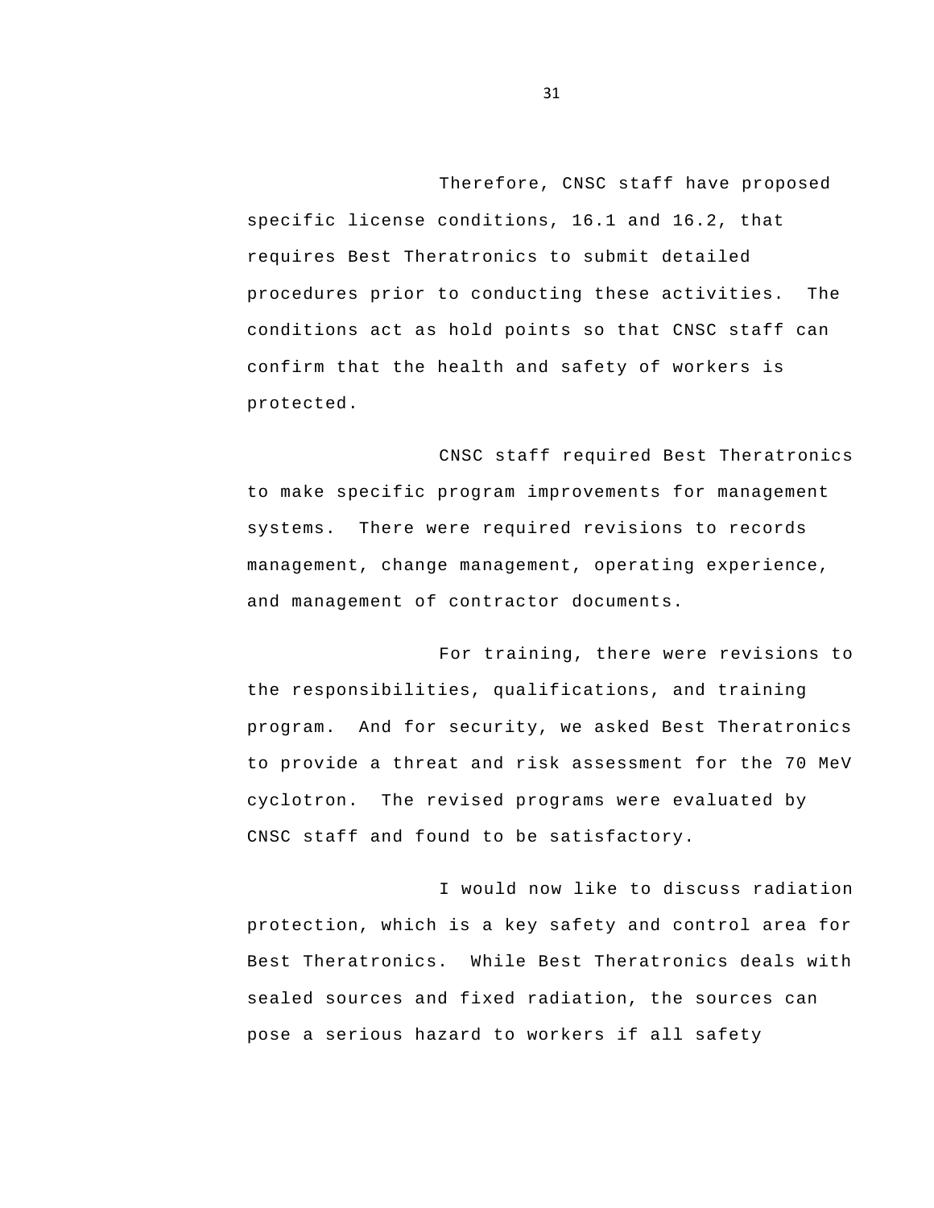Therefore, CNSC staff have proposed specific license conditions, 16.1 and 16.2, that requires Best Theratronics to submit detailed procedures prior to conducting these activities. The conditions act as hold points so that CNSC staff can confirm that the health and safety of workers is protected.

CNSC staff required Best Theratronics to make specific program improvements for management systems. There were required revisions to records management, change management, operating experience, and management of contractor documents.

For training, there were revisions to the responsibilities, qualifications, and training program. And for security, we asked Best Theratronics to provide a threat and risk assessment for the 70 MeV cyclotron. The revised programs were evaluated by CNSC staff and found to be satisfactory.

I would now like to discuss radiation protection, which is a key safety and control area for Best Theratronics. While Best Theratronics deals with sealed sources and fixed radiation, the sources can pose a serious hazard to workers if all safety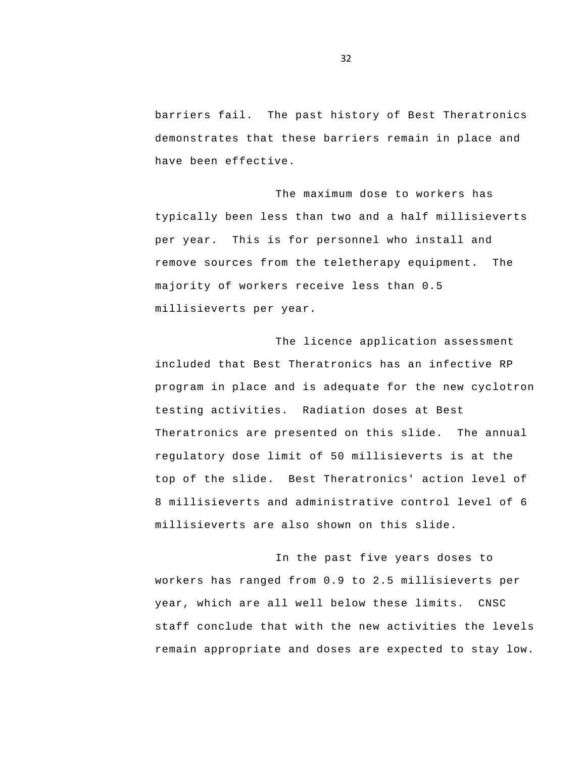barriers fail. The past history of Best Theratronics demonstrates that these barriers remain in place and have been effective.

The maximum dose to workers has typically been less than two and a half millisieverts per year. This is for personnel who install and remove sources from the teletherapy equipment. The majority of workers receive less than 0.5 millisieverts per year.

The licence application assessment included that Best Theratronics has an infective RP program in place and is adequate for the new cyclotron testing activities. Radiation doses at Best Theratronics are presented on this slide. The annual regulatory dose limit of 50 millisieverts is at the top of the slide. Best Theratronics' action level of 8 millisieverts and administrative control level of 6 millisieverts are also shown on this slide.

In the past five years doses to workers has ranged from 0.9 to 2.5 millisieverts per year, which are all well below these limits. CNSC staff conclude that with the new activities the levels remain appropriate and doses are expected to stay low.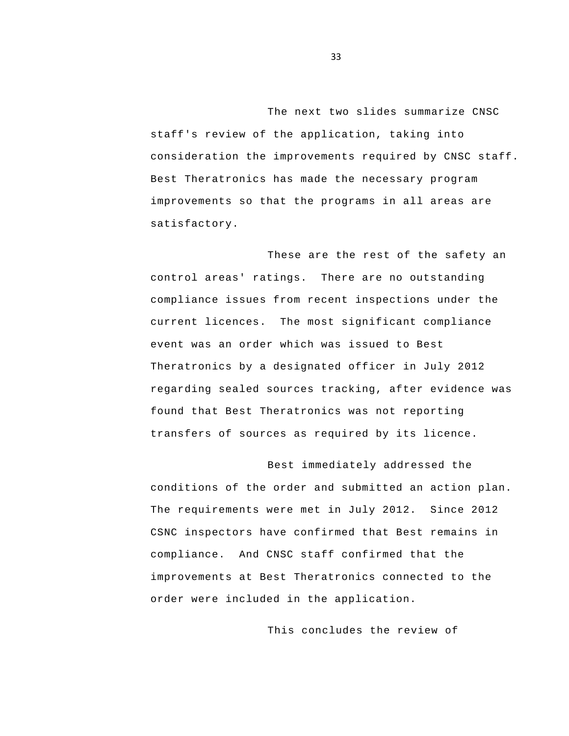The next two slides summarize CNSC staff's review of the application, taking into consideration the improvements required by CNSC staff. Best Theratronics has made the necessary program improvements so that the programs in all areas are satisfactory.

These are the rest of the safety an control areas' ratings. There are no outstanding compliance issues from recent inspections under the current licences. The most significant compliance event was an order which was issued to Best Theratronics by a designated officer in July 2012 regarding sealed sources tracking, after evidence was found that Best Theratronics was not reporting transfers of sources as required by its licence.

Best immediately addressed the conditions of the order and submitted an action plan. The requirements were met in July 2012. Since 2012 CSNC inspectors have confirmed that Best remains in compliance. And CNSC staff confirmed that the improvements at Best Theratronics connected to the order were included in the application.

This concludes the review of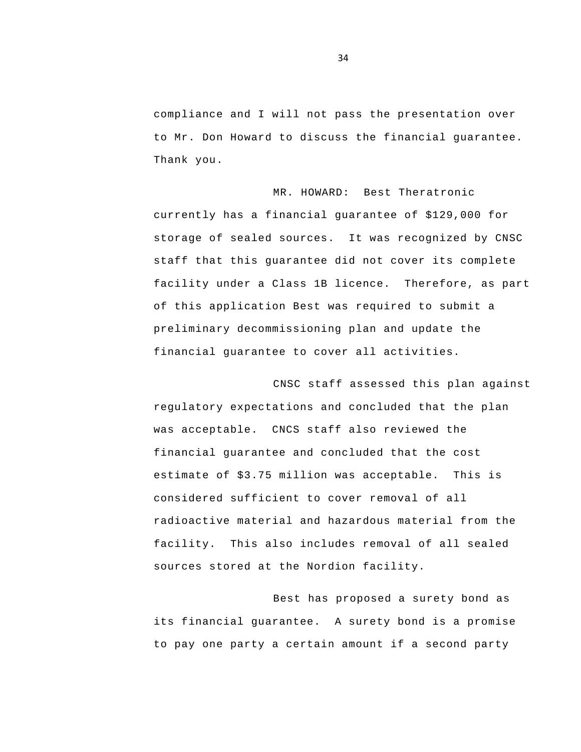compliance and I will not pass the presentation over to Mr. Don Howard to discuss the financial guarantee. Thank you.

MR. HOWARD: Best Theratronic currently has a financial guarantee of $129,000 for storage of sealed sources. It was recognized by CNSC staff that this guarantee did not cover its complete facility under a Class 1B licence. Therefore, as part of this application Best was required to submit a preliminary decommissioning plan and update the financial guarantee to cover all activities.

CNSC staff assessed this plan against regulatory expectations and concluded that the plan was acceptable. CNCS staff also reviewed the financial guarantee and concluded that the cost estimate of $3.75 million was acceptable. This is considered sufficient to cover removal of all radioactive material and hazardous material from the facility. This also includes removal of all sealed sources stored at the Nordion facility.

Best has proposed a surety bond as its financial guarantee. A surety bond is a promise to pay one party a certain amount if a second party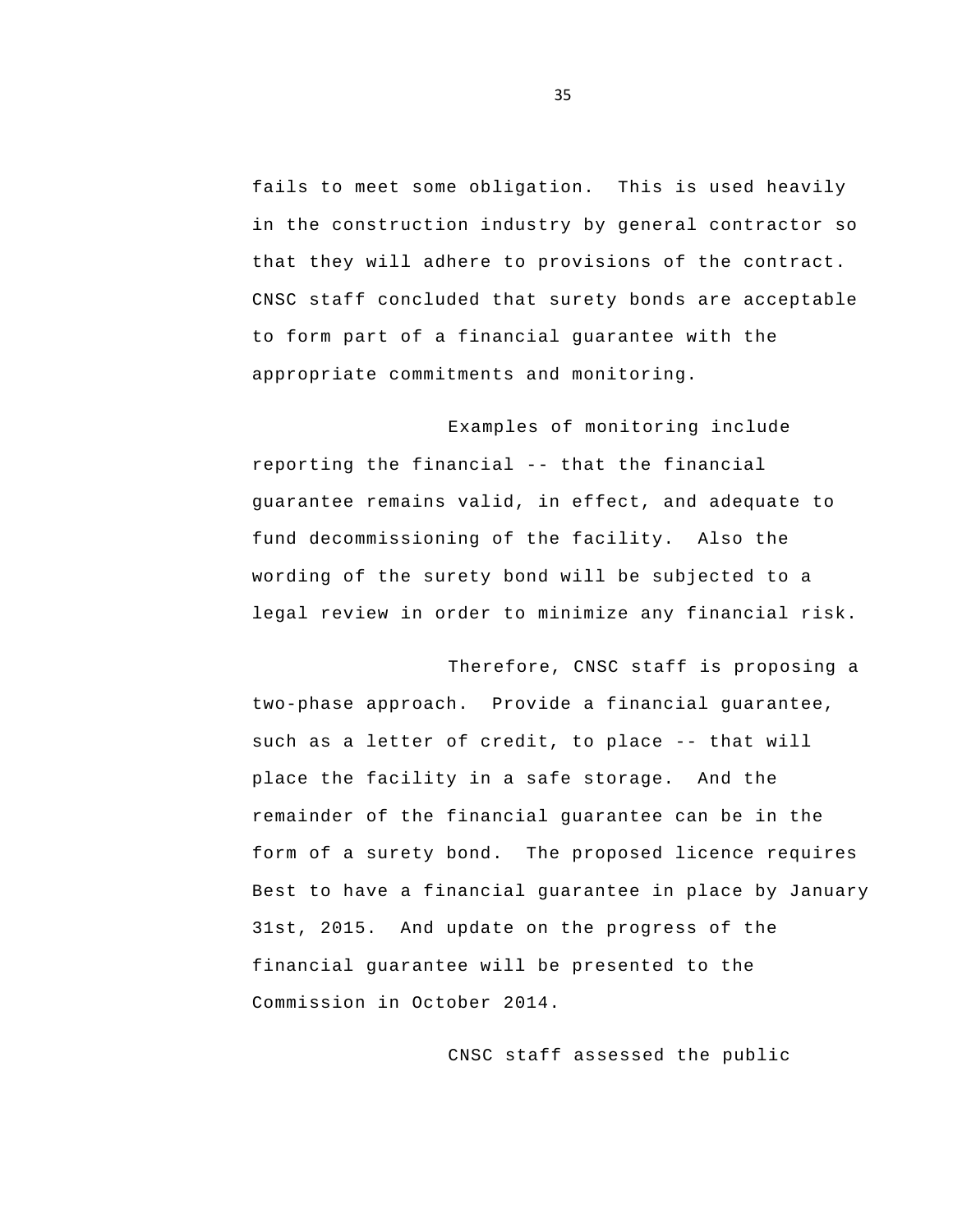fails to meet some obligation. This is used heavily in the construction industry by general contractor so that they will adhere to provisions of the contract. CNSC staff concluded that surety bonds are acceptable to form part of a financial guarantee with the appropriate commitments and monitoring.

Examples of monitoring include reporting the financial -- that the financial guarantee remains valid, in effect, and adequate to fund decommissioning of the facility. Also the wording of the surety bond will be subjected to a legal review in order to minimize any financial risk.

Therefore, CNSC staff is proposing a two-phase approach. Provide a financial guarantee, such as a letter of credit, to place -- that will place the facility in a safe storage. And the remainder of the financial guarantee can be in the form of a surety bond. The proposed licence requires Best to have a financial guarantee in place by January 31st, 2015. And update on the progress of the financial guarantee will be presented to the Commission in October 2014.

CNSC staff assessed the public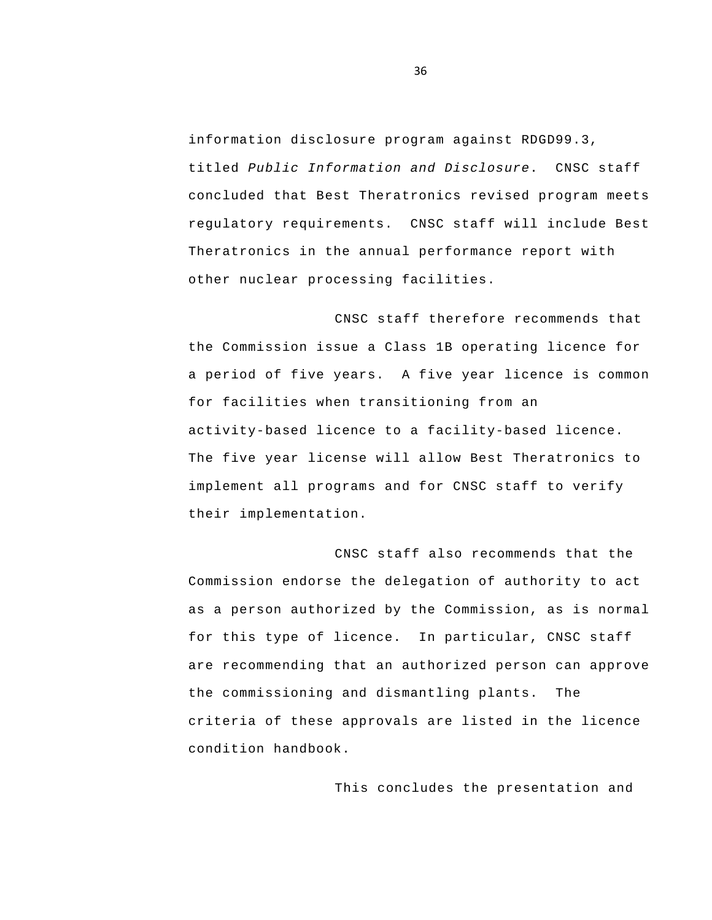information disclosure program against RDGD99.3, titled *Public Information and Disclosure*. CNSC staff concluded that Best Theratronics revised program meets regulatory requirements. CNSC staff will include Best Theratronics in the annual performance report with other nuclear processing facilities.

CNSC staff therefore recommends that the Commission issue a Class 1B operating licence for a period of five years. A five year licence is common for facilities when transitioning from an activity-based licence to a facility-based licence. The five year license will allow Best Theratronics to implement all programs and for CNSC staff to verify their implementation.

CNSC staff also recommends that the Commission endorse the delegation of authority to act as a person authorized by the Commission, as is normal for this type of licence. In particular, CNSC staff are recommending that an authorized person can approve the commissioning and dismantling plants. The criteria of these approvals are listed in the licence condition handbook.

This concludes the presentation and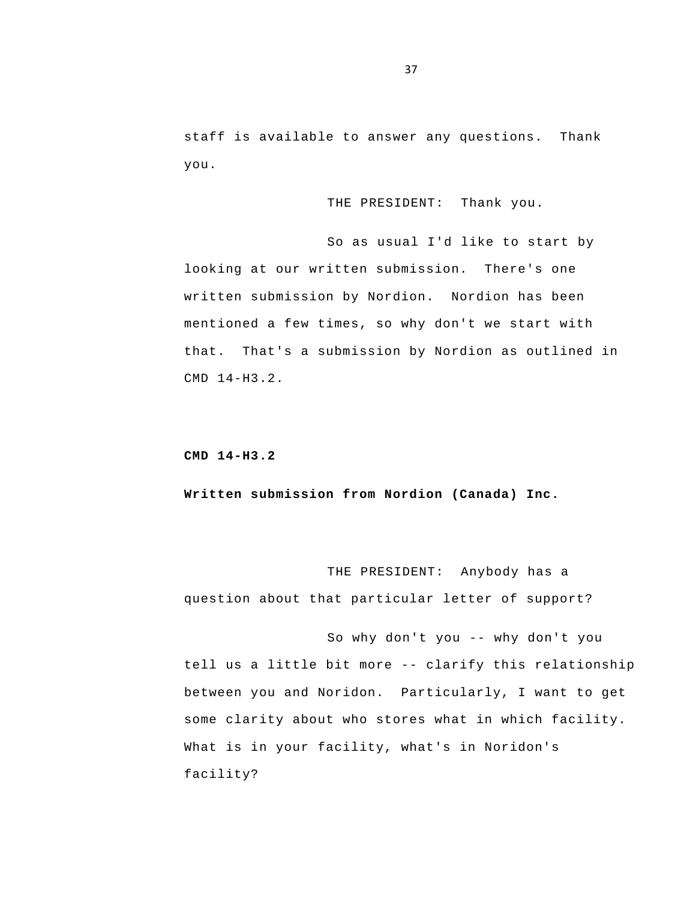staff is available to answer any questions. Thank you.

THE PRESIDENT: Thank you.

So as usual I'd like to start by looking at our written submission. There's one written submission by Nordion. Nordion has been mentioned a few times, so why don't we start with that. That's a submission by Nordion as outlined in CMD 14-H3.2.

**CMD 14-H3.2**

**Written submission from Nordion (Canada) Inc.**

THE PRESIDENT: Anybody has a question about that particular letter of support?

So why don't you -- why don't you tell us a little bit more -- clarify this relationship between you and Noridon. Particularly, I want to get some clarity about who stores what in which facility. What is in your facility, what's in Noridon's facility?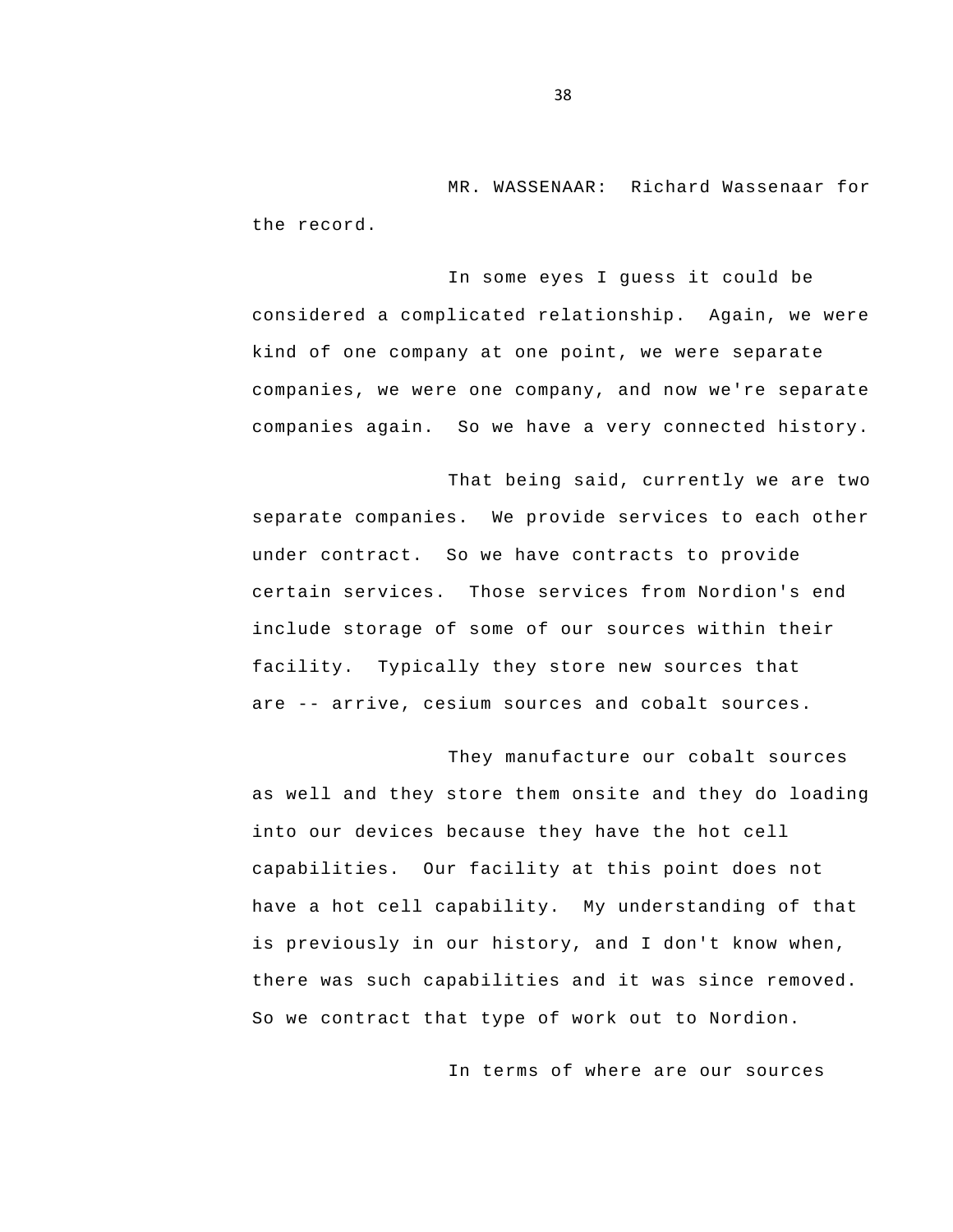MR. WASSENAAR: Richard Wassenaar for the record.

In some eyes I guess it could be considered a complicated relationship. Again, we were kind of one company at one point, we were separate companies, we were one company, and now we're separate companies again. So we have a very connected history.

That being said, currently we are two separate companies. We provide services to each other under contract. So we have contracts to provide certain services. Those services from Nordion's end include storage of some of our sources within their facility. Typically they store new sources that are -- arrive, cesium sources and cobalt sources.

They manufacture our cobalt sources as well and they store them onsite and they do loading into our devices because they have the hot cell capabilities. Our facility at this point does not have a hot cell capability. My understanding of that is previously in our history, and I don't know when, there was such capabilities and it was since removed. So we contract that type of work out to Nordion.

In terms of where are our sources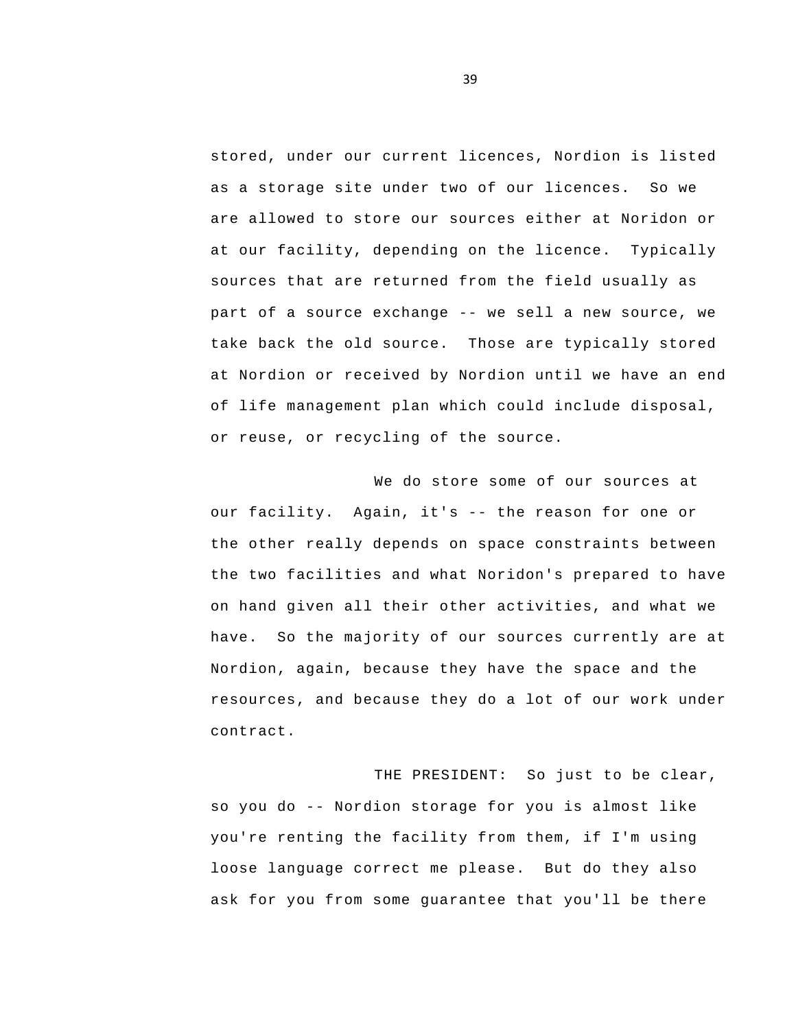stored, under our current licences, Nordion is listed as a storage site under two of our licences. So we are allowed to store our sources either at Noridon or at our facility, depending on the licence. Typically sources that are returned from the field usually as part of a source exchange -- we sell a new source, we take back the old source. Those are typically stored at Nordion or received by Nordion until we have an end of life management plan which could include disposal, or reuse, or recycling of the source.

We do store some of our sources at our facility. Again, it's -- the reason for one or the other really depends on space constraints between the two facilities and what Noridon's prepared to have on hand given all their other activities, and what we have. So the majority of our sources currently are at Nordion, again, because they have the space and the resources, and because they do a lot of our work under contract.

THE PRESIDENT: So just to be clear, so you do -- Nordion storage for you is almost like you're renting the facility from them, if I'm using loose language correct me please. But do they also ask for you from some guarantee that you'll be there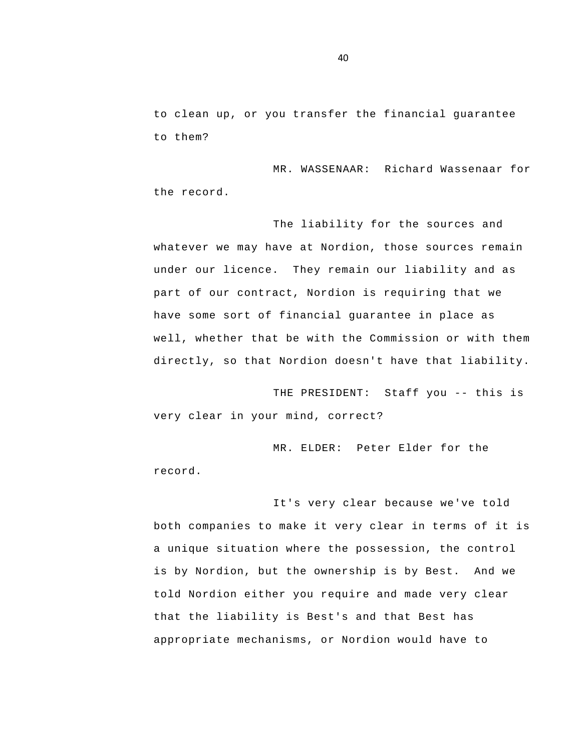to clean up, or you transfer the financial guarantee to them?

MR. WASSENAAR: Richard Wassenaar for the record.

The liability for the sources and whatever we may have at Nordion, those sources remain under our licence. They remain our liability and as part of our contract, Nordion is requiring that we have some sort of financial guarantee in place as well, whether that be with the Commission or with them directly, so that Nordion doesn't have that liability.

THE PRESIDENT: Staff you -- this is very clear in your mind, correct?

MR. ELDER: Peter Elder for the record.

It's very clear because we've told both companies to make it very clear in terms of it is a unique situation where the possession, the control is by Nordion, but the ownership is by Best. And we told Nordion either you require and made very clear that the liability is Best's and that Best has appropriate mechanisms, or Nordion would have to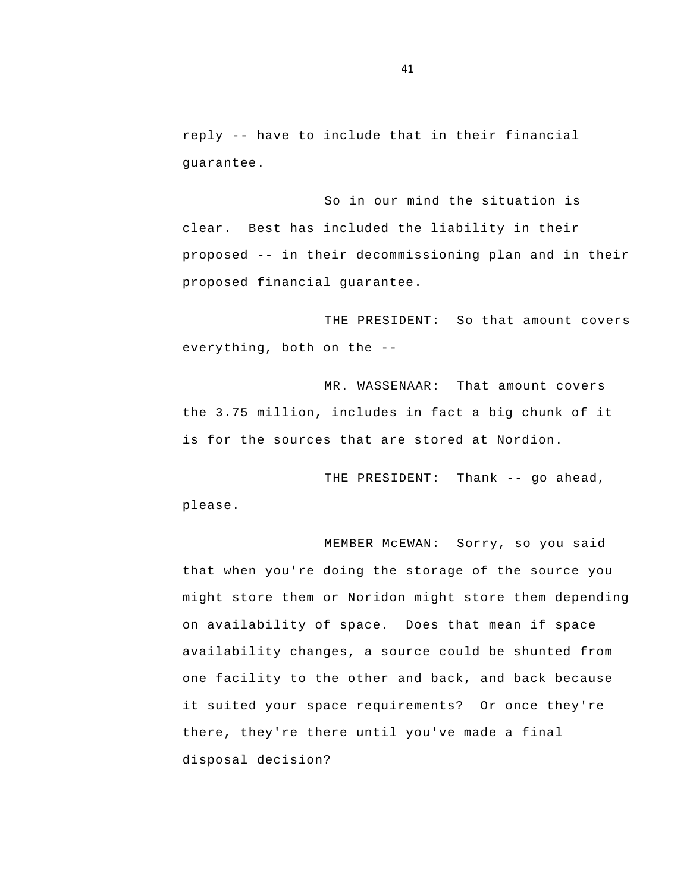reply -- have to include that in their financial guarantee.

So in our mind the situation is clear. Best has included the liability in their proposed -- in their decommissioning plan and in their proposed financial guarantee.

THE PRESIDENT: So that amount covers everything, both on the --

MR. WASSENAAR: That amount covers the 3.75 million, includes in fact a big chunk of it is for the sources that are stored at Nordion.

THE PRESIDENT: Thank -- go ahead, please.

MEMBER McEWAN: Sorry, so you said that when you're doing the storage of the source you might store them or Noridon might store them depending on availability of space. Does that mean if space availability changes, a source could be shunted from one facility to the other and back, and back because it suited your space requirements? Or once they're there, they're there until you've made a final disposal decision?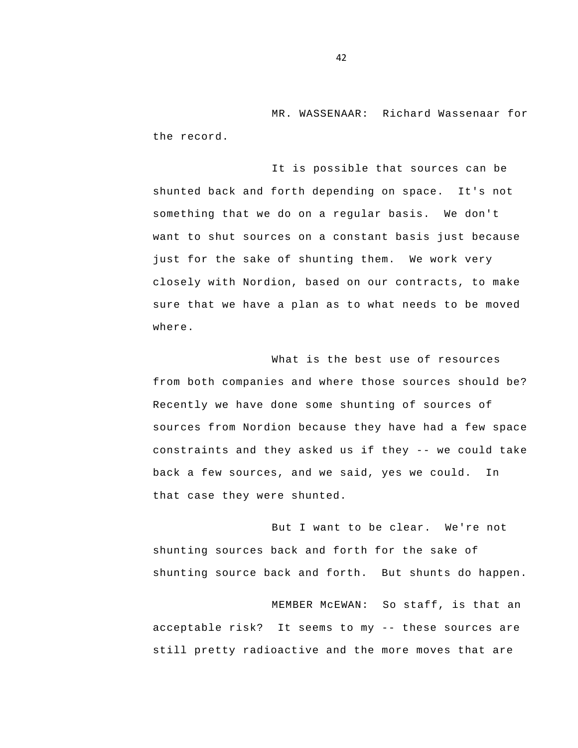MR. WASSENAAR: Richard Wassenaar for the record.

It is possible that sources can be shunted back and forth depending on space. It's not something that we do on a regular basis. We don't want to shut sources on a constant basis just because just for the sake of shunting them. We work very closely with Nordion, based on our contracts, to make sure that we have a plan as to what needs to be moved where.

What is the best use of resources from both companies and where those sources should be? Recently we have done some shunting of sources of sources from Nordion because they have had a few space constraints and they asked us if they -- we could take back a few sources, and we said, yes we could. In that case they were shunted.

But I want to be clear. We're not shunting sources back and forth for the sake of shunting source back and forth. But shunts do happen.

MEMBER McEWAN: So staff, is that an acceptable risk? It seems to my -- these sources are still pretty radioactive and the more moves that are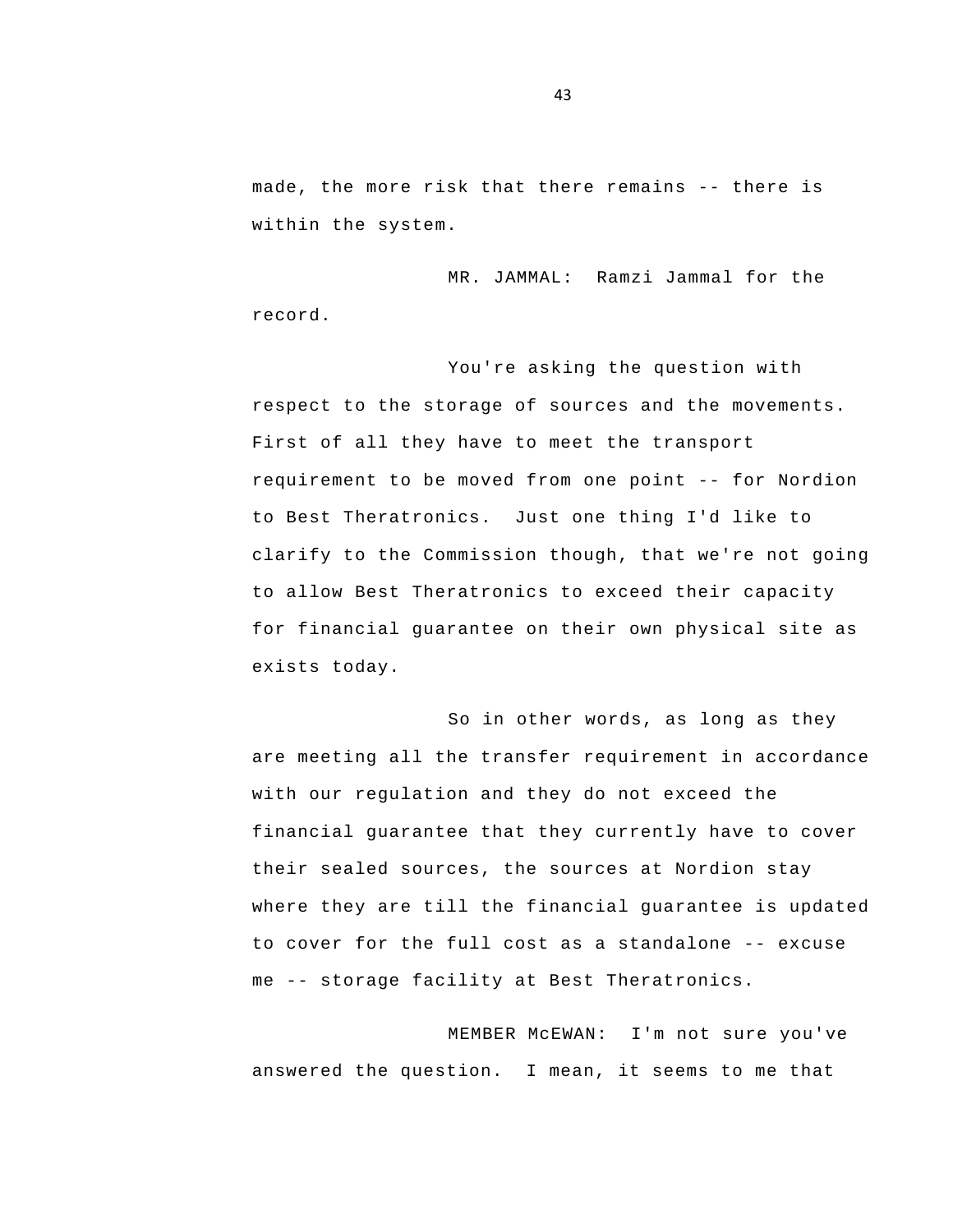made, the more risk that there remains -- there is within the system.

MR. JAMMAL: Ramzi Jammal for the record.

You're asking the question with respect to the storage of sources and the movements. First of all they have to meet the transport requirement to be moved from one point -- for Nordion to Best Theratronics. Just one thing I'd like to clarify to the Commission though, that we're not going to allow Best Theratronics to exceed their capacity for financial guarantee on their own physical site as exists today.

So in other words, as long as they are meeting all the transfer requirement in accordance with our regulation and they do not exceed the financial guarantee that they currently have to cover their sealed sources, the sources at Nordion stay where they are till the financial guarantee is updated to cover for the full cost as a standalone -- excuse me -- storage facility at Best Theratronics.

MEMBER McEWAN: I'm not sure you've answered the question. I mean, it seems to me that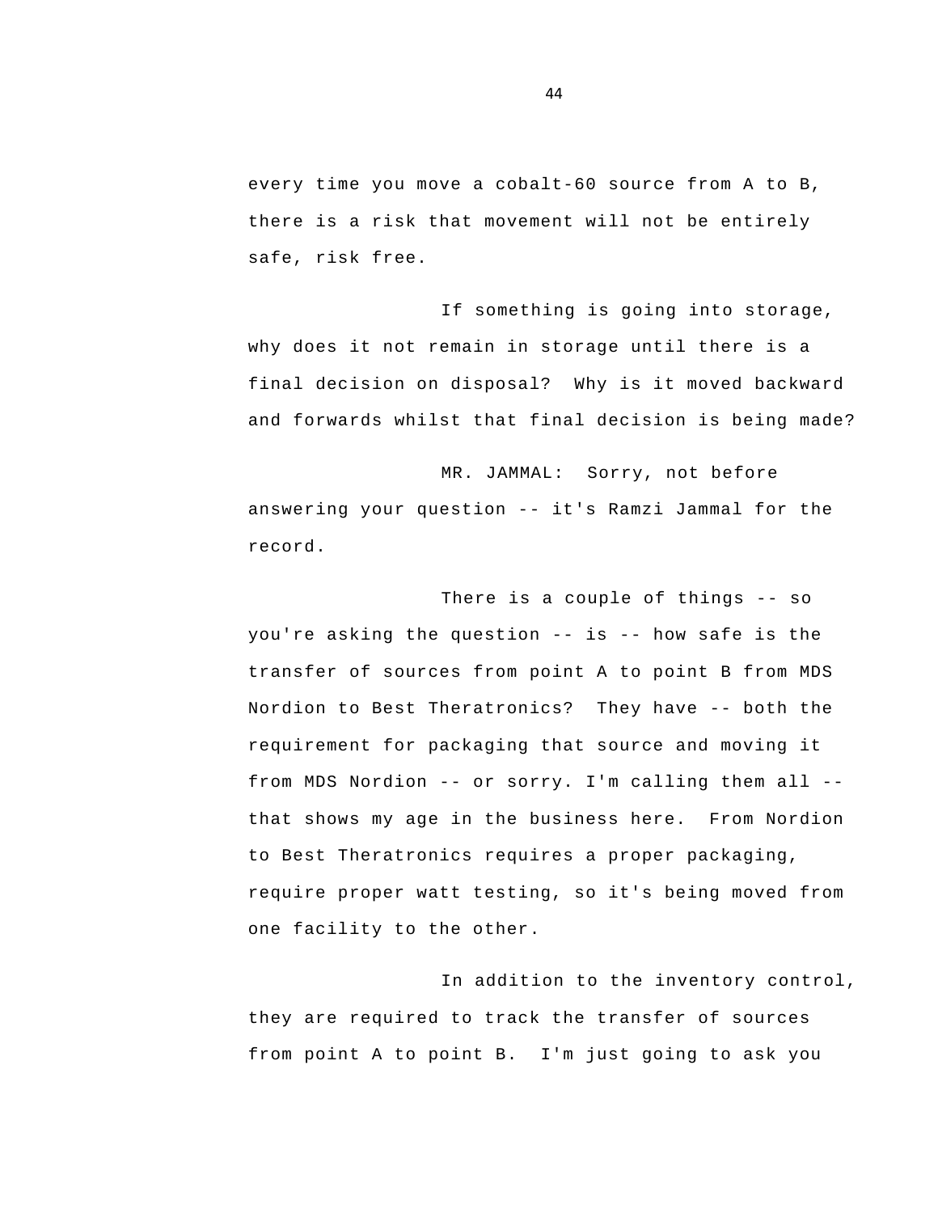every time you move a cobalt-60 source from A to B, there is a risk that movement will not be entirely safe, risk free.

If something is going into storage, why does it not remain in storage until there is a final decision on disposal? Why is it moved backward and forwards whilst that final decision is being made?

MR. JAMMAL: Sorry, not before answering your question -- it's Ramzi Jammal for the record.

There is a couple of things -- so you're asking the question -- is -- how safe is the transfer of sources from point A to point B from MDS Nordion to Best Theratronics? They have -- both the requirement for packaging that source and moving it from MDS Nordion -- or sorry. I'm calling them all -- that shows my age in the business here. From Nordion to Best Theratronics requires a proper packaging, require proper watt testing, so it's being moved from one facility to the other.

In addition to the inventory control, they are required to track the transfer of sources from point A to point B. I'm just going to ask you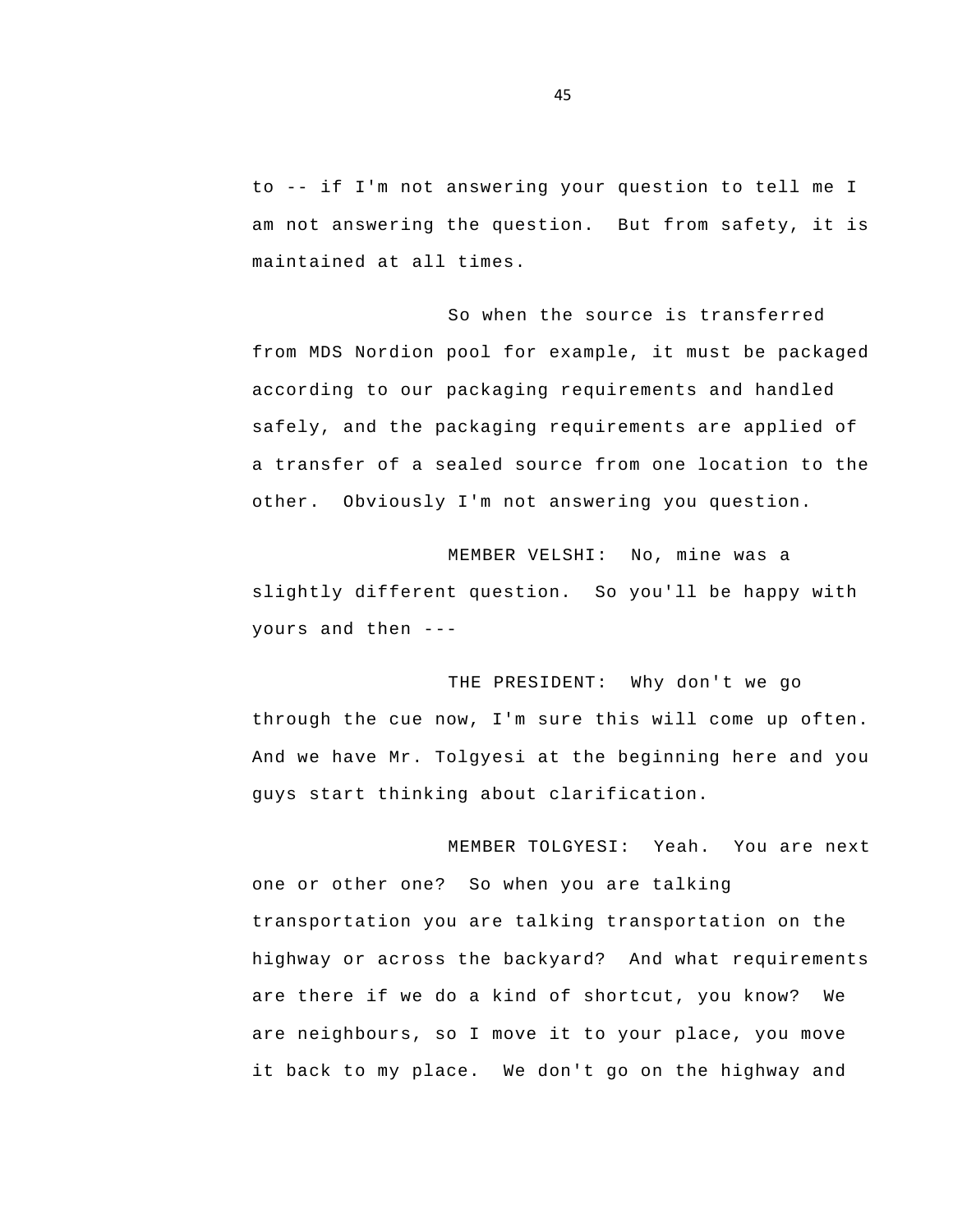to -- if I'm not answering your question to tell me I am not answering the question. But from safety, it is maintained at all times.

So when the source is transferred from MDS Nordion pool for example, it must be packaged according to our packaging requirements and handled safely, and the packaging requirements are applied of a transfer of a sealed source from one location to the other. Obviously I'm not answering you question.

MEMBER VELSHI: No, mine was a slightly different question. So you'll be happy with yours and then ---

THE PRESIDENT: Why don't we go through the cue now, I'm sure this will come up often. And we have Mr. Tolgyesi at the beginning here and you guys start thinking about clarification.

MEMBER TOLGYESI: Yeah. You are next one or other one? So when you are talking transportation you are talking transportation on the highway or across the backyard? And what requirements are there if we do a kind of shortcut, you know? We are neighbours, so I move it to your place, you move it back to my place. We don't go on the highway and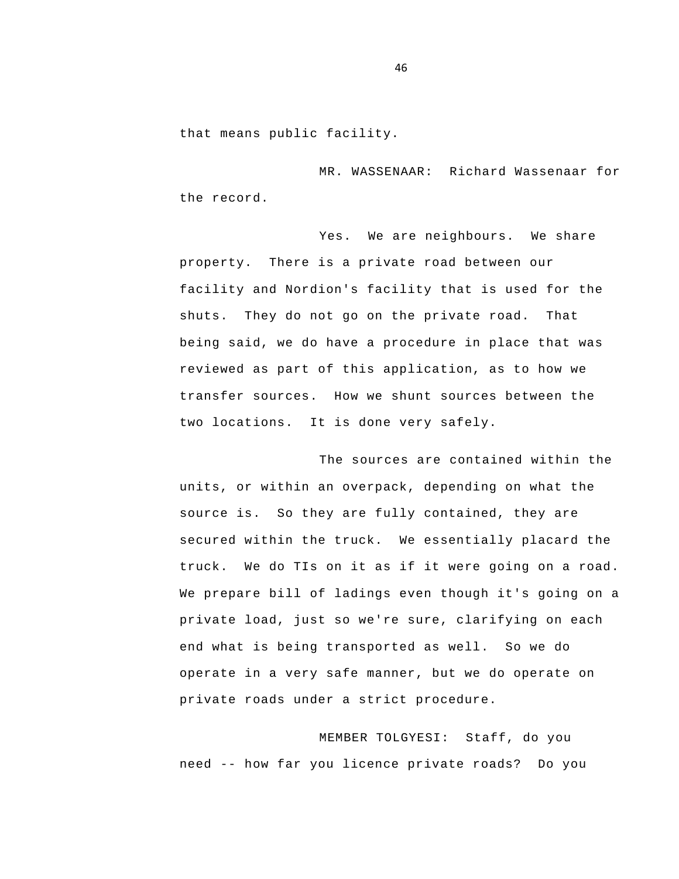that means public facility.

MR. WASSENAAR: Richard Wassenaar for the record.

Yes. We are neighbours. We share property. There is a private road between our facility and Nordion's facility that is used for the shuts. They do not go on the private road. That being said, we do have a procedure in place that was reviewed as part of this application, as to how we transfer sources. How we shunt sources between the two locations. It is done very safely.

The sources are contained within the units, or within an overpack, depending on what the source is. So they are fully contained, they are secured within the truck. We essentially placard the truck. We do TIs on it as if it were going on a road. We prepare bill of ladings even though it's going on a private load, just so we're sure, clarifying on each end what is being transported as well. So we do operate in a very safe manner, but we do operate on private roads under a strict procedure.

MEMBER TOLGYESI: Staff, do you need -- how far you licence private roads? Do you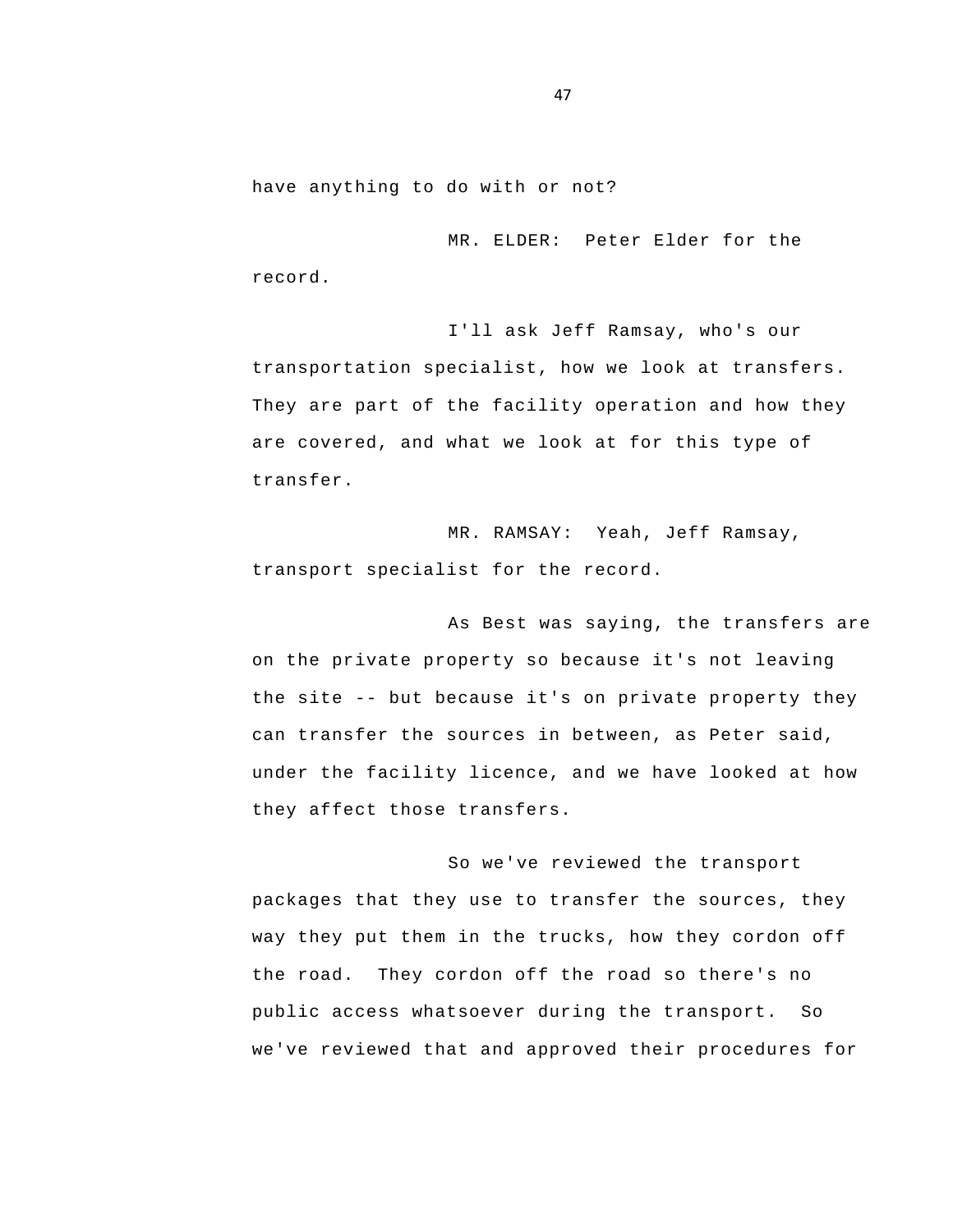have anything to do with or not?

MR. ELDER: Peter Elder for the record.

I'll ask Jeff Ramsay, who's our transportation specialist, how we look at transfers. They are part of the facility operation and how they are covered, and what we look at for this type of transfer.

MR. RAMSAY: Yeah, Jeff Ramsay, transport specialist for the record.

As Best was saying, the transfers are on the private property so because it's not leaving the site -- but because it's on private property they can transfer the sources in between, as Peter said, under the facility licence, and we have looked at how they affect those transfers.

So we've reviewed the transport packages that they use to transfer the sources, they way they put them in the trucks, how they cordon off the road. They cordon off the road so there's no public access whatsoever during the transport. So we've reviewed that and approved their procedures for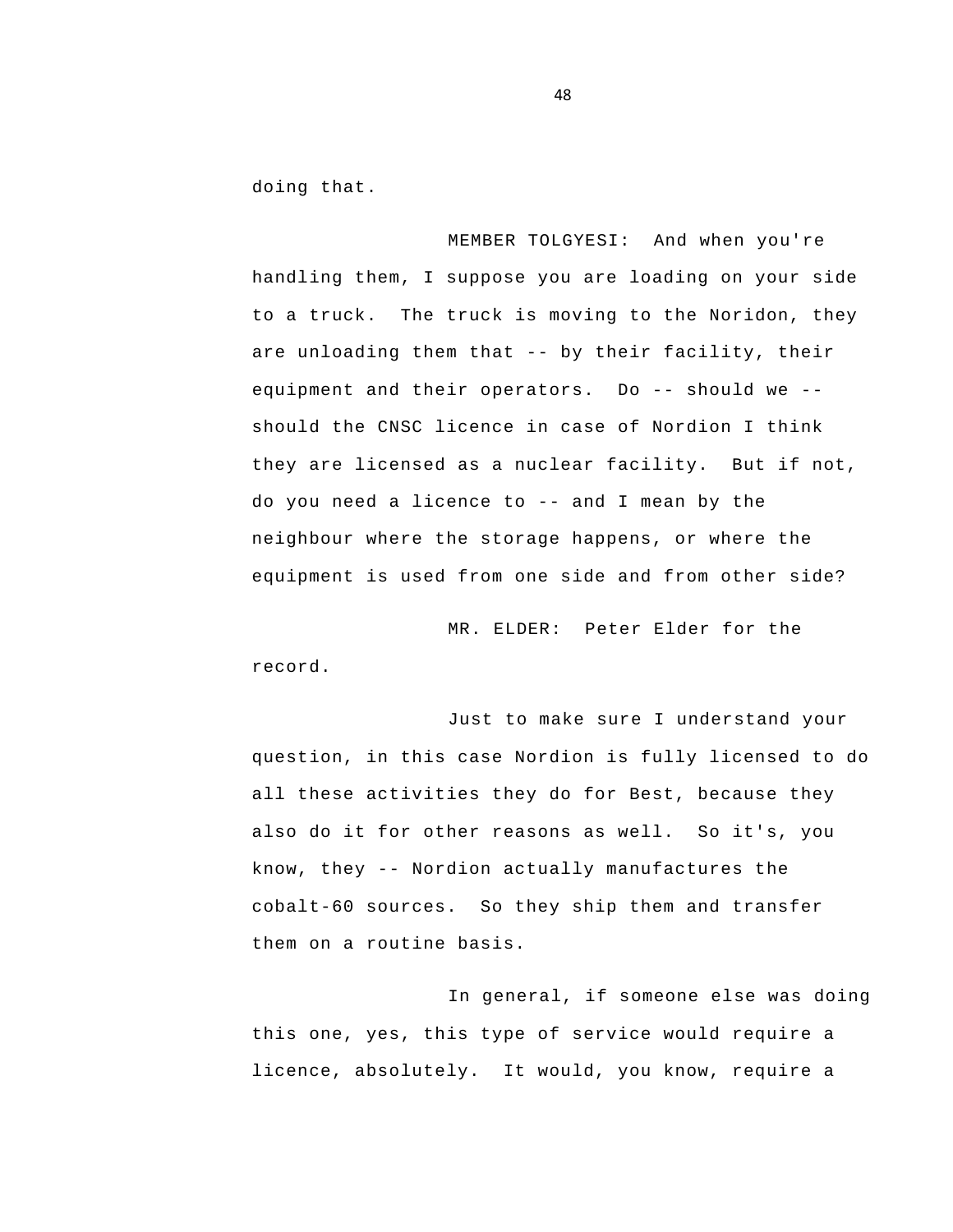doing that.

MEMBER TOLGYESI: And when you're handling them, I suppose you are loading on your side to a truck. The truck is moving to the Noridon, they are unloading them that -- by their facility, their equipment and their operators. Do -- should we -- should the CNSC licence in case of Nordion I think they are licensed as a nuclear facility. But if not, do you need a licence to -- and I mean by the neighbour where the storage happens, or where the equipment is used from one side and from other side?

MR. ELDER: Peter Elder for the record.

Just to make sure I understand your question, in this case Nordion is fully licensed to do all these activities they do for Best, because they also do it for other reasons as well. So it's, you know, they -- Nordion actually manufactures the cobalt-60 sources. So they ship them and transfer them on a routine basis.

In general, if someone else was doing this one, yes, this type of service would require a licence, absolutely. It would, you know, require a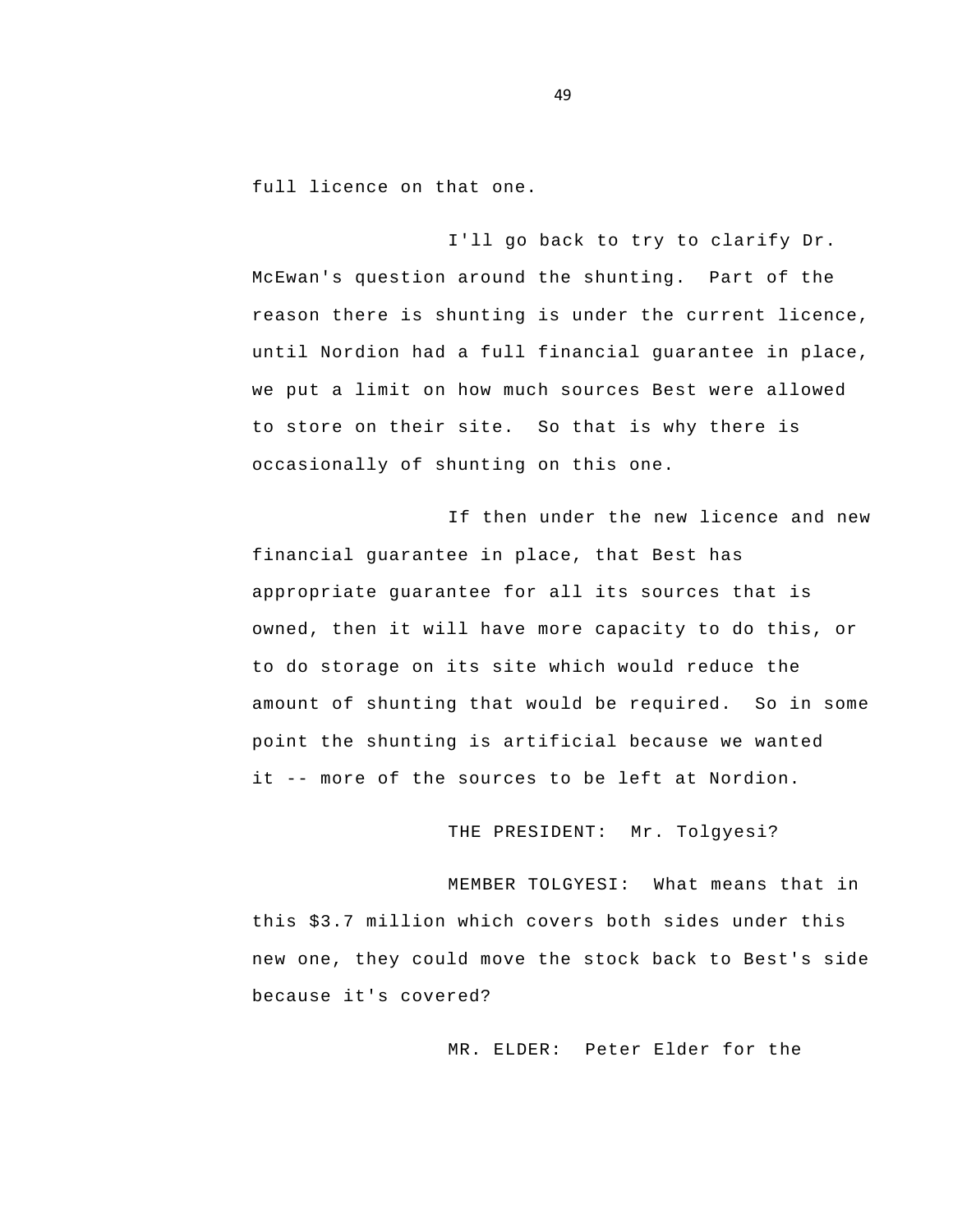full licence on that one.

I'll go back to try to clarify Dr. McEwan's question around the shunting. Part of the reason there is shunting is under the current licence, until Nordion had a full financial guarantee in place, we put a limit on how much sources Best were allowed to store on their site. So that is why there is occasionally of shunting on this one.

If then under the new licence and new financial guarantee in place, that Best has appropriate guarantee for all its sources that is owned, then it will have more capacity to do this, or to do storage on its site which would reduce the amount of shunting that would be required. So in some point the shunting is artificial because we wanted it -- more of the sources to be left at Nordion.

THE PRESIDENT: Mr. Tolgyesi?

MEMBER TOLGYESI: What means that in this $3.7 million which covers both sides under this new one, they could move the stock back to Best's side because it's covered?

MR. ELDER: Peter Elder for the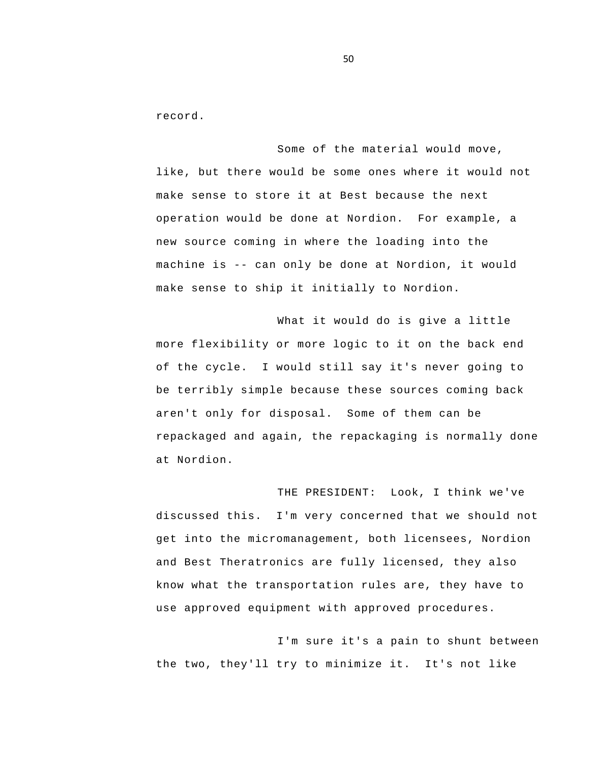record.

Some of the material would move, like, but there would be some ones where it would not make sense to store it at Best because the next operation would be done at Nordion. For example, a new source coming in where the loading into the machine is -- can only be done at Nordion, it would make sense to ship it initially to Nordion.

What it would do is give a little more flexibility or more logic to it on the back end of the cycle. I would still say it's never going to be terribly simple because these sources coming back aren't only for disposal. Some of them can be repackaged and again, the repackaging is normally done at Nordion.

THE PRESIDENT: Look, I think we've discussed this. I'm very concerned that we should not get into the micromanagement, both licensees, Nordion and Best Theratronics are fully licensed, they also know what the transportation rules are, they have to use approved equipment with approved procedures.

I'm sure it's a pain to shunt between the two, they'll try to minimize it. It's not like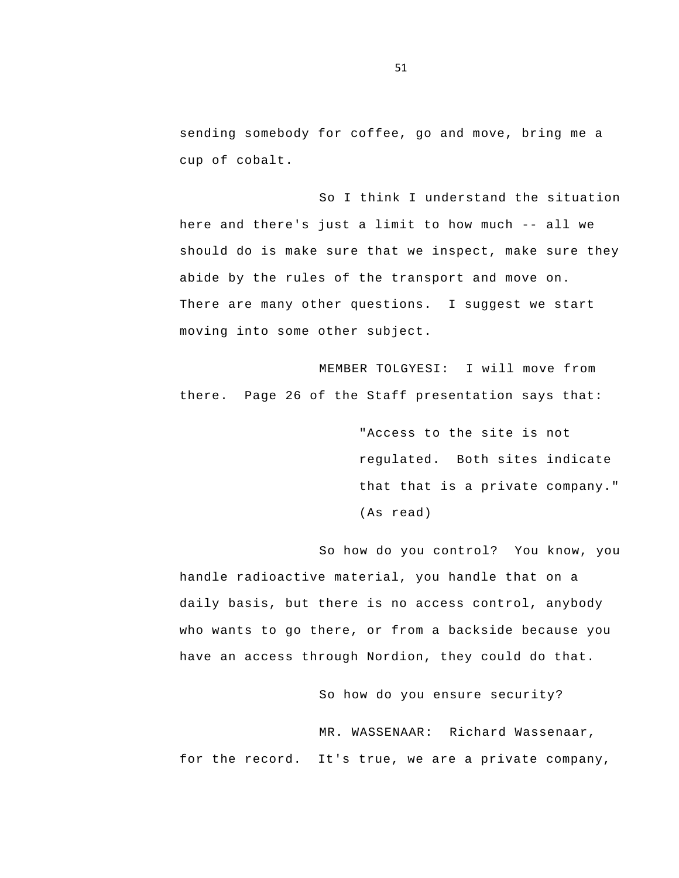sending somebody for coffee, go and move, bring me a cup of cobalt.

So I think I understand the situation here and there's just a limit to how much -- all we should do is make sure that we inspect, make sure they abide by the rules of the transport and move on. There are many other questions. I suggest we start moving into some other subject.

MEMBER TOLGYESI: I will move from there. Page 26 of the Staff presentation says that:

> "Access to the site is not regulated. Both sites indicate that that is a private company." (As read)

So how do you control? You know, you handle radioactive material, you handle that on a daily basis, but there is no access control, anybody who wants to go there, or from a backside because you have an access through Nordion, they could do that.

So how do you ensure security?

MR. WASSENAAR: Richard Wassenaar, for the record. It's true, we are a private company,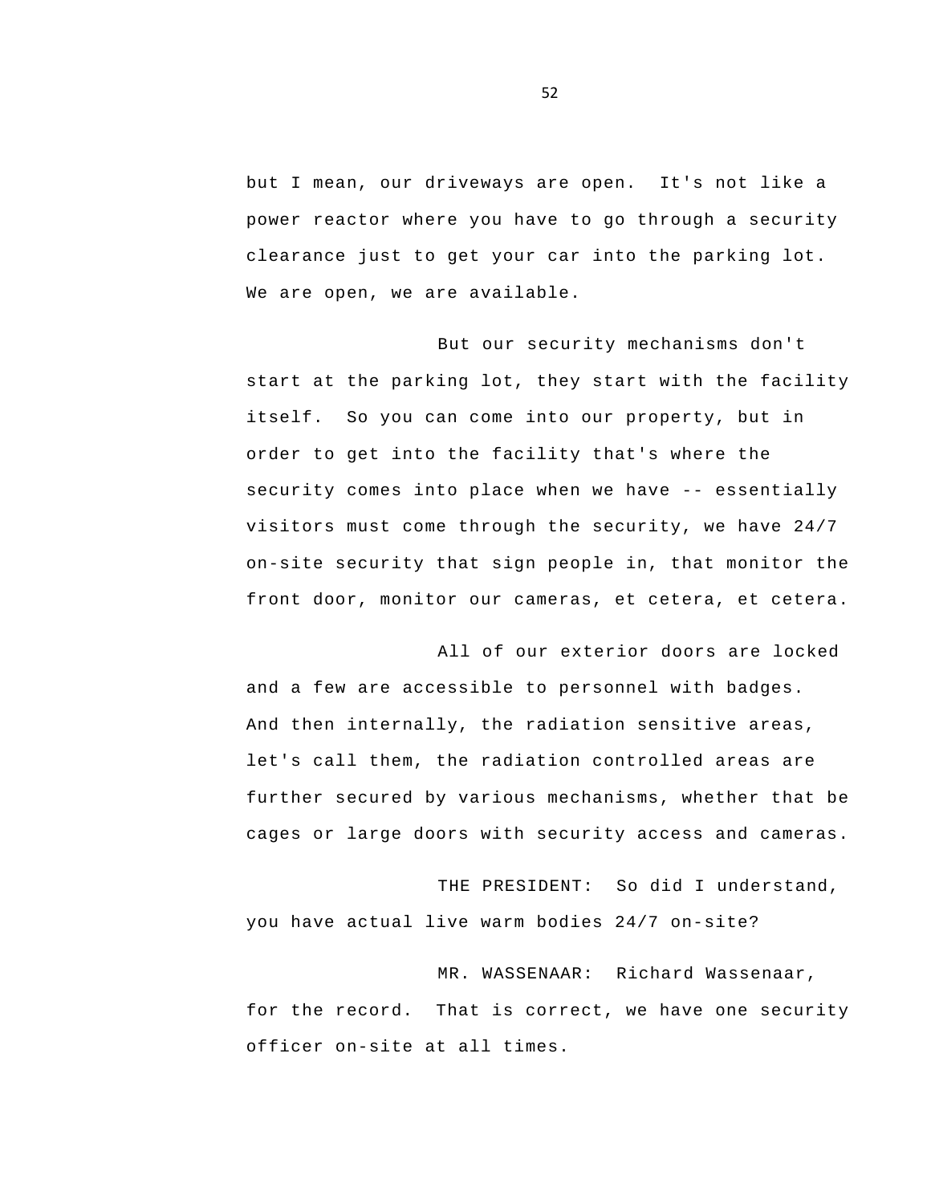but I mean, our driveways are open.  It's not like a power reactor where you have to go through a security clearance just to get your car into the parking lot. We are open, we are available.

But our security mechanisms don't start at the parking lot, they start with the facility itself.  So you can come into our property, but in order to get into the facility that's where the security comes into place when we have -- essentially visitors must come through the security, we have 24/7 on-site security that sign people in, that monitor the front door, monitor our cameras, et cetera, et cetera.

All of our exterior doors are locked and a few are accessible to personnel with badges. And then internally, the radiation sensitive areas, let's call them, the radiation controlled areas are further secured by various mechanisms, whether that be cages or large doors with security access and cameras.

THE PRESIDENT:  So did I understand, you have actual live warm bodies 24/7 on-site?

MR. WASSENAAR:  Richard Wassenaar, for the record.  That is correct, we have one security officer on-site at all times.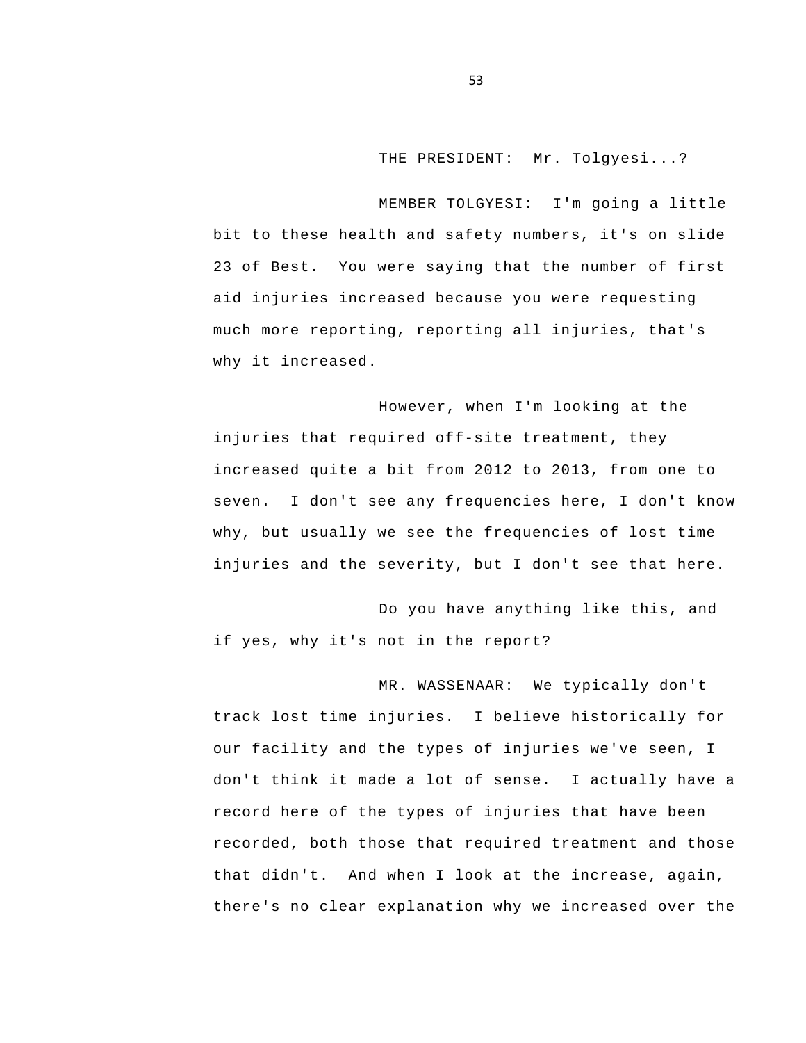THE PRESIDENT: Mr. Tolgyesi...?

MEMBER TOLGYESI: I'm going a little bit to these health and safety numbers, it's on slide 23 of Best. You were saying that the number of first aid injuries increased because you were requesting much more reporting, reporting all injuries, that's why it increased.

However, when I'm looking at the injuries that required off-site treatment, they increased quite a bit from 2012 to 2013, from one to seven. I don't see any frequencies here, I don't know why, but usually we see the frequencies of lost time injuries and the severity, but I don't see that here.

Do you have anything like this, and if yes, why it's not in the report?

MR. WASSENAAR: We typically don't track lost time injuries. I believe historically for our facility and the types of injuries we've seen, I don't think it made a lot of sense. I actually have a record here of the types of injuries that have been recorded, both those that required treatment and those that didn't. And when I look at the increase, again, there's no clear explanation why we increased over the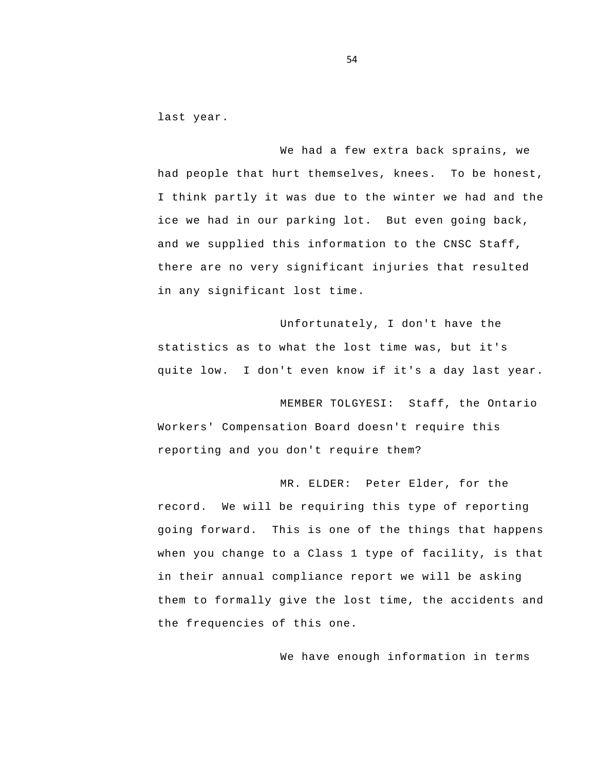last year.

We had a few extra back sprains, we had people that hurt themselves, knees. To be honest, I think partly it was due to the winter we had and the ice we had in our parking lot. But even going back, and we supplied this information to the CNSC Staff, there are no very significant injuries that resulted in any significant lost time.

Unfortunately, I don't have the statistics as to what the lost time was, but it's quite low. I don't even know if it's a day last year.

MEMBER TOLGYESI: Staff, the Ontario Workers' Compensation Board doesn't require this reporting and you don't require them?

MR. ELDER: Peter Elder, for the record. We will be requiring this type of reporting going forward. This is one of the things that happens when you change to a Class 1 type of facility, is that in their annual compliance report we will be asking them to formally give the lost time, the accidents and the frequencies of this one.

We have enough information in terms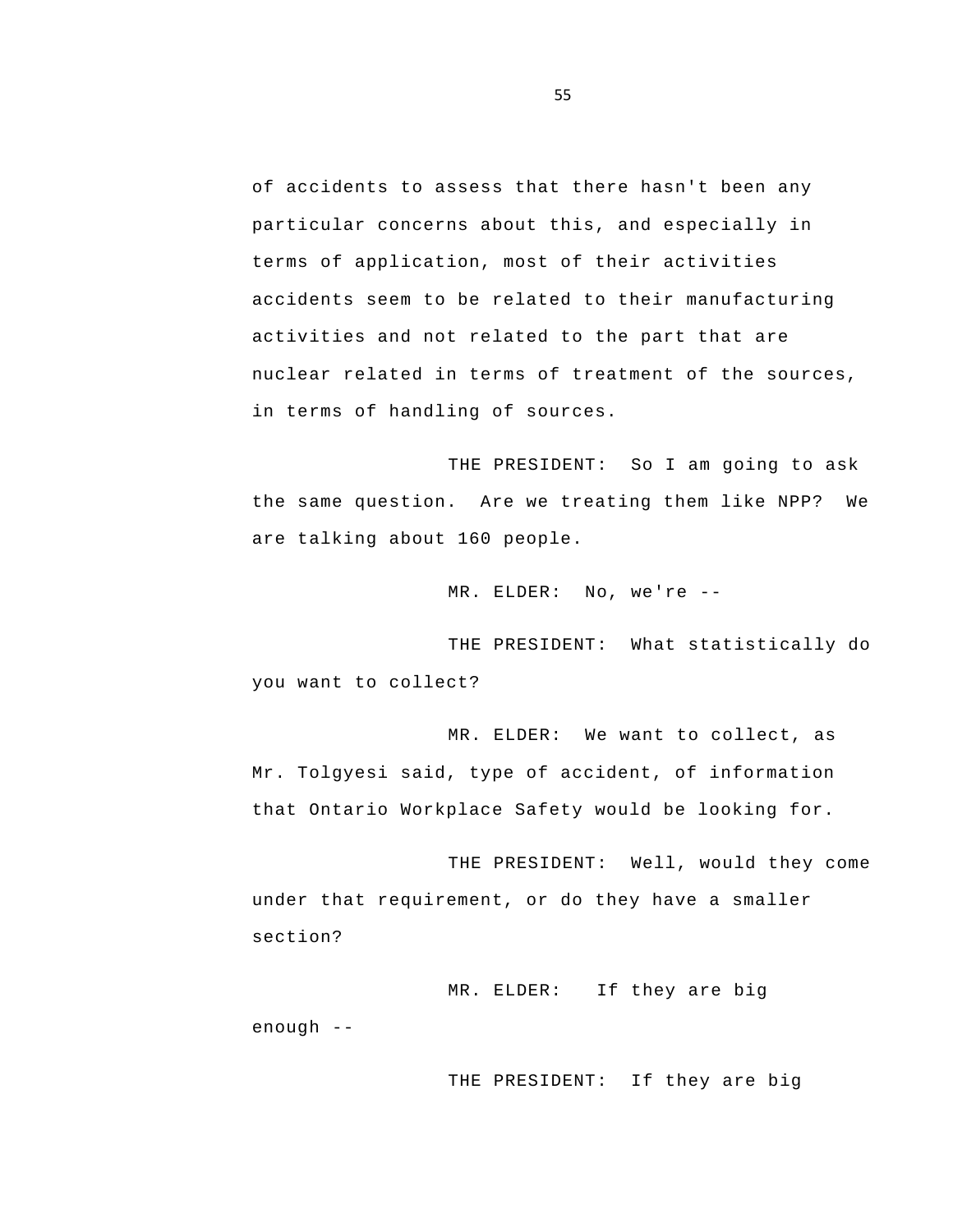of accidents to assess that there hasn't been any particular concerns about this, and especially in terms of application, most of their activities accidents seem to be related to their manufacturing activities and not related to the part that are nuclear related in terms of treatment of the sources, in terms of handling of sources.

THE PRESIDENT: So I am going to ask the same question. Are we treating them like NPP? We are talking about 160 people.

MR. ELDER: No, we're --

THE PRESIDENT: What statistically do you want to collect?

MR. ELDER: We want to collect, as Mr. Tolgyesi said, type of accident, of information that Ontario Workplace Safety would be looking for.

THE PRESIDENT: Well, would they come under that requirement, or do they have a smaller section?

MR. ELDER: If they are big enough --

THE PRESIDENT: If they are big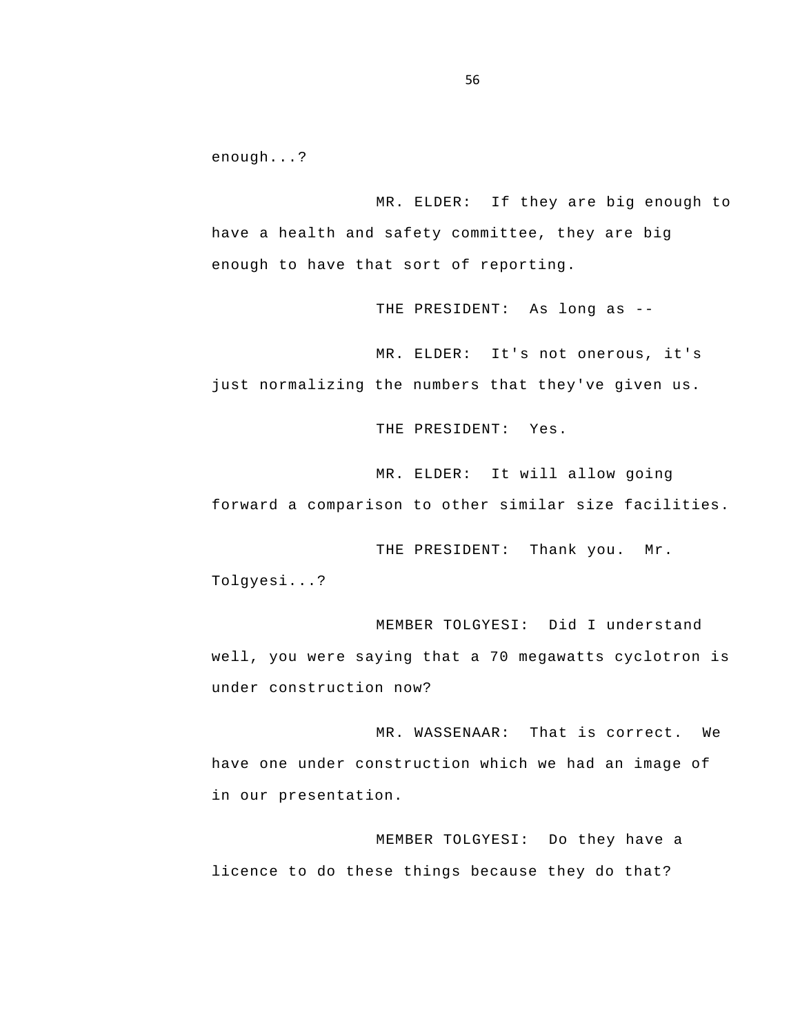enough...?

MR. ELDER: If they are big enough to have a health and safety committee, they are big enough to have that sort of reporting.

THE PRESIDENT: As long as --

MR. ELDER: It's not onerous, it's just normalizing the numbers that they've given us.

THE PRESIDENT: Yes.

MR. ELDER: It will allow going forward a comparison to other similar size facilities.

THE PRESIDENT: Thank you. Mr. Tolgyesi...?

MEMBER TOLGYESI: Did I understand well, you were saying that a 70 megawatts cyclotron is under construction now?

MR. WASSENAAR: That is correct. We have one under construction which we had an image of in our presentation.

MEMBER TOLGYESI: Do they have a licence to do these things because they do that?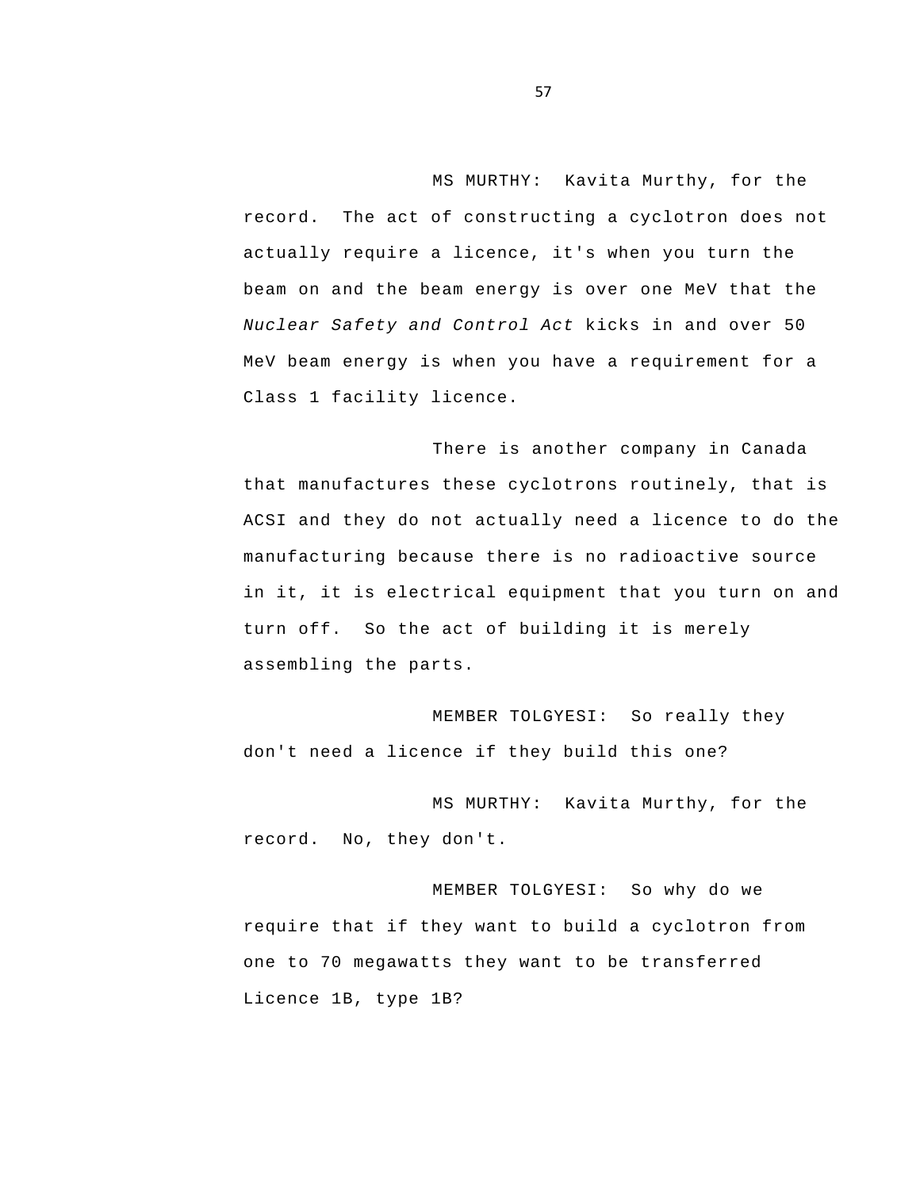MS MURTHY: Kavita Murthy, for the record. The act of constructing a cyclotron does not actually require a licence, it's when you turn the beam on and the beam energy is over one MeV that the *Nuclear Safety and Control Act* kicks in and over 50 MeV beam energy is when you have a requirement for a Class 1 facility licence.

There is another company in Canada that manufactures these cyclotrons routinely, that is ACSI and they do not actually need a licence to do the manufacturing because there is no radioactive source in it, it is electrical equipment that you turn on and turn off. So the act of building it is merely assembling the parts.

MEMBER TOLGYESI: So really they don't need a licence if they build this one?

MS MURTHY: Kavita Murthy, for the record. No, they don't.

MEMBER TOLGYESI: So why do we require that if they want to build a cyclotron from one to 70 megawatts they want to be transferred Licence 1B, type 1B?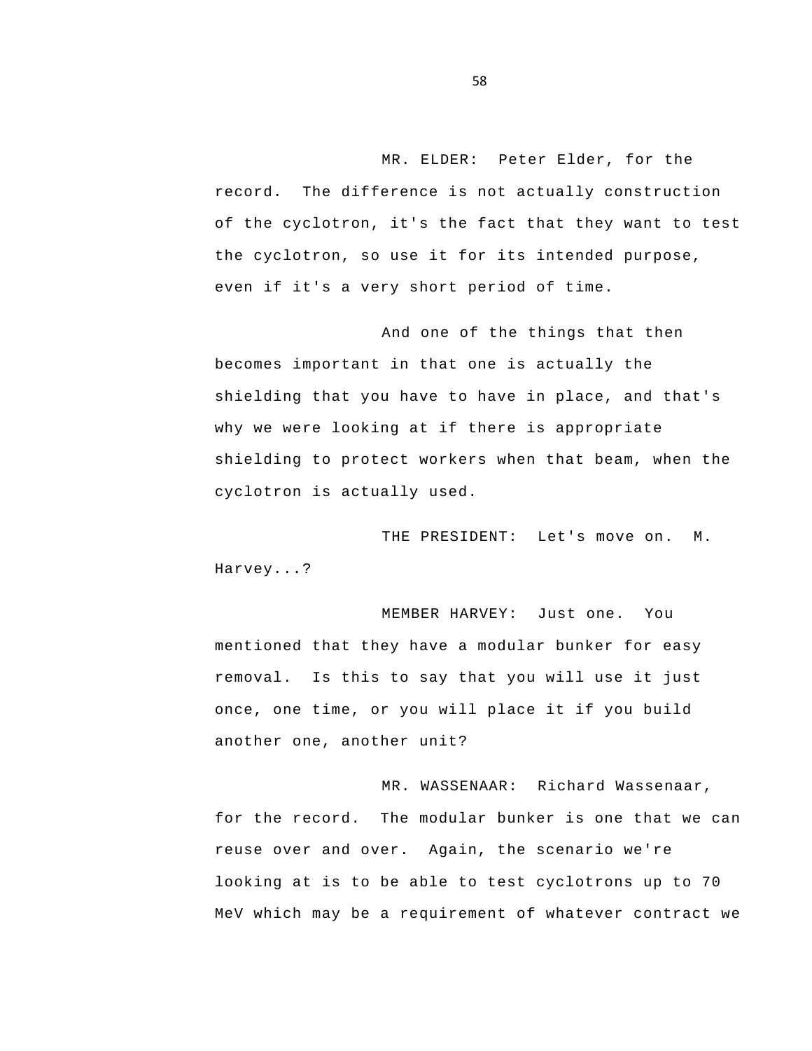MR. ELDER: Peter Elder, for the record. The difference is not actually construction of the cyclotron, it's the fact that they want to test the cyclotron, so use it for its intended purpose, even if it's a very short period of time.

And one of the things that then becomes important in that one is actually the shielding that you have to have in place, and that's why we were looking at if there is appropriate shielding to protect workers when that beam, when the cyclotron is actually used.

THE PRESIDENT: Let's move on. M. Harvey...?

MEMBER HARVEY: Just one. You mentioned that they have a modular bunker for easy removal. Is this to say that you will use it just once, one time, or you will place it if you build another one, another unit?

MR. WASSENAAR: Richard Wassenaar, for the record. The modular bunker is one that we can reuse over and over. Again, the scenario we're looking at is to be able to test cyclotrons up to 70 MeV which may be a requirement of whatever contract we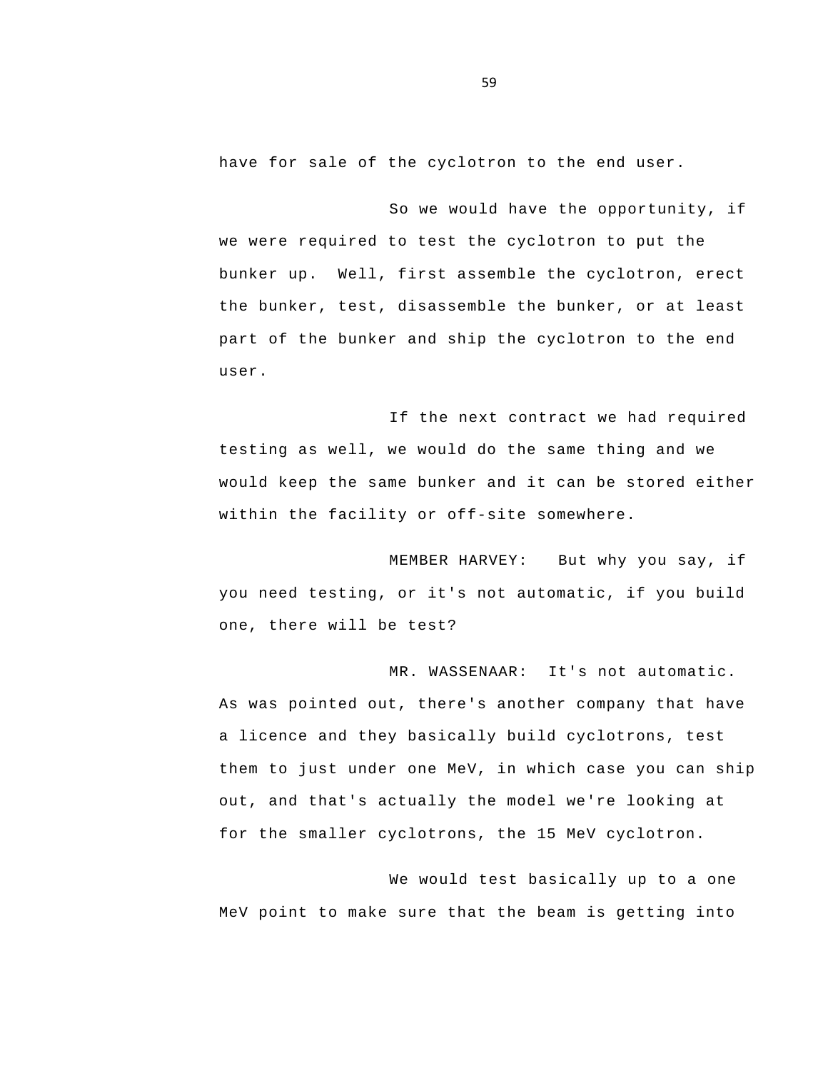have for sale of the cyclotron to the end user.

So we would have the opportunity, if we were required to test the cyclotron to put the bunker up. Well, first assemble the cyclotron, erect the bunker, test, disassemble the bunker, or at least part of the bunker and ship the cyclotron to the end user.

If the next contract we had required testing as well, we would do the same thing and we would keep the same bunker and it can be stored either within the facility or off-site somewhere.

MEMBER HARVEY: But why you say, if you need testing, or it's not automatic, if you build one, there will be test?

MR. WASSENAAR: It's not automatic. As was pointed out, there's another company that have a licence and they basically build cyclotrons, test them to just under one MeV, in which case you can ship out, and that's actually the model we're looking at for the smaller cyclotrons, the 15 MeV cyclotron.

We would test basically up to a one MeV point to make sure that the beam is getting into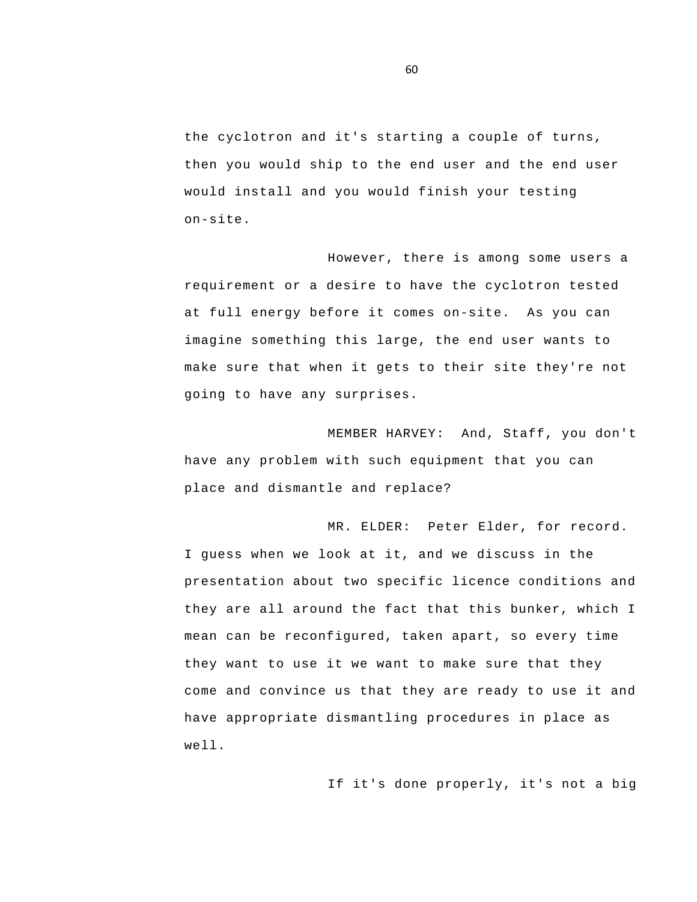the cyclotron and it's starting a couple of turns, then you would ship to the end user and the end user would install and you would finish your testing on-site.

However, there is among some users a requirement or a desire to have the cyclotron tested at full energy before it comes on-site. As you can imagine something this large, the end user wants to make sure that when it gets to their site they're not going to have any surprises.

MEMBER HARVEY: And, Staff, you don't have any problem with such equipment that you can place and dismantle and replace?

MR. ELDER: Peter Elder, for record. I guess when we look at it, and we discuss in the presentation about two specific licence conditions and they are all around the fact that this bunker, which I mean can be reconfigured, taken apart, so every time they want to use it we want to make sure that they come and convince us that they are ready to use it and have appropriate dismantling procedures in place as well.

If it's done properly, it's not a big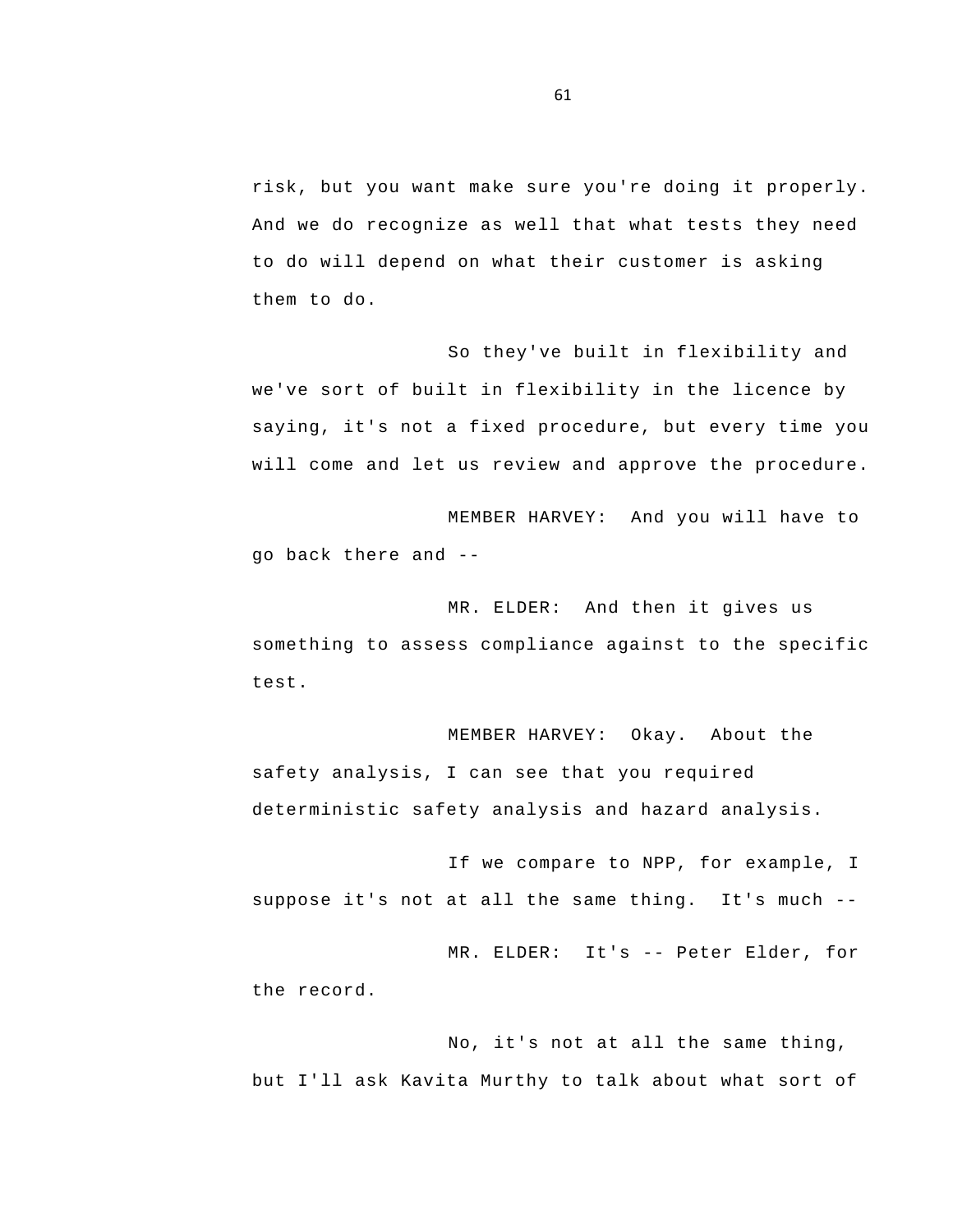risk, but you want make sure you're doing it properly. And we do recognize as well that what tests they need to do will depend on what their customer is asking them to do.

So they've built in flexibility and we've sort of built in flexibility in the licence by saying, it's not a fixed procedure, but every time you will come and let us review and approve the procedure.

MEMBER HARVEY: And you will have to go back there and --

MR. ELDER: And then it gives us something to assess compliance against to the specific test.

MEMBER HARVEY: Okay. About the safety analysis, I can see that you required deterministic safety analysis and hazard analysis.

If we compare to NPP, for example, I suppose it's not at all the same thing. It's much --

MR. ELDER: It's -- Peter Elder, for the record.

No, it's not at all the same thing, but I'll ask Kavita Murthy to talk about what sort of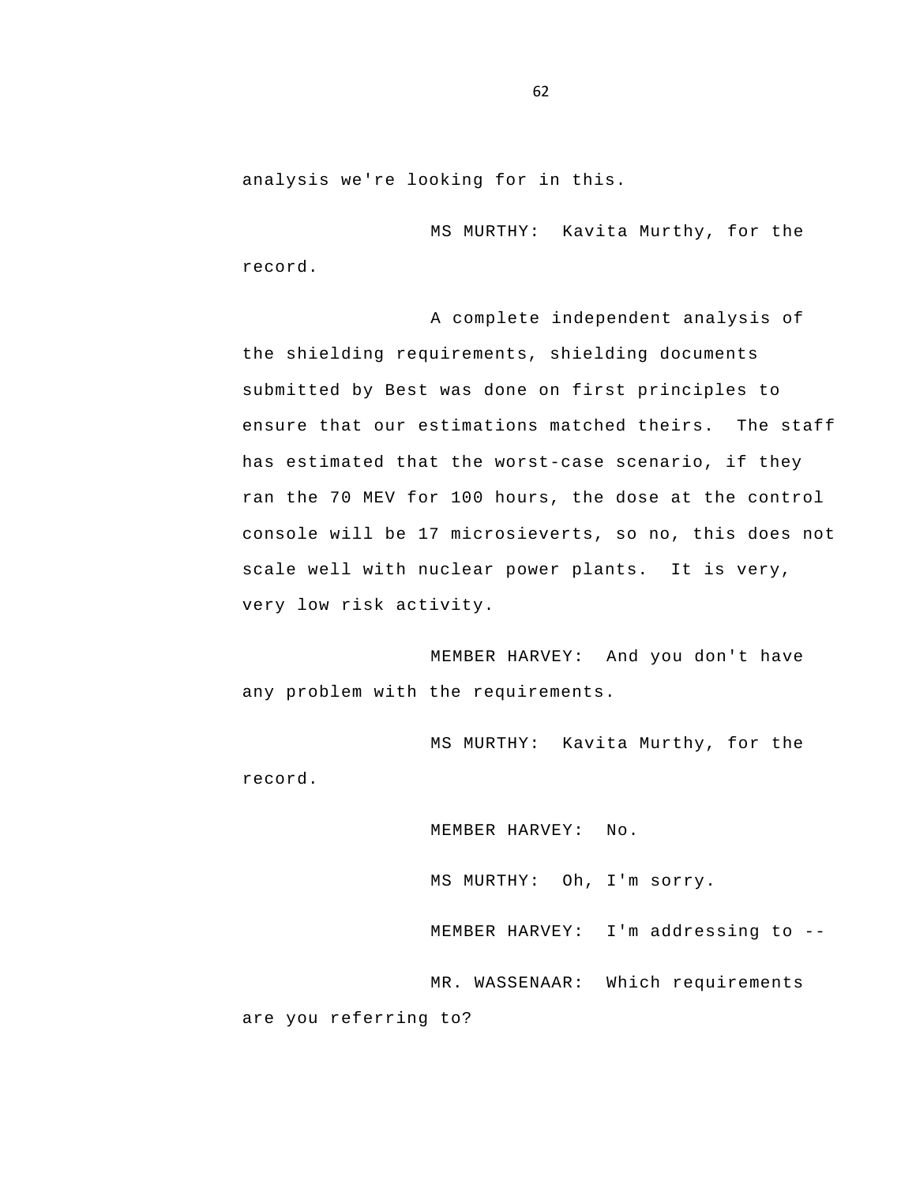analysis we're looking for in this.

MS MURTHY: Kavita Murthy, for the record.

A complete independent analysis of the shielding requirements, shielding documents submitted by Best was done on first principles to ensure that our estimations matched theirs. The staff has estimated that the worst-case scenario, if they ran the 70 MEV for 100 hours, the dose at the control console will be 17 microsieverts, so no, this does not scale well with nuclear power plants. It is very, very low risk activity.

MEMBER HARVEY: And you don't have any problem with the requirements.

MS MURTHY: Kavita Murthy, for the record.

MEMBER HARVEY: No.

MS MURTHY: Oh, I'm sorry.

MEMBER HARVEY: I'm addressing to --

MR. WASSENAAR: Which requirements are you referring to?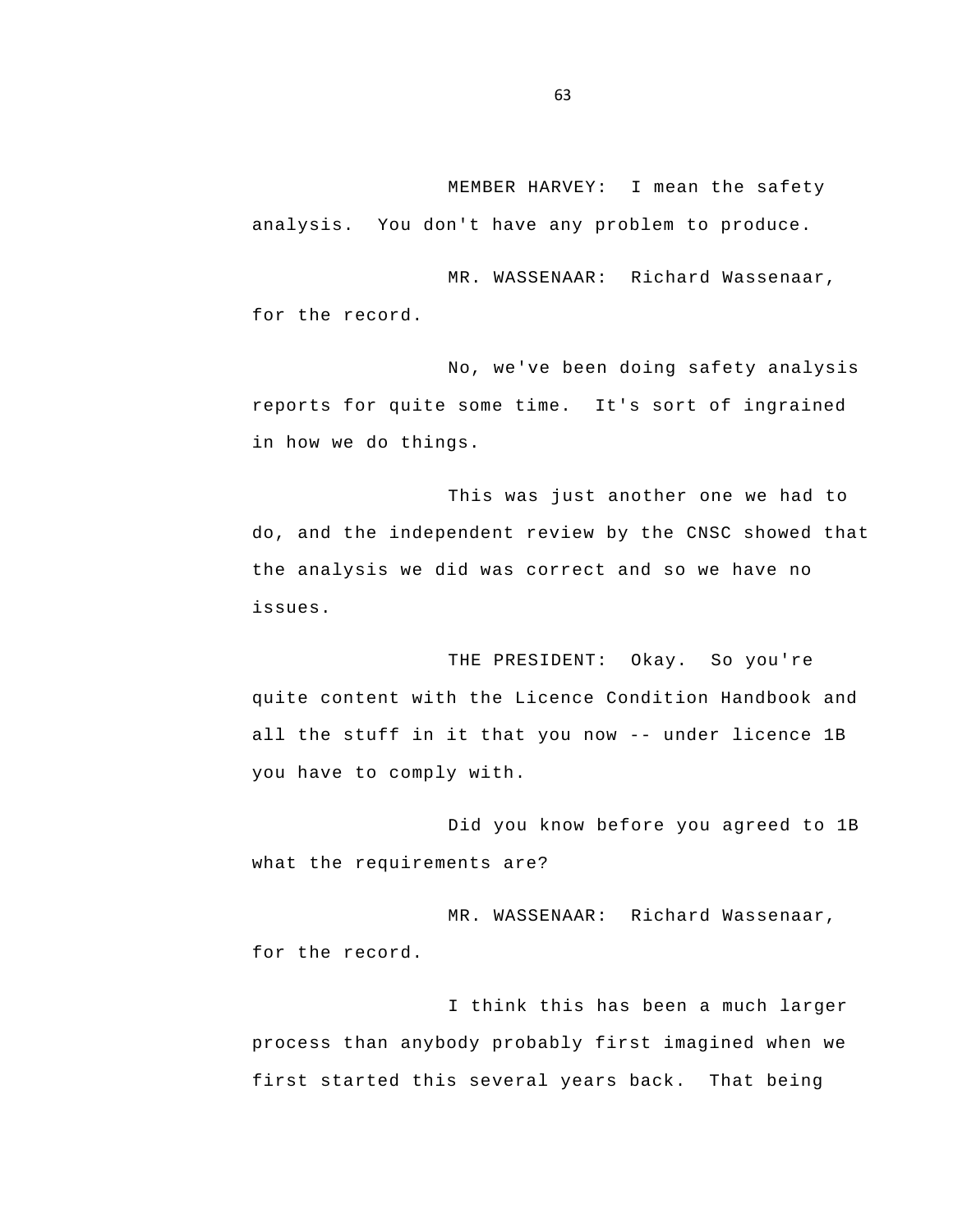MEMBER HARVEY: I mean the safety analysis. You don't have any problem to produce.

MR. WASSENAAR: Richard Wassenaar, for the record.

No, we've been doing safety analysis reports for quite some time. It's sort of ingrained in how we do things.

This was just another one we had to do, and the independent review by the CNSC showed that the analysis we did was correct and so we have no issues.

THE PRESIDENT: Okay. So you're quite content with the Licence Condition Handbook and all the stuff in it that you now -- under licence 1B you have to comply with.

Did you know before you agreed to 1B what the requirements are?

MR. WASSENAAR: Richard Wassenaar, for the record.

I think this has been a much larger process than anybody probably first imagined when we first started this several years back. That being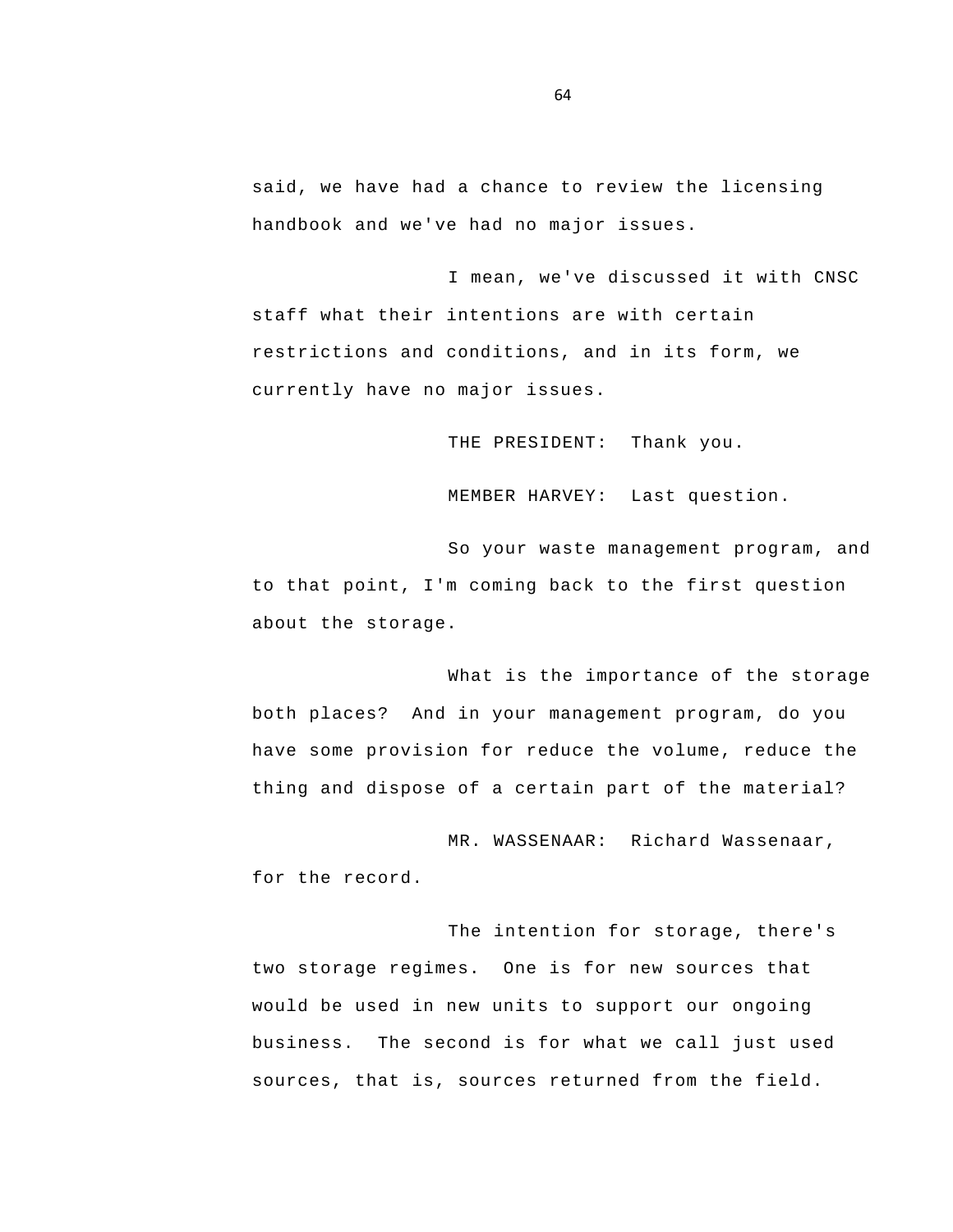said, we have had a chance to review the licensing handbook and we've had no major issues.

I mean, we've discussed it with CNSC staff what their intentions are with certain restrictions and conditions, and in its form, we currently have no major issues.

THE PRESIDENT: Thank you.

MEMBER HARVEY: Last question.

So your waste management program, and to that point, I'm coming back to the first question about the storage.

What is the importance of the storage both places? And in your management program, do you have some provision for reduce the volume, reduce the thing and dispose of a certain part of the material?

MR. WASSENAAR: Richard Wassenaar, for the record.

The intention for storage, there's two storage regimes. One is for new sources that would be used in new units to support our ongoing business. The second is for what we call just used sources, that is, sources returned from the field.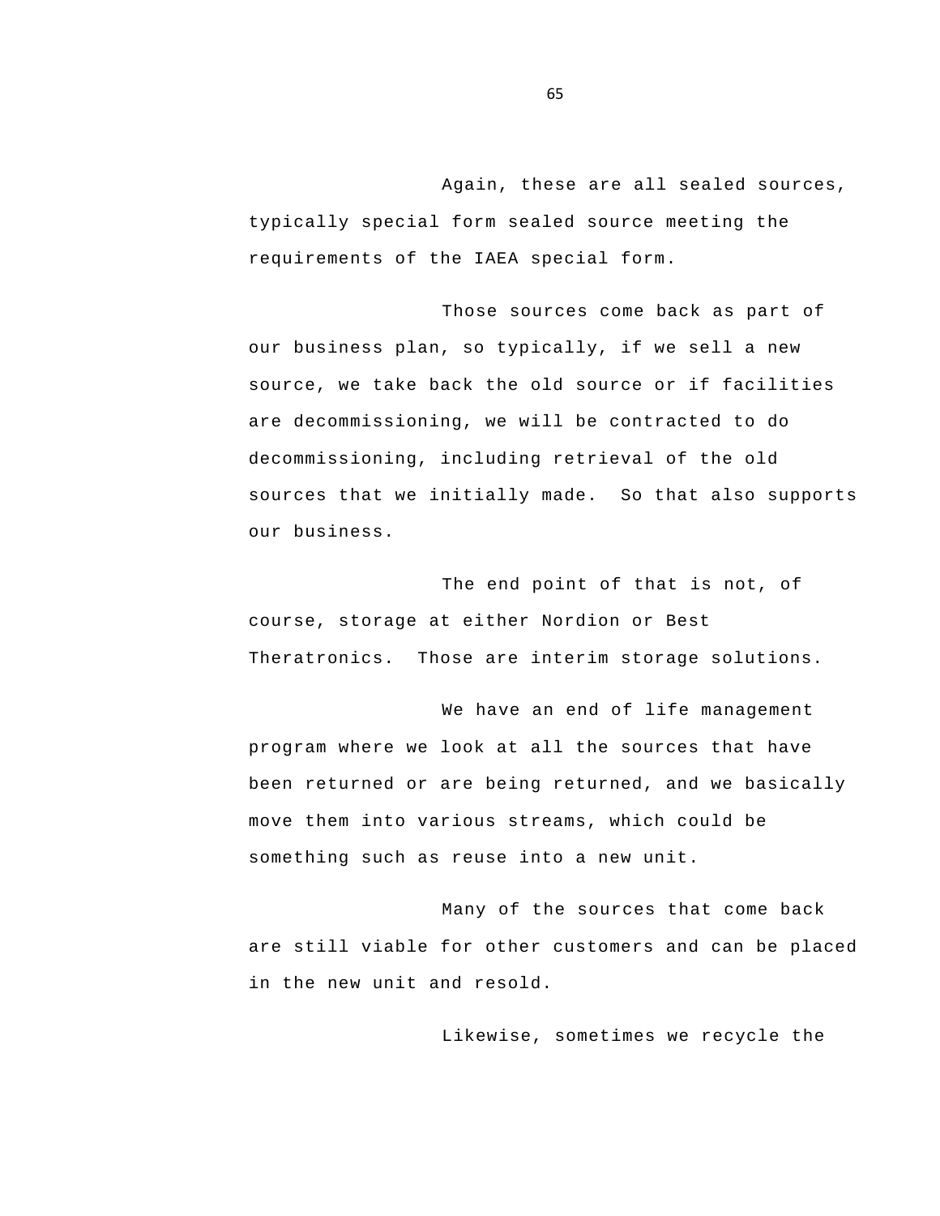Again, these are all sealed sources, typically special form sealed source meeting the requirements of the IAEA special form.

Those sources come back as part of our business plan, so typically, if we sell a new source, we take back the old source or if facilities are decommissioning, we will be contracted to do decommissioning, including retrieval of the old sources that we initially made. So that also supports our business.

The end point of that is not, of course, storage at either Nordion or Best Theratronics. Those are interim storage solutions.

We have an end of life management program where we look at all the sources that have been returned or are being returned, and we basically move them into various streams, which could be something such as reuse into a new unit.

Many of the sources that come back are still viable for other customers and can be placed in the new unit and resold.

Likewise, sometimes we recycle the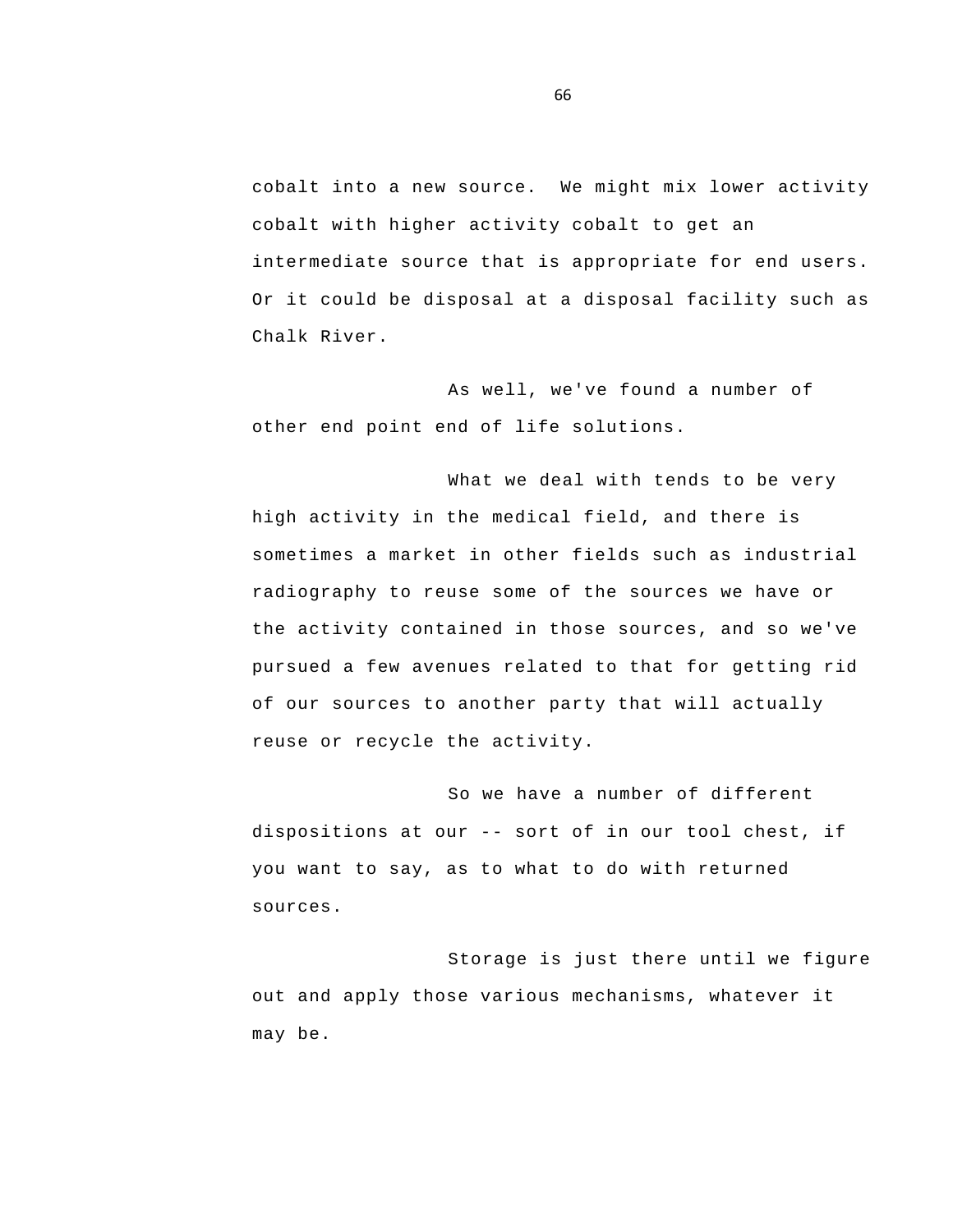cobalt into a new source. We might mix lower activity cobalt with higher activity cobalt to get an intermediate source that is appropriate for end users. Or it could be disposal at a disposal facility such as Chalk River.

As well, we've found a number of other end point end of life solutions.

What we deal with tends to be very high activity in the medical field, and there is sometimes a market in other fields such as industrial radiography to reuse some of the sources we have or the activity contained in those sources, and so we've pursued a few avenues related to that for getting rid of our sources to another party that will actually reuse or recycle the activity.

So we have a number of different dispositions at our -- sort of in our tool chest, if you want to say, as to what to do with returned sources.

Storage is just there until we figure out and apply those various mechanisms, whatever it may be.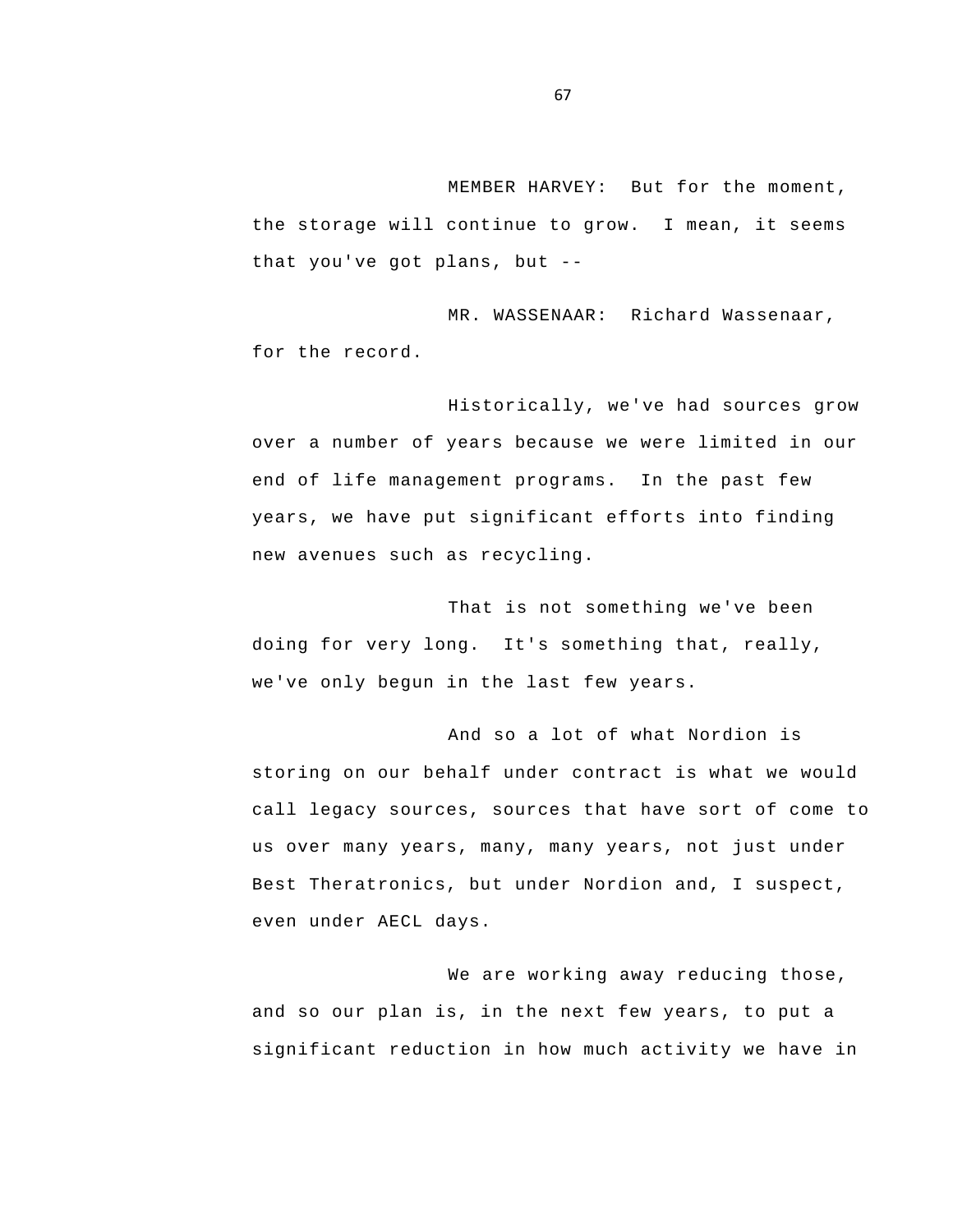MEMBER HARVEY: But for the moment, the storage will continue to grow. I mean, it seems that you've got plans, but --

MR. WASSENAAR: Richard Wassenaar, for the record.

Historically, we've had sources grow over a number of years because we were limited in our end of life management programs. In the past few years, we have put significant efforts into finding new avenues such as recycling.

That is not something we've been doing for very long. It's something that, really, we've only begun in the last few years.

And so a lot of what Nordion is storing on our behalf under contract is what we would call legacy sources, sources that have sort of come to us over many years, many, many years, not just under Best Theratronics, but under Nordion and, I suspect, even under AECL days.

We are working away reducing those, and so our plan is, in the next few years, to put a significant reduction in how much activity we have in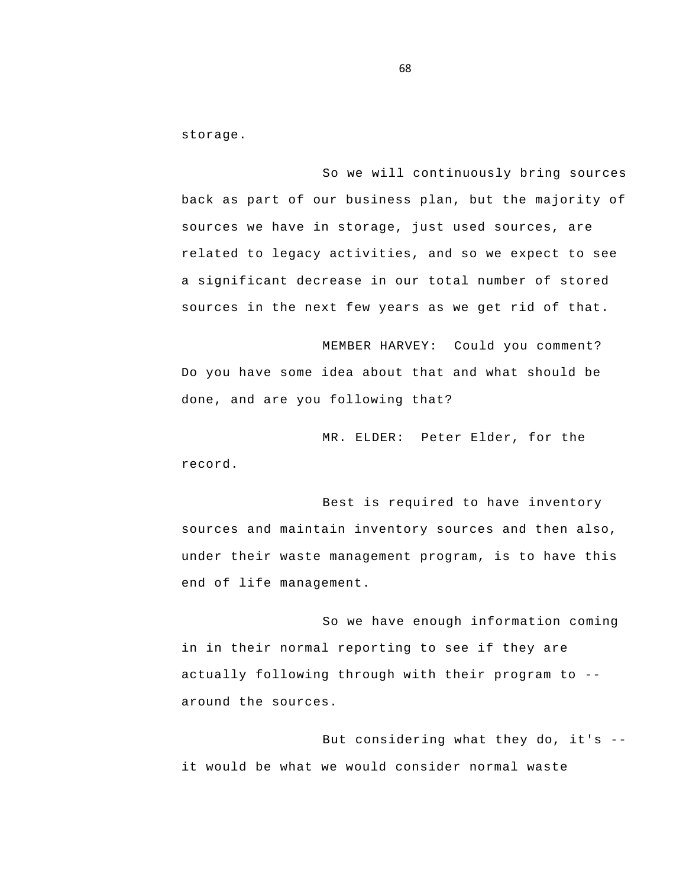storage.

So we will continuously bring sources back as part of our business plan, but the majority of sources we have in storage, just used sources, are related to legacy activities, and so we expect to see a significant decrease in our total number of stored sources in the next few years as we get rid of that.

MEMBER HARVEY: Could you comment? Do you have some idea about that and what should be done, and are you following that?

MR. ELDER: Peter Elder, for the record.

Best is required to have inventory sources and maintain inventory sources and then also, under their waste management program, is to have this end of life management.

So we have enough information coming in in their normal reporting to see if they are actually following through with their program to -- around the sources.

But considering what they do, it's -- it would be what we would consider normal waste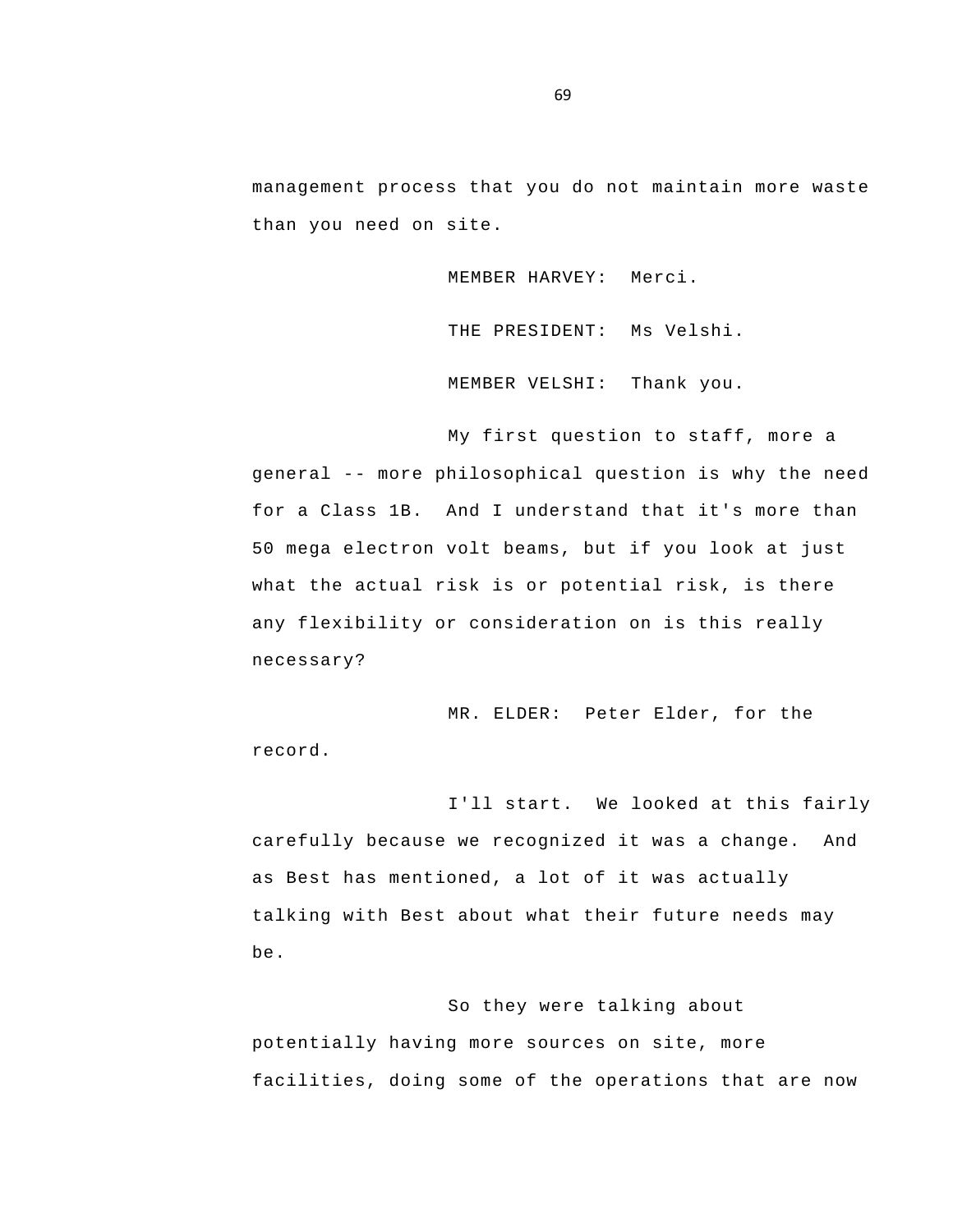management process that you do not maintain more waste than you need on site.

MEMBER HARVEY: Merci.

THE PRESIDENT: Ms Velshi.

MEMBER VELSHI: Thank you.

My first question to staff, more a general -- more philosophical question is why the need for a Class 1B. And I understand that it's more than 50 mega electron volt beams, but if you look at just what the actual risk is or potential risk, is there any flexibility or consideration on is this really necessary?

MR. ELDER: Peter Elder, for the record.

I'll start. We looked at this fairly carefully because we recognized it was a change. And as Best has mentioned, a lot of it was actually talking with Best about what their future needs may be.

So they were talking about potentially having more sources on site, more facilities, doing some of the operations that are now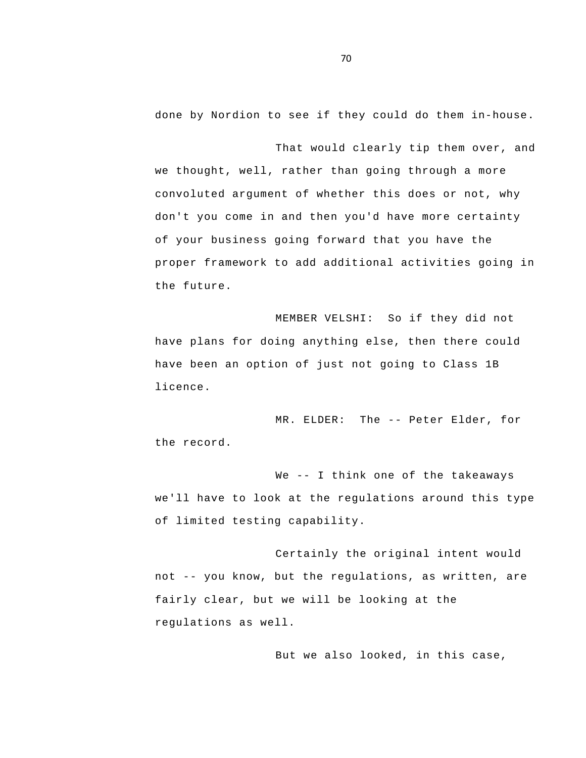done by Nordion to see if they could do them in-house.

That would clearly tip them over, and we thought, well, rather than going through a more convoluted argument of whether this does or not, why don't you come in and then you'd have more certainty of your business going forward that you have the proper framework to add additional activities going in the future.

MEMBER VELSHI: So if they did not have plans for doing anything else, then there could have been an option of just not going to Class 1B licence.

MR. ELDER: The -- Peter Elder, for the record.

We -- I think one of the takeaways we'll have to look at the regulations around this type of limited testing capability.

Certainly the original intent would not -- you know, but the regulations, as written, are fairly clear, but we will be looking at the regulations as well.

But we also looked, in this case,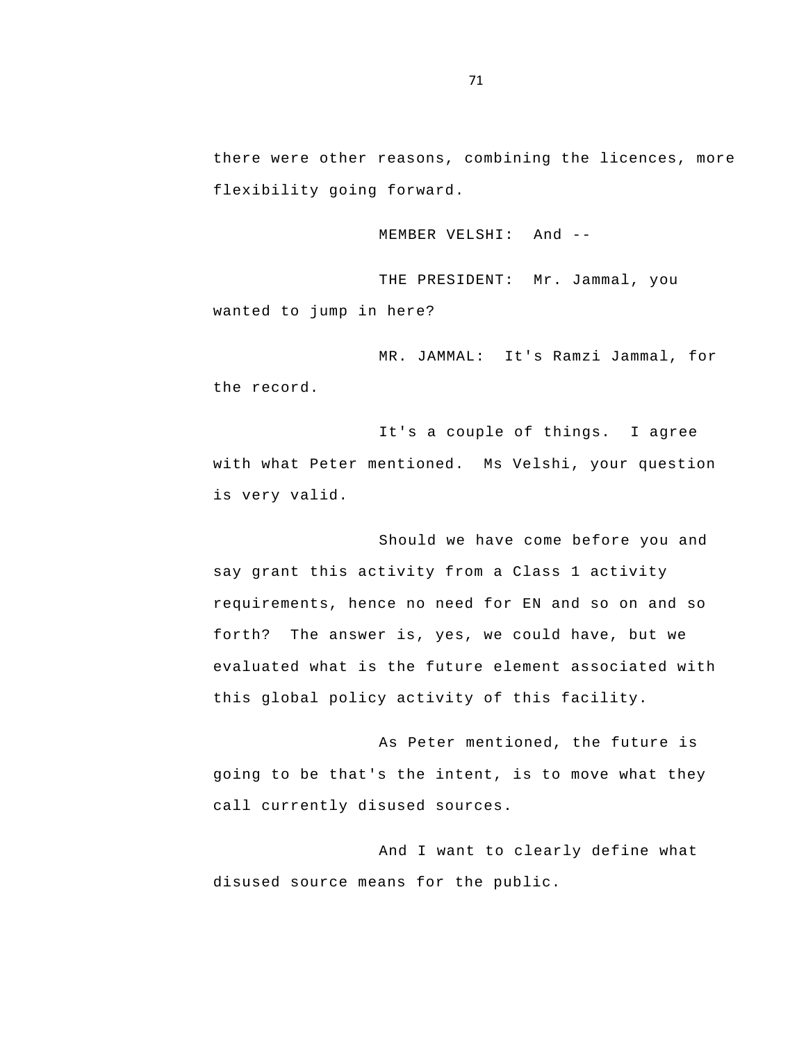there were other reasons, combining the licences, more flexibility going forward.

MEMBER VELSHI: And --

THE PRESIDENT: Mr. Jammal, you wanted to jump in here?

MR. JAMMAL: It's Ramzi Jammal, for the record.

It's a couple of things. I agree with what Peter mentioned. Ms Velshi, your question is very valid.

Should we have come before you and say grant this activity from a Class 1 activity requirements, hence no need for EN and so on and so forth? The answer is, yes, we could have, but we evaluated what is the future element associated with this global policy activity of this facility.

As Peter mentioned, the future is going to be that's the intent, is to move what they call currently disused sources.

And I want to clearly define what disused source means for the public.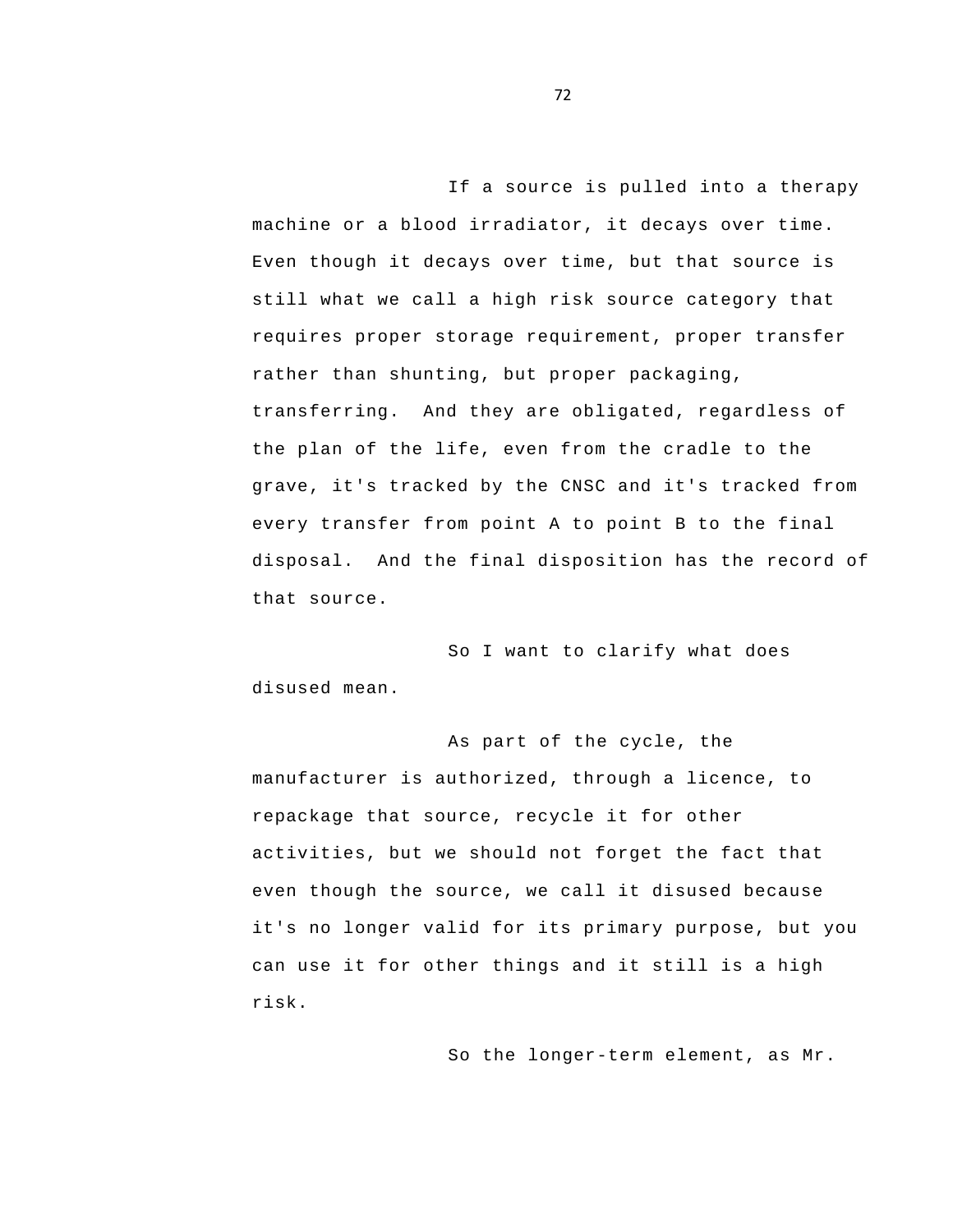If a source is pulled into a therapy machine or a blood irradiator, it decays over time. Even though it decays over time, but that source is still what we call a high risk source category that requires proper storage requirement, proper transfer rather than shunting, but proper packaging, transferring. And they are obligated, regardless of the plan of the life, even from the cradle to the grave, it's tracked by the CNSC and it's tracked from every transfer from point A to point B to the final disposal. And the final disposition has the record of that source.

So I want to clarify what does disused mean.

As part of the cycle, the manufacturer is authorized, through a licence, to repackage that source, recycle it for other activities, but we should not forget the fact that even though the source, we call it disused because it's no longer valid for its primary purpose, but you can use it for other things and it still is a high risk.

So the longer-term element, as Mr.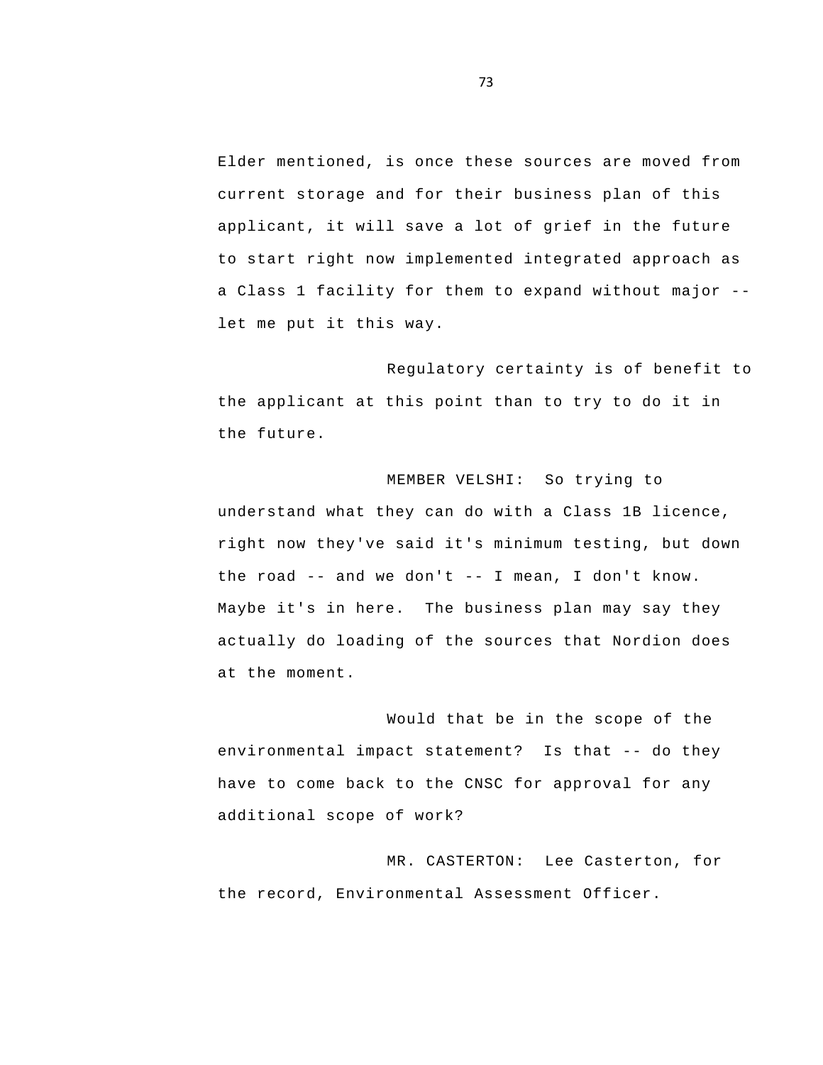Elder mentioned, is once these sources are moved from current storage and for their business plan of this applicant, it will save a lot of grief in the future to start right now implemented integrated approach as a Class 1 facility for them to expand without major -- let me put it this way.

Regulatory certainty is of benefit to the applicant at this point than to try to do it in the future.

MEMBER VELSHI: So trying to understand what they can do with a Class 1B licence, right now they've said it's minimum testing, but down the road -- and we don't -- I mean, I don't know. Maybe it's in here. The business plan may say they actually do loading of the sources that Nordion does at the moment.

Would that be in the scope of the environmental impact statement? Is that -- do they have to come back to the CNSC for approval for any additional scope of work?

MR. CASTERTON: Lee Casterton, for the record, Environmental Assessment Officer.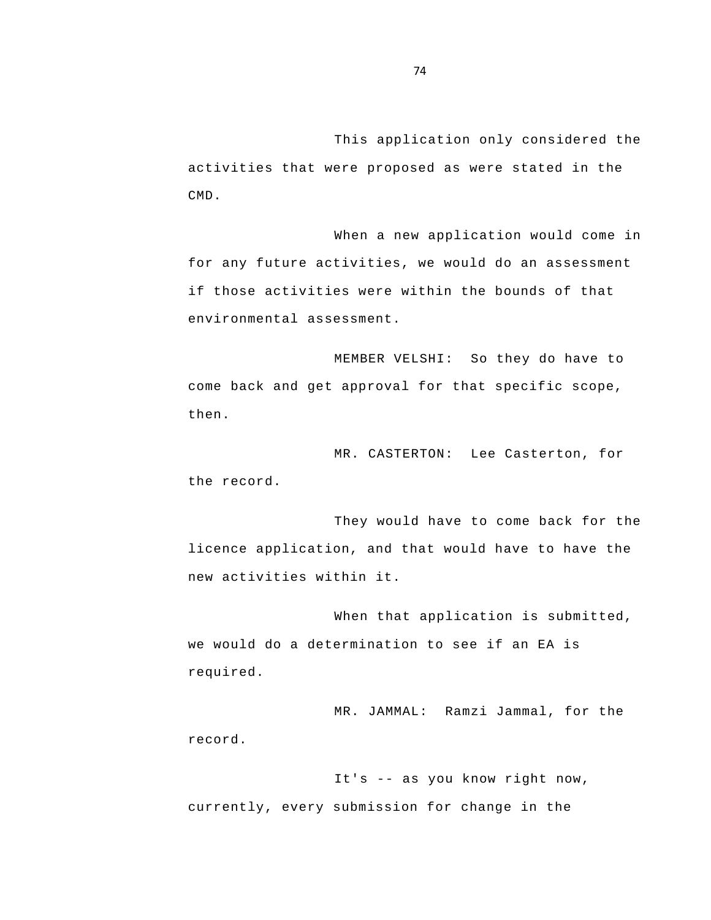This application only considered the activities that were proposed as were stated in the CMD.

When a new application would come in for any future activities, we would do an assessment if those activities were within the bounds of that environmental assessment.

MEMBER VELSHI: So they do have to come back and get approval for that specific scope, then.

MR. CASTERTON: Lee Casterton, for the record.

They would have to come back for the licence application, and that would have to have the new activities within it.

When that application is submitted, we would do a determination to see if an EA is required.

MR. JAMMAL: Ramzi Jammal, for the record.

It's -- as you know right now, currently, every submission for change in the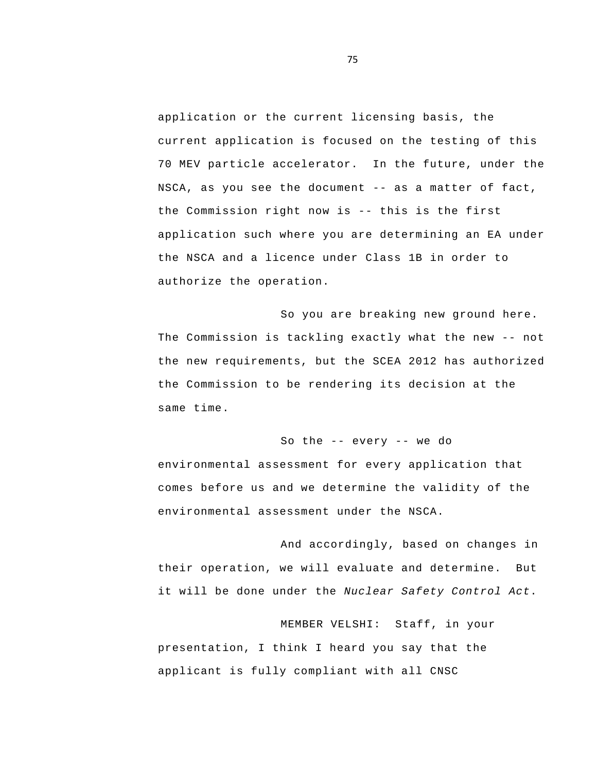application or the current licensing basis, the current application is focused on the testing of this 70 MEV particle accelerator. In the future, under the NSCA, as you see the document -- as a matter of fact, the Commission right now is -- this is the first application such where you are determining an EA under the NSCA and a licence under Class 1B in order to authorize the operation.

So you are breaking new ground here. The Commission is tackling exactly what the new -- not the new requirements, but the SCEA 2012 has authorized the Commission to be rendering its decision at the same time.

So the -- every -- we do environmental assessment for every application that comes before us and we determine the validity of the environmental assessment under the NSCA.

And accordingly, based on changes in their operation, we will evaluate and determine. But it will be done under the *Nuclear Safety Control Act*.

MEMBER VELSHI: Staff, in your presentation, I think I heard you say that the applicant is fully compliant with all CNSC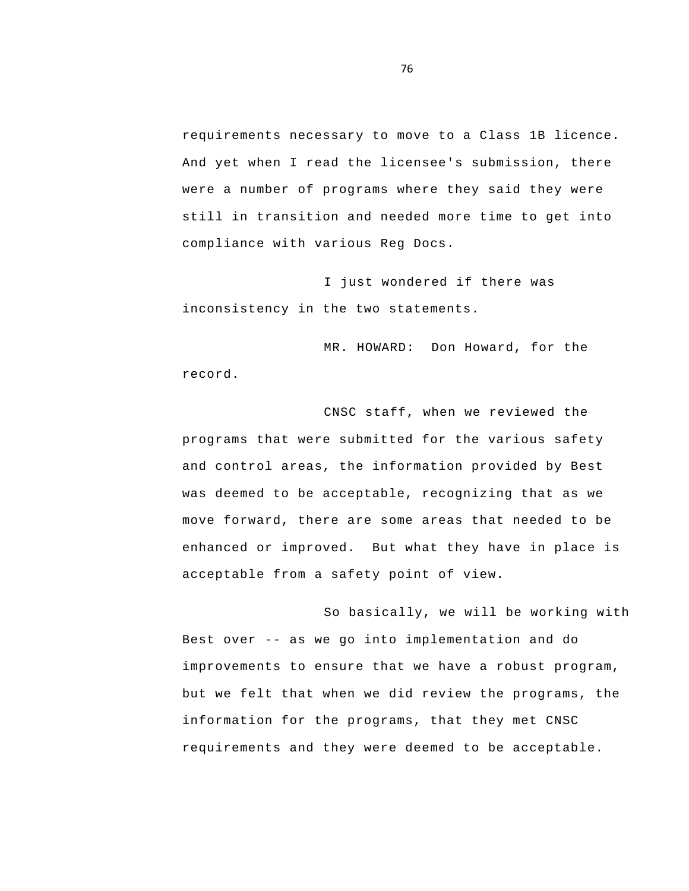requirements necessary to move to a Class 1B licence. And yet when I read the licensee's submission, there were a number of programs where they said they were still in transition and needed more time to get into compliance with various Reg Docs.

I just wondered if there was inconsistency in the two statements.

MR. HOWARD: Don Howard, for the record.

CNSC staff, when we reviewed the programs that were submitted for the various safety and control areas, the information provided by Best was deemed to be acceptable, recognizing that as we move forward, there are some areas that needed to be enhanced or improved. But what they have in place is acceptable from a safety point of view.

So basically, we will be working with Best over -- as we go into implementation and do improvements to ensure that we have a robust program, but we felt that when we did review the programs, the information for the programs, that they met CNSC requirements and they were deemed to be acceptable.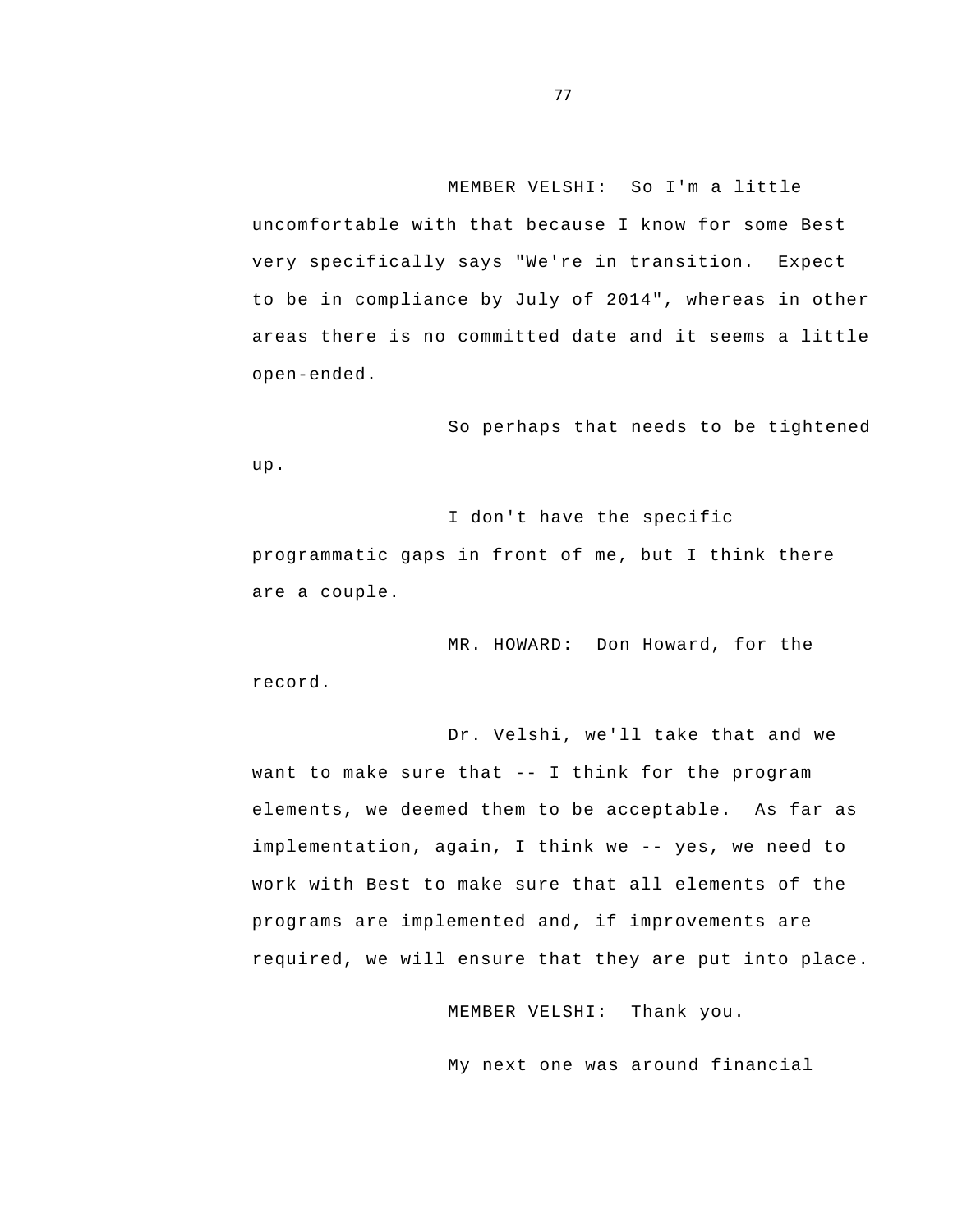MEMBER VELSHI: So I'm a little uncomfortable with that because I know for some Best very specifically says "We're in transition. Expect to be in compliance by July of 2014", whereas in other areas there is no committed date and it seems a little open-ended.

So perhaps that needs to be tightened up.

I don't have the specific programmatic gaps in front of me, but I think there are a couple.

MR. HOWARD: Don Howard, for the record.

Dr. Velshi, we'll take that and we want to make sure that -- I think for the program elements, we deemed them to be acceptable. As far as implementation, again, I think we -- yes, we need to work with Best to make sure that all elements of the programs are implemented and, if improvements are required, we will ensure that they are put into place.

MEMBER VELSHI: Thank you.

My next one was around financial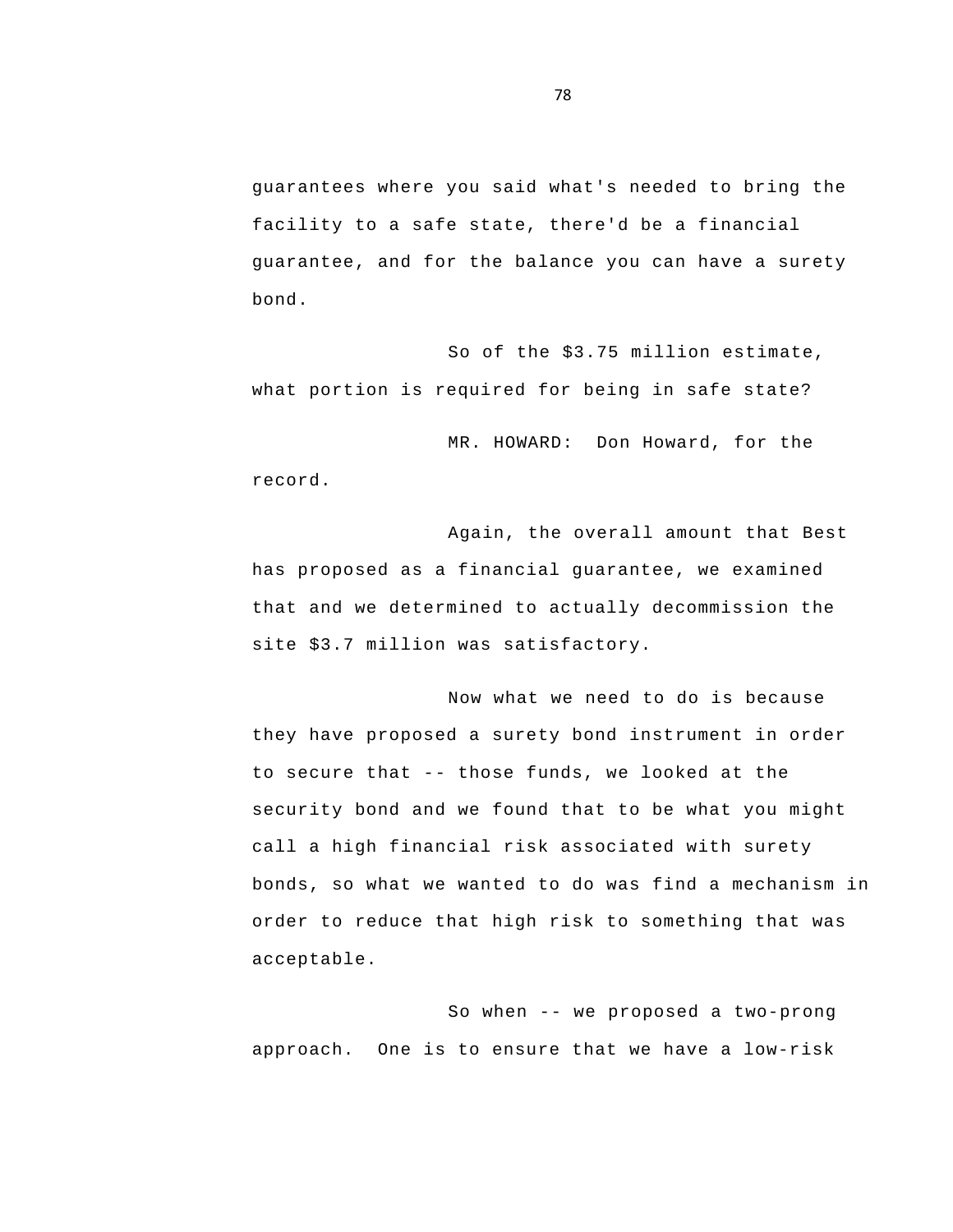guarantees where you said what's needed to bring the facility to a safe state, there'd be a financial guarantee, and for the balance you can have a surety bond.

So of the $3.75 million estimate, what portion is required for being in safe state?

MR. HOWARD: Don Howard, for the record.

Again, the overall amount that Best has proposed as a financial guarantee, we examined that and we determined to actually decommission the site $3.7 million was satisfactory.

Now what we need to do is because they have proposed a surety bond instrument in order to secure that -- those funds, we looked at the security bond and we found that to be what you might call a high financial risk associated with surety bonds, so what we wanted to do was find a mechanism in order to reduce that high risk to something that was acceptable.

So when -- we proposed a two-prong approach. One is to ensure that we have a low-risk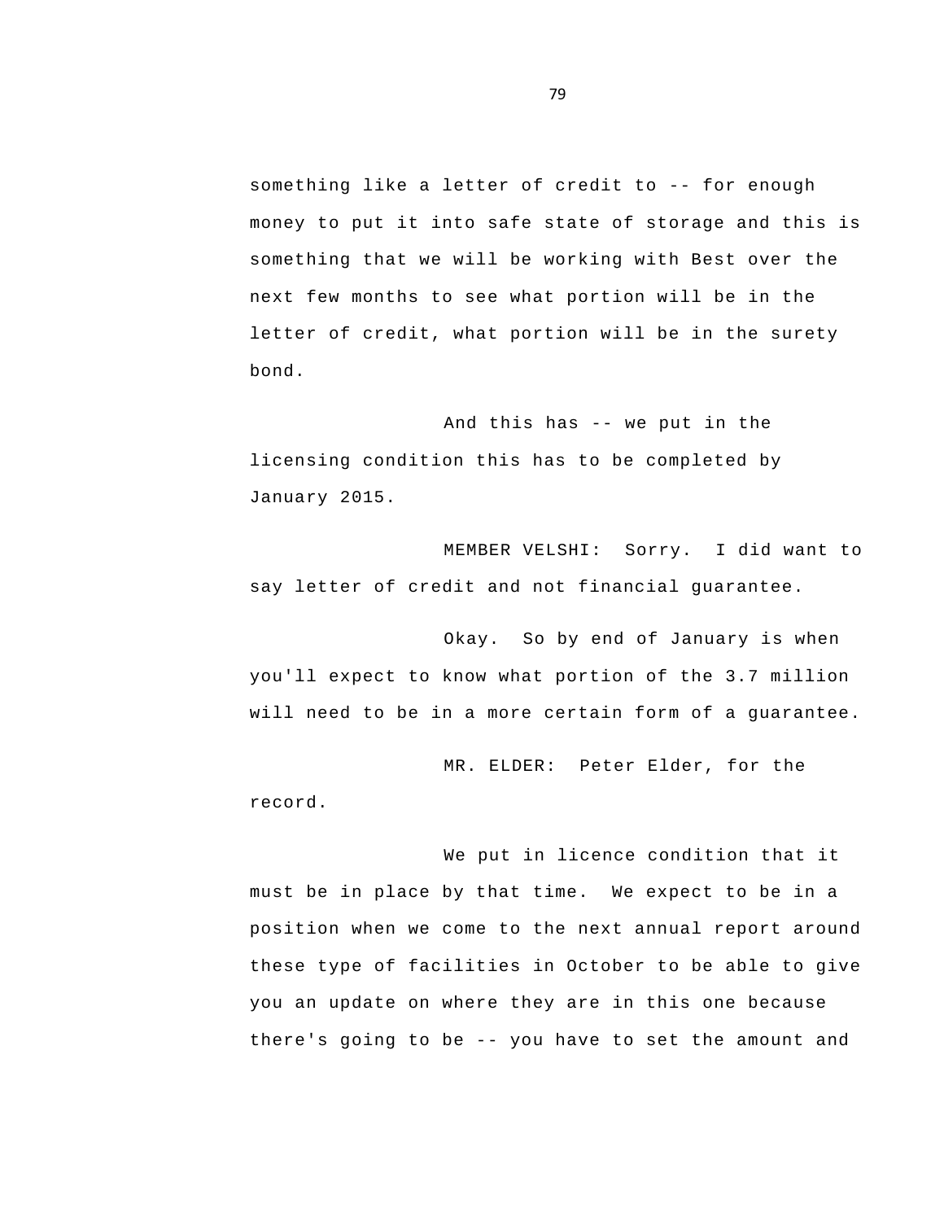something like a letter of credit to -- for enough money to put it into safe state of storage and this is something that we will be working with Best over the next few months to see what portion will be in the letter of credit, what portion will be in the surety bond.

And this has -- we put in the licensing condition this has to be completed by January 2015.

MEMBER VELSHI: Sorry. I did want to say letter of credit and not financial guarantee.

Okay. So by end of January is when you'll expect to know what portion of the 3.7 million will need to be in a more certain form of a guarantee.

MR. ELDER: Peter Elder, for the record.

We put in licence condition that it must be in place by that time. We expect to be in a position when we come to the next annual report around these type of facilities in October to be able to give you an update on where they are in this one because there's going to be -- you have to set the amount and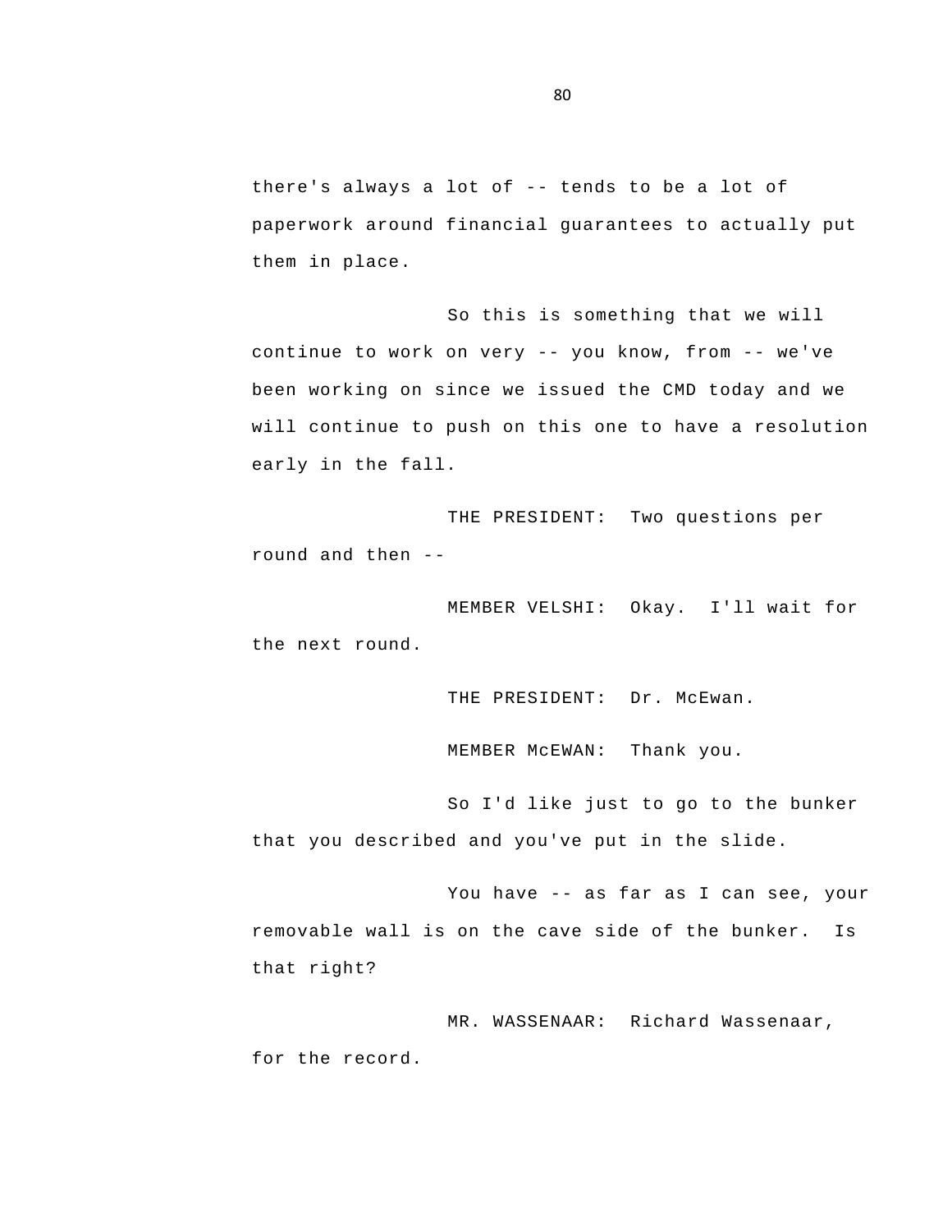there's always a lot of -- tends to be a lot of paperwork around financial guarantees to actually put them in place.

So this is something that we will continue to work on very -- you know, from -- we've been working on since we issued the CMD today and we will continue to push on this one to have a resolution early in the fall.

THE PRESIDENT: Two questions per round and then --

MEMBER VELSHI: Okay. I'll wait for the next round.

THE PRESIDENT: Dr. McEwan.

MEMBER McEWAN: Thank you.

So I'd like just to go to the bunker that you described and you've put in the slide.

You have -- as far as I can see, your removable wall is on the cave side of the bunker. Is that right?

MR. WASSENAAR: Richard Wassenaar, for the record.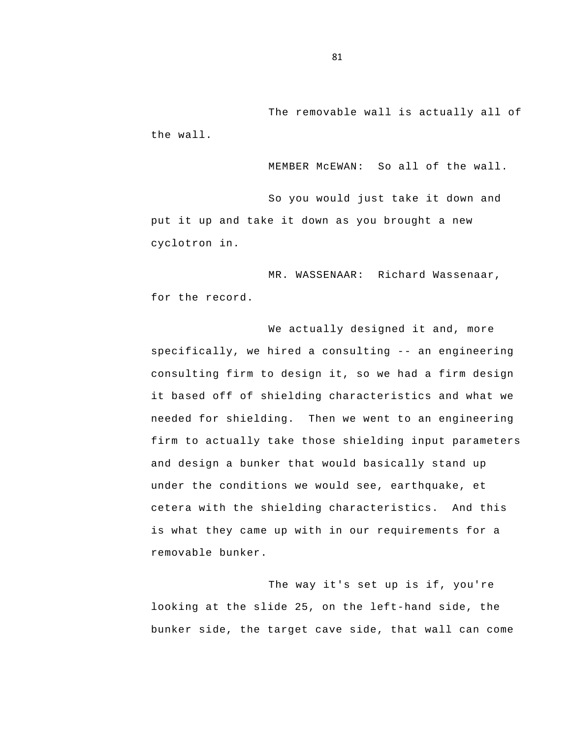The removable wall is actually all of the wall.

MEMBER McEWAN: So all of the wall.

So you would just take it down and put it up and take it down as you brought a new cyclotron in.

MR. WASSENAAR: Richard Wassenaar, for the record.

We actually designed it and, more specifically, we hired a consulting -- an engineering consulting firm to design it, so we had a firm design it based off of shielding characteristics and what we needed for shielding. Then we went to an engineering firm to actually take those shielding input parameters and design a bunker that would basically stand up under the conditions we would see, earthquake, et cetera with the shielding characteristics. And this is what they came up with in our requirements for a removable bunker.

The way it's set up is if, you're looking at the slide 25, on the left-hand side, the bunker side, the target cave side, that wall can come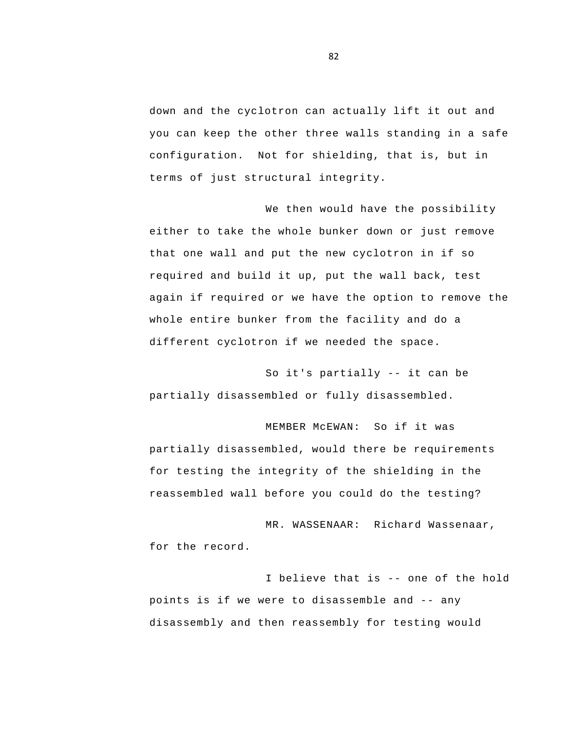down and the cyclotron can actually lift it out and you can keep the other three walls standing in a safe configuration. Not for shielding, that is, but in terms of just structural integrity.

We then would have the possibility either to take the whole bunker down or just remove that one wall and put the new cyclotron in if so required and build it up, put the wall back, test again if required or we have the option to remove the whole entire bunker from the facility and do a different cyclotron if we needed the space.

So it's partially -- it can be partially disassembled or fully disassembled.

MEMBER McEWAN: So if it was partially disassembled, would there be requirements for testing the integrity of the shielding in the reassembled wall before you could do the testing?

MR. WASSENAAR: Richard Wassenaar, for the record.

I believe that is -- one of the hold points is if we were to disassemble and -- any disassembly and then reassembly for testing would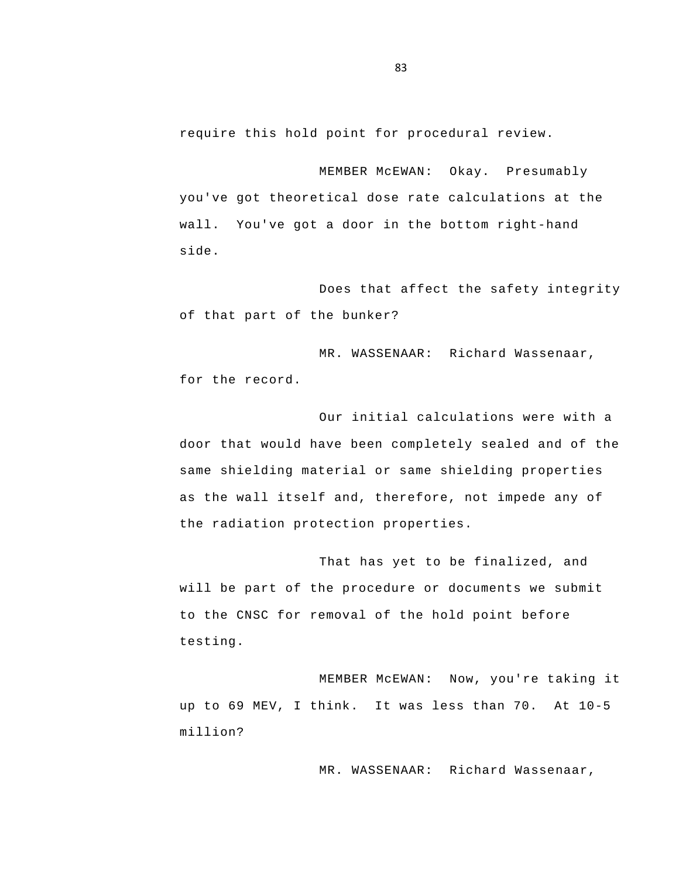require this hold point for procedural review.

MEMBER McEWAN: Okay. Presumably you've got theoretical dose rate calculations at the wall. You've got a door in the bottom right-hand side.

Does that affect the safety integrity of that part of the bunker?

MR. WASSENAAR: Richard Wassenaar, for the record.

Our initial calculations were with a door that would have been completely sealed and of the same shielding material or same shielding properties as the wall itself and, therefore, not impede any of the radiation protection properties.

That has yet to be finalized, and will be part of the procedure or documents we submit to the CNSC for removal of the hold point before testing.

MEMBER McEWAN: Now, you're taking it up to 69 MEV, I think. It was less than 70. At 10-5 million?

MR. WASSENAAR: Richard Wassenaar,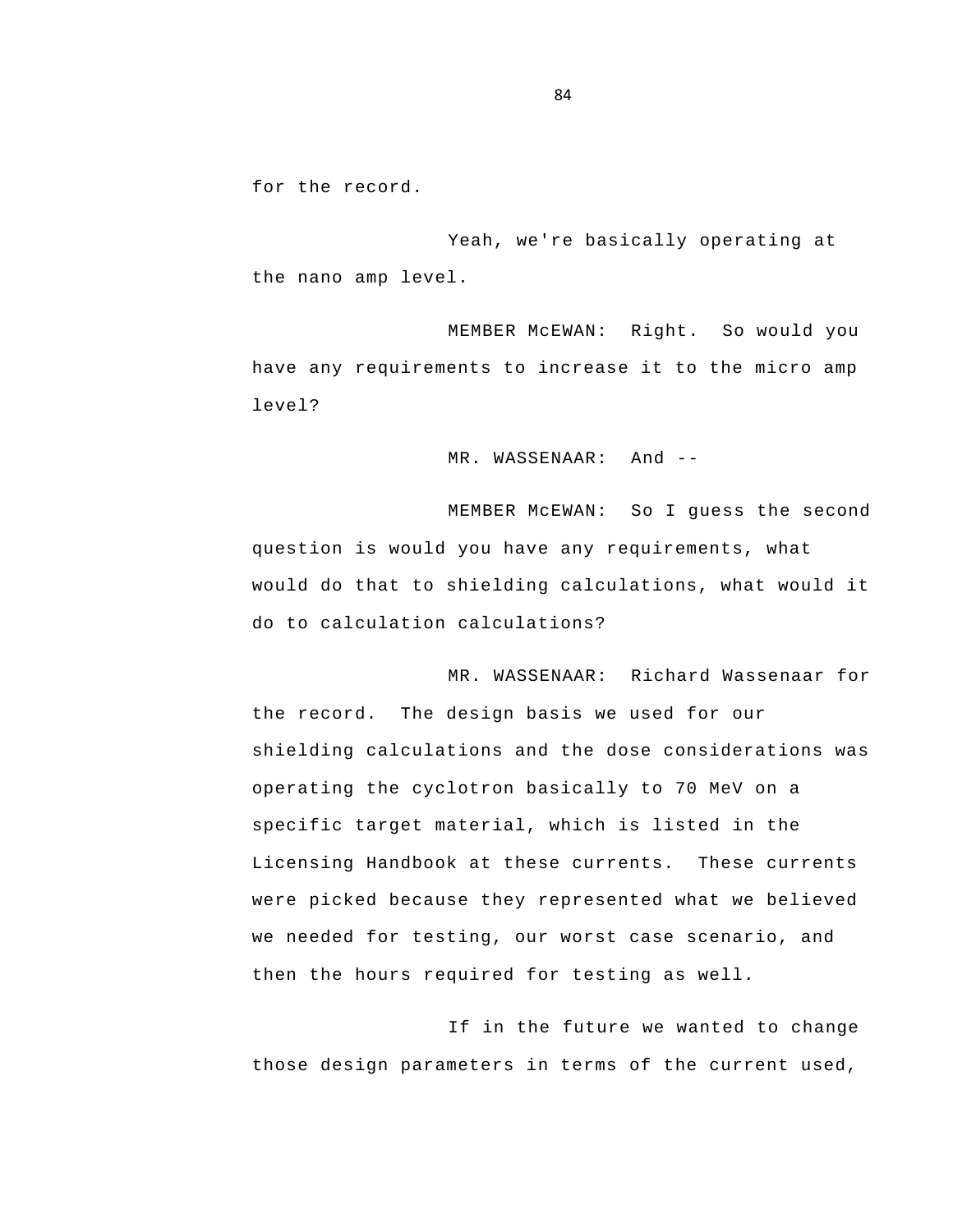for the record.

Yeah, we're basically operating at the nano amp level.

MEMBER McEWAN: Right. So would you have any requirements to increase it to the micro amp level?

MR. WASSENAAR: And --

MEMBER McEWAN: So I guess the second question is would you have any requirements, what would do that to shielding calculations, what would it do to calculation calculations?

MR. WASSENAAR: Richard Wassenaar for the record. The design basis we used for our shielding calculations and the dose considerations was operating the cyclotron basically to 70 MeV on a specific target material, which is listed in the Licensing Handbook at these currents. These currents were picked because they represented what we believed we needed for testing, our worst case scenario, and then the hours required for testing as well.

If in the future we wanted to change those design parameters in terms of the current used,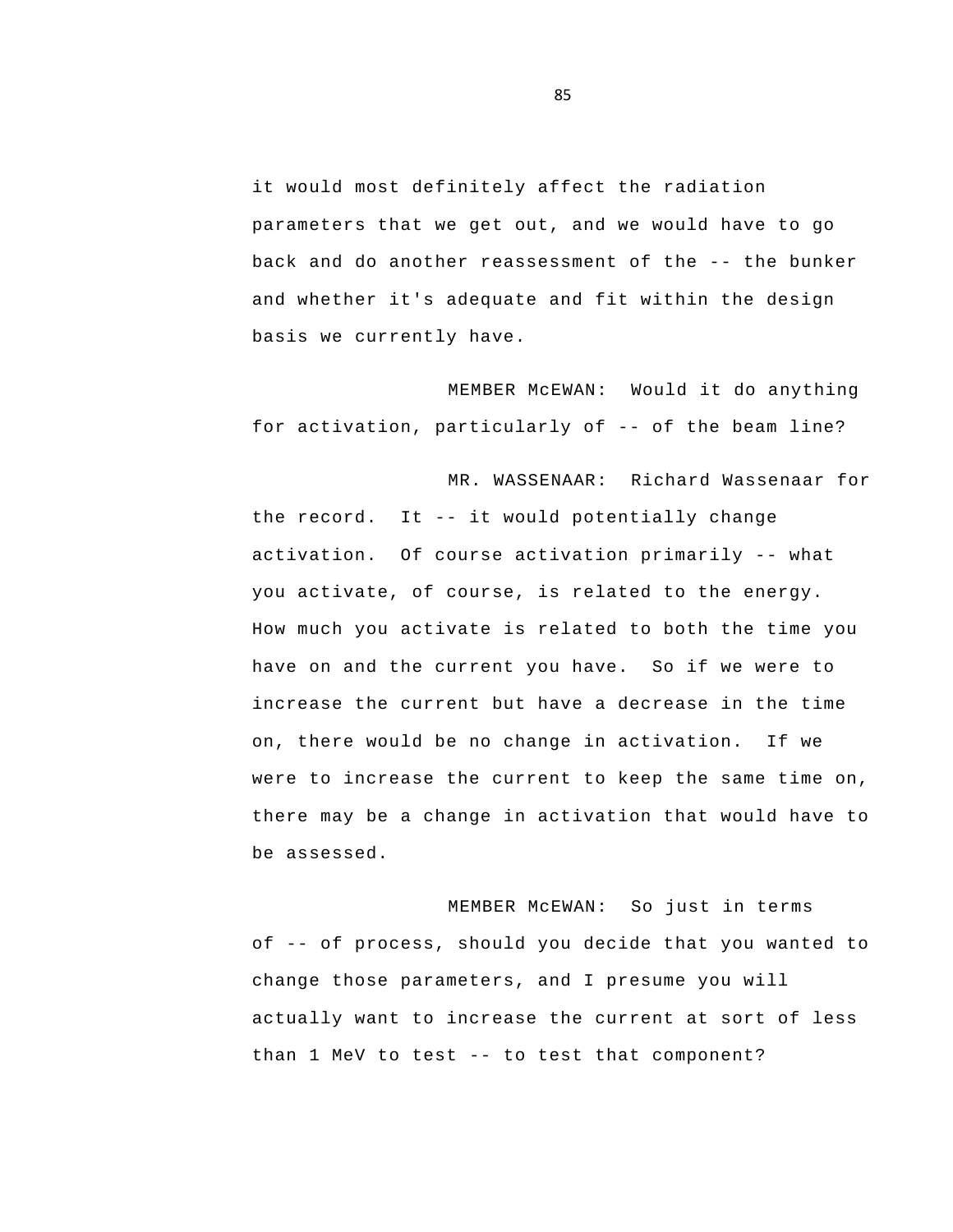it would most definitely affect the radiation parameters that we get out, and we would have to go back and do another reassessment of the -- the bunker and whether it's adequate and fit within the design basis we currently have.

MEMBER McEWAN: Would it do anything for activation, particularly of -- of the beam line?

MR. WASSENAAR: Richard Wassenaar for the record. It -- it would potentially change activation. Of course activation primarily -- what you activate, of course, is related to the energy. How much you activate is related to both the time you have on and the current you have. So if we were to increase the current but have a decrease in the time on, there would be no change in activation. If we were to increase the current to keep the same time on, there may be a change in activation that would have to be assessed.

MEMBER McEWAN: So just in terms of -- of process, should you decide that you wanted to change those parameters, and I presume you will actually want to increase the current at sort of less than 1 MeV to test -- to test that component?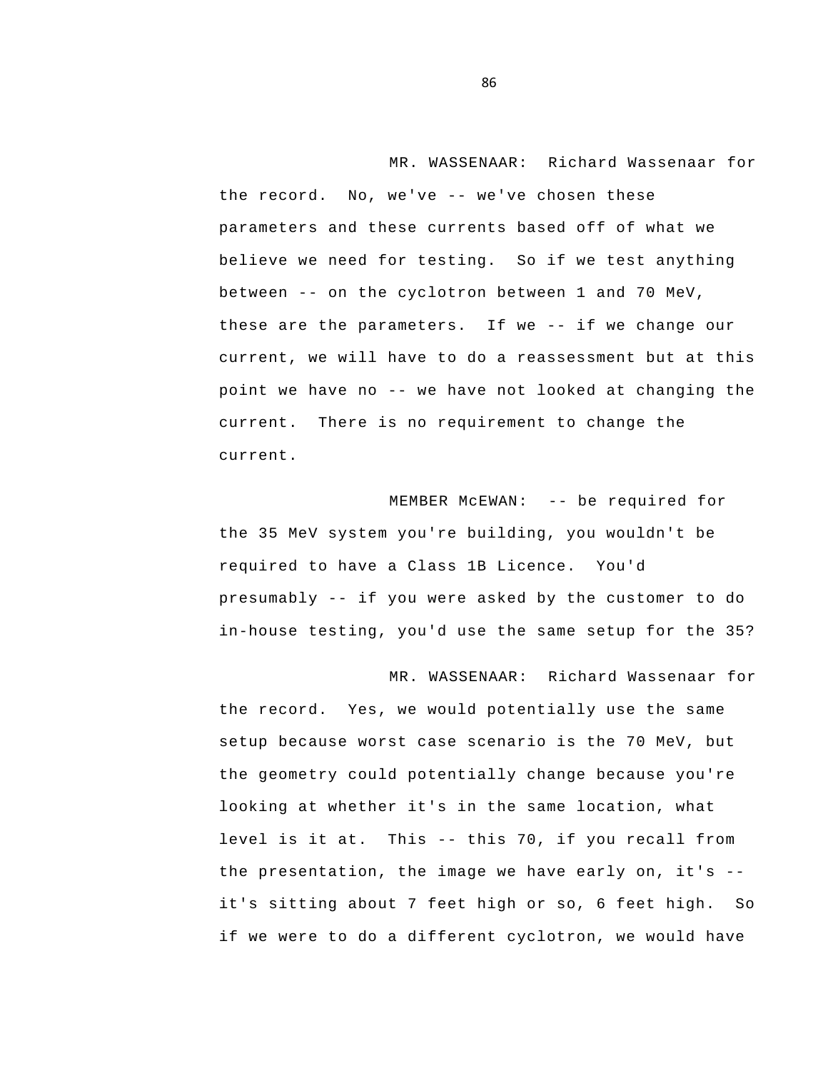MR. WASSENAAR: Richard Wassenaar for the record. No, we've -- we've chosen these parameters and these currents based off of what we believe we need for testing. So if we test anything between -- on the cyclotron between 1 and 70 MeV, these are the parameters. If we -- if we change our current, we will have to do a reassessment but at this point we have no -- we have not looked at changing the current. There is no requirement to change the current.

MEMBER McEWAN: -- be required for the 35 MeV system you're building, you wouldn't be required to have a Class 1B Licence. You'd presumably -- if you were asked by the customer to do in-house testing, you'd use the same setup for the 35?

MR. WASSENAAR: Richard Wassenaar for the record. Yes, we would potentially use the same setup because worst case scenario is the 70 MeV, but the geometry could potentially change because you're looking at whether it's in the same location, what level is it at. This -- this 70, if you recall from the presentation, the image we have early on, it's -- it's sitting about 7 feet high or so, 6 feet high. So if we were to do a different cyclotron, we would have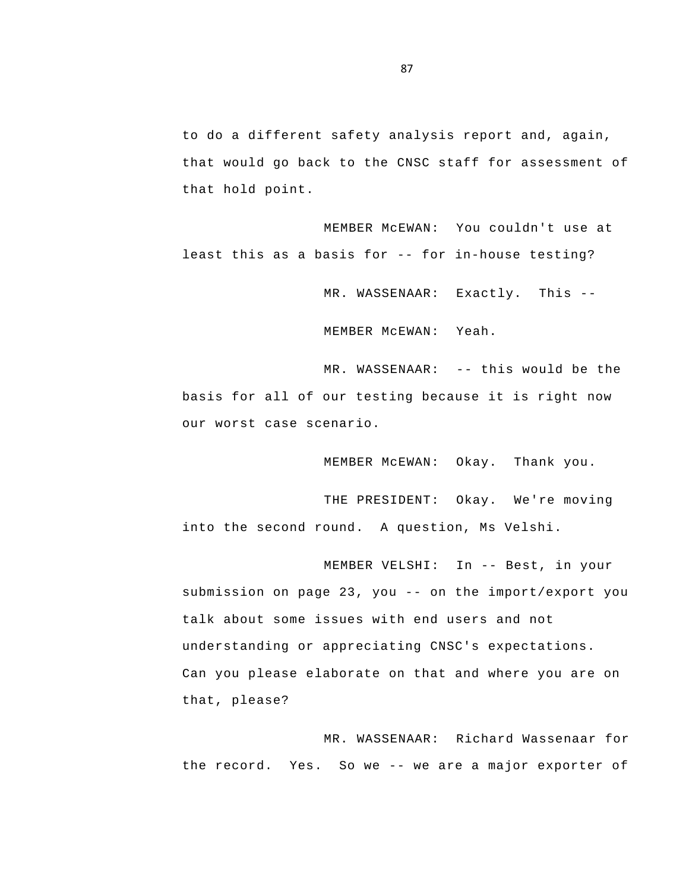to do a different safety analysis report and, again, that would go back to the CNSC staff for assessment of that hold point.

MEMBER McEWAN: You couldn't use at least this as a basis for -- for in-house testing?

MR. WASSENAAR: Exactly. This --

MEMBER McEWAN: Yeah.

MR. WASSENAAR: -- this would be the basis for all of our testing because it is right now our worst case scenario.

MEMBER McEWAN: Okay. Thank you.

THE PRESIDENT: Okay. We're moving into the second round. A question, Ms Velshi.

MEMBER VELSHI: In -- Best, in your submission on page 23, you -- on the import/export you talk about some issues with end users and not understanding or appreciating CNSC's expectations. Can you please elaborate on that and where you are on that, please?

MR. WASSENAAR: Richard Wassenaar for the record. Yes. So we -- we are a major exporter of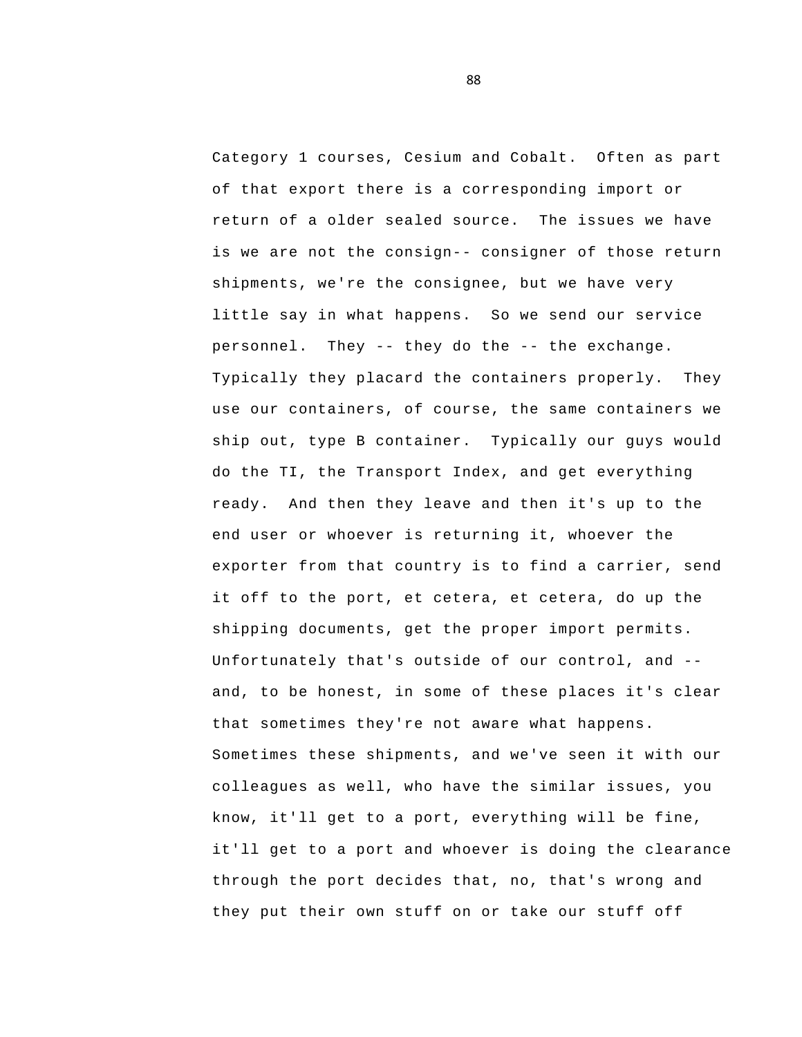Category 1 courses, Cesium and Cobalt. Often as part of that export there is a corresponding import or return of a older sealed source. The issues we have is we are not the consign-- consigner of those return shipments, we're the consignee, but we have very little say in what happens. So we send our service personnel. They -- they do the -- the exchange. Typically they placard the containers properly. They use our containers, of course, the same containers we ship out, type B container. Typically our guys would do the TI, the Transport Index, and get everything ready. And then they leave and then it's up to the end user or whoever is returning it, whoever the exporter from that country is to find a carrier, send it off to the port, et cetera, et cetera, do up the shipping documents, get the proper import permits. Unfortunately that's outside of our control, and -- and, to be honest, in some of these places it's clear that sometimes they're not aware what happens. Sometimes these shipments, and we've seen it with our colleagues as well, who have the similar issues, you know, it'll get to a port, everything will be fine, it'll get to a port and whoever is doing the clearance through the port decides that, no, that's wrong and they put their own stuff on or take our stuff off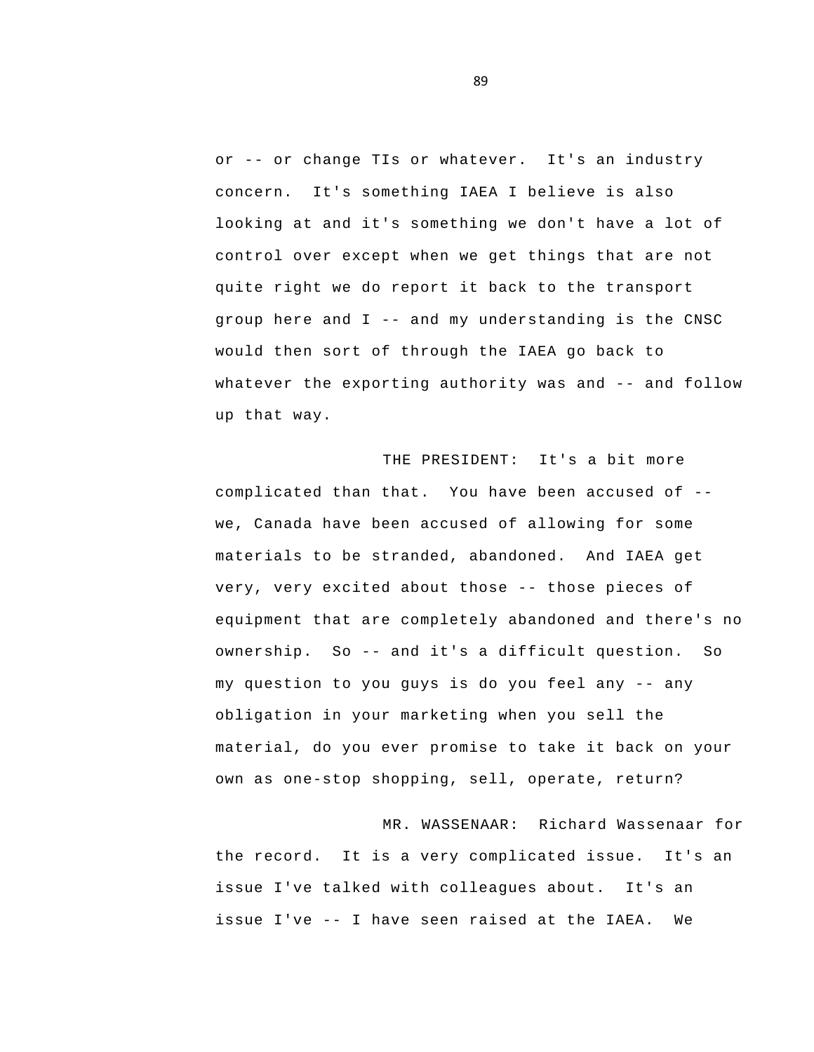or -- or change TIs or whatever. It's an industry concern. It's something IAEA I believe is also looking at and it's something we don't have a lot of control over except when we get things that are not quite right we do report it back to the transport group here and I -- and my understanding is the CNSC would then sort of through the IAEA go back to whatever the exporting authority was and -- and follow up that way.

THE PRESIDENT: It's a bit more complicated than that. You have been accused of -- we, Canada have been accused of allowing for some materials to be stranded, abandoned. And IAEA get very, very excited about those -- those pieces of equipment that are completely abandoned and there's no ownership. So -- and it's a difficult question. So my question to you guys is do you feel any -- any obligation in your marketing when you sell the material, do you ever promise to take it back on your own as one-stop shopping, sell, operate, return?

MR. WASSENAAR: Richard Wassenaar for the record. It is a very complicated issue. It's an issue I've talked with colleagues about. It's an issue I've -- I have seen raised at the IAEA. We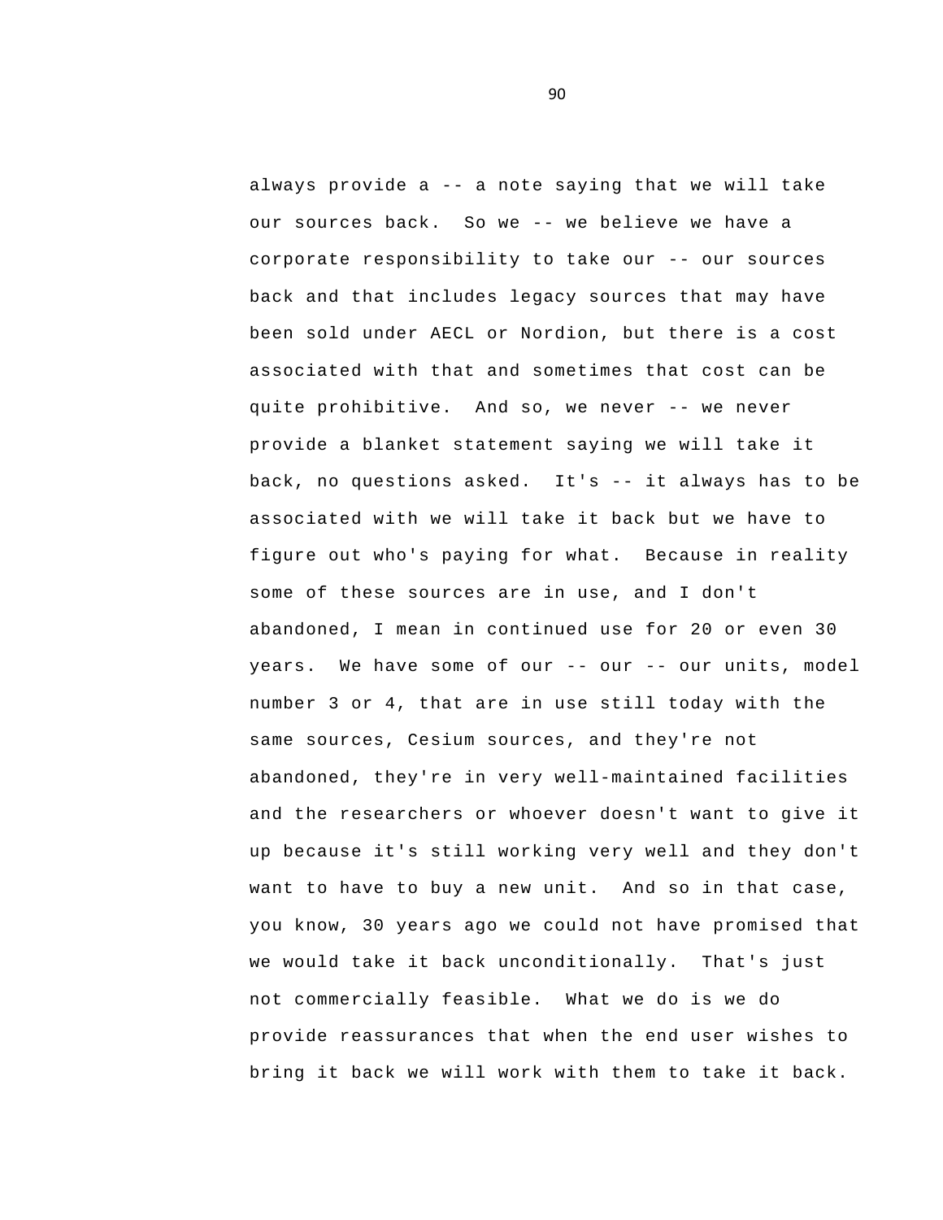always provide a -- a note saying that we will take our sources back. So we -- we believe we have a corporate responsibility to take our -- our sources back and that includes legacy sources that may have been sold under AECL or Nordion, but there is a cost associated with that and sometimes that cost can be quite prohibitive. And so, we never -- we never provide a blanket statement saying we will take it back, no questions asked. It's -- it always has to be associated with we will take it back but we have to figure out who's paying for what. Because in reality some of these sources are in use, and I don't abandoned, I mean in continued use for 20 or even 30 years. We have some of our -- our -- our units, model number 3 or 4, that are in use still today with the same sources, Cesium sources, and they're not abandoned, they're in very well-maintained facilities and the researchers or whoever doesn't want to give it up because it's still working very well and they don't want to have to buy a new unit. And so in that case, you know, 30 years ago we could not have promised that we would take it back unconditionally. That's just not commercially feasible. What we do is we do provide reassurances that when the end user wishes to bring it back we will work with them to take it back.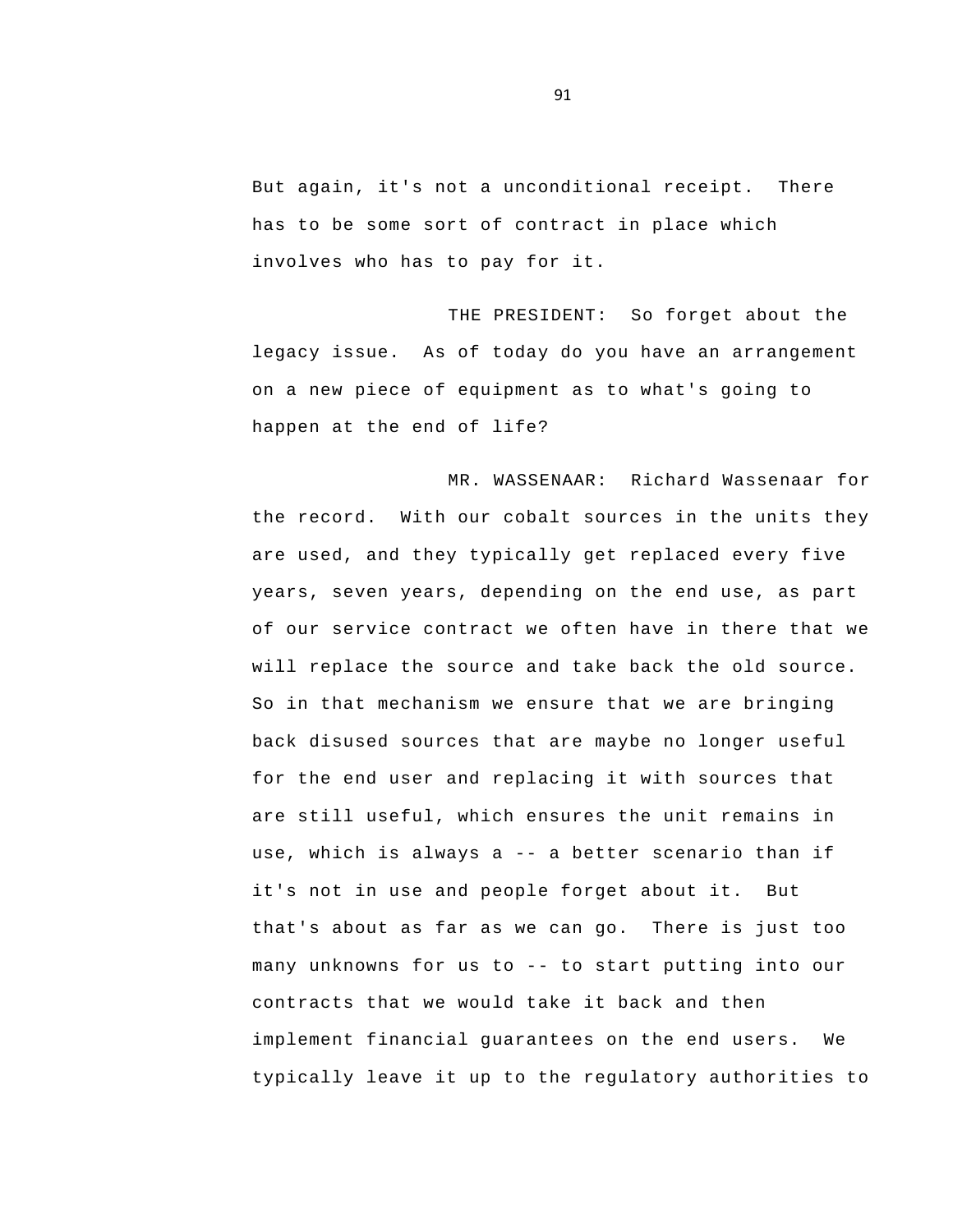But again, it's not a unconditional receipt. There has to be some sort of contract in place which involves who has to pay for it.

THE PRESIDENT: So forget about the legacy issue. As of today do you have an arrangement on a new piece of equipment as to what's going to happen at the end of life?

MR. WASSENAAR: Richard Wassenaar for the record. With our cobalt sources in the units they are used, and they typically get replaced every five years, seven years, depending on the end use, as part of our service contract we often have in there that we will replace the source and take back the old source. So in that mechanism we ensure that we are bringing back disused sources that are maybe no longer useful for the end user and replacing it with sources that are still useful, which ensures the unit remains in use, which is always a -- a better scenario than if it's not in use and people forget about it. But that's about as far as we can go. There is just too many unknowns for us to -- to start putting into our contracts that we would take it back and then implement financial guarantees on the end users. We typically leave it up to the regulatory authorities to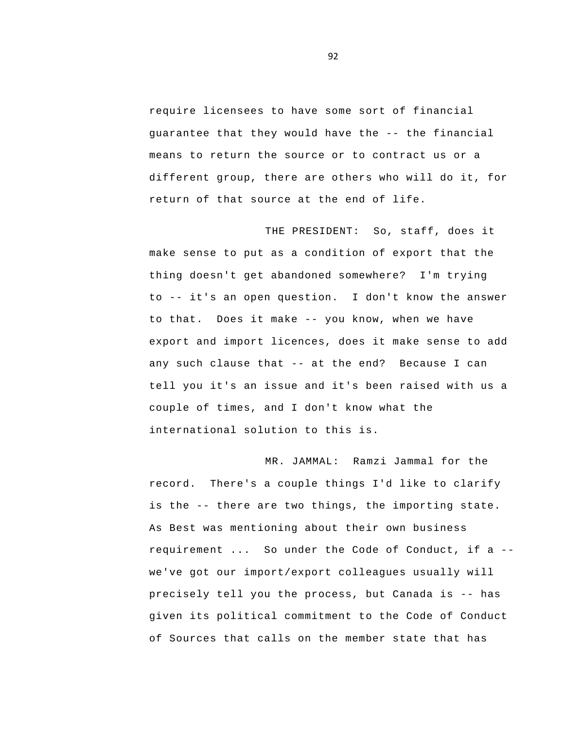require licensees to have some sort of financial guarantee that they would have the -- the financial means to return the source or to contract us or a different group, there are others who will do it, for return of that source at the end of life.

THE PRESIDENT: So, staff, does it make sense to put as a condition of export that the thing doesn't get abandoned somewhere? I'm trying to -- it's an open question. I don't know the answer to that. Does it make -- you know, when we have export and import licences, does it make sense to add any such clause that -- at the end? Because I can tell you it's an issue and it's been raised with us a couple of times, and I don't know what the international solution to this is.

MR. JAMMAL: Ramzi Jammal for the record. There's a couple things I'd like to clarify is the -- there are two things, the importing state. As Best was mentioning about their own business requirement ... So under the Code of Conduct, if a -- we've got our import/export colleagues usually will precisely tell you the process, but Canada is -- has given its political commitment to the Code of Conduct of Sources that calls on the member state that has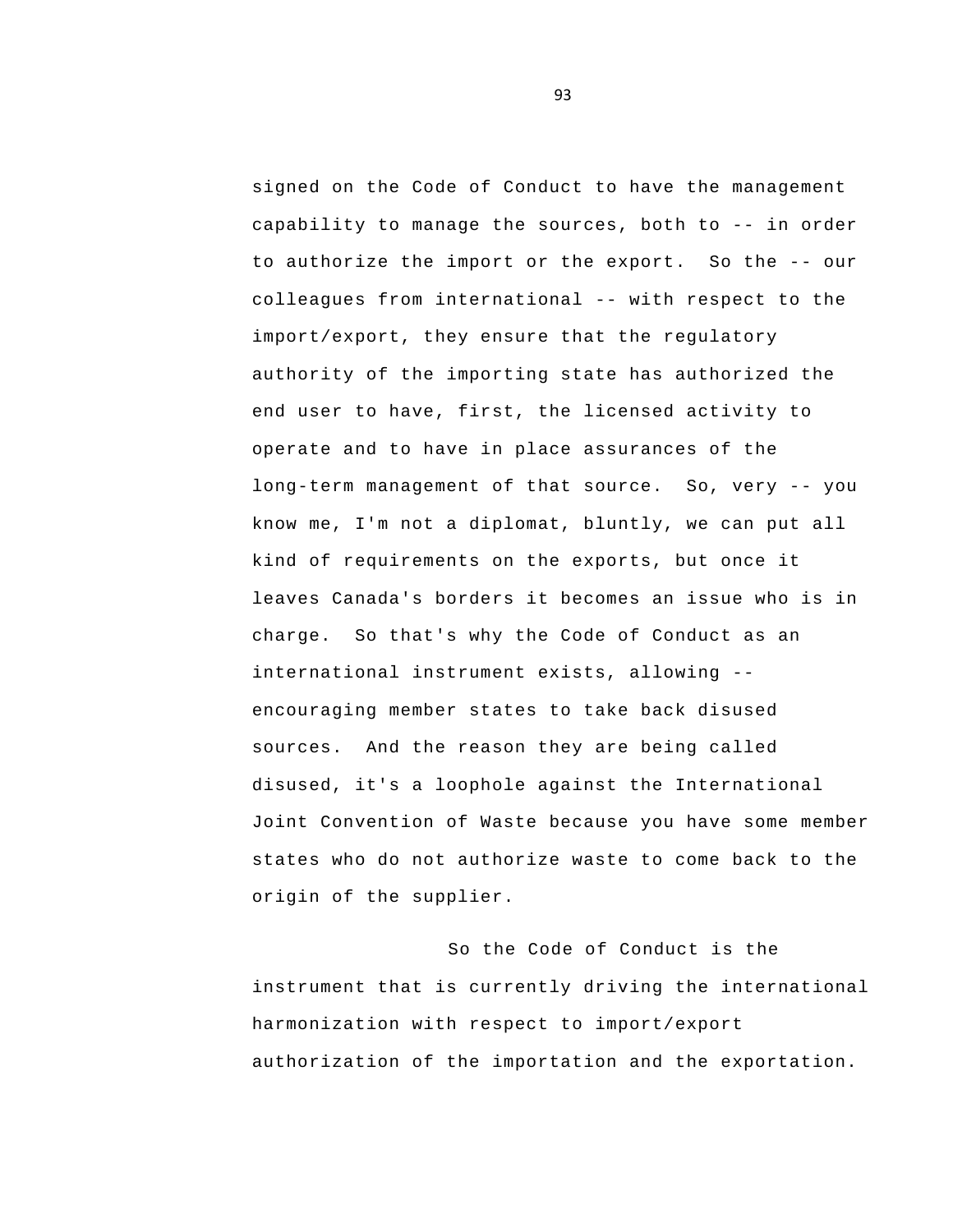signed on the Code of Conduct to have the management capability to manage the sources, both to -- in order to authorize the import or the export. So the -- our colleagues from international -- with respect to the import/export, they ensure that the regulatory authority of the importing state has authorized the end user to have, first, the licensed activity to operate and to have in place assurances of the long-term management of that source. So, very -- you know me, I'm not a diplomat, bluntly, we can put all kind of requirements on the exports, but once it leaves Canada's borders it becomes an issue who is in charge. So that's why the Code of Conduct as an international instrument exists, allowing -- encouraging member states to take back disused sources. And the reason they are being called disused, it's a loophole against the International Joint Convention of Waste because you have some member states who do not authorize waste to come back to the origin of the supplier.

So the Code of Conduct is the instrument that is currently driving the international harmonization with respect to import/export authorization of the importation and the exportation.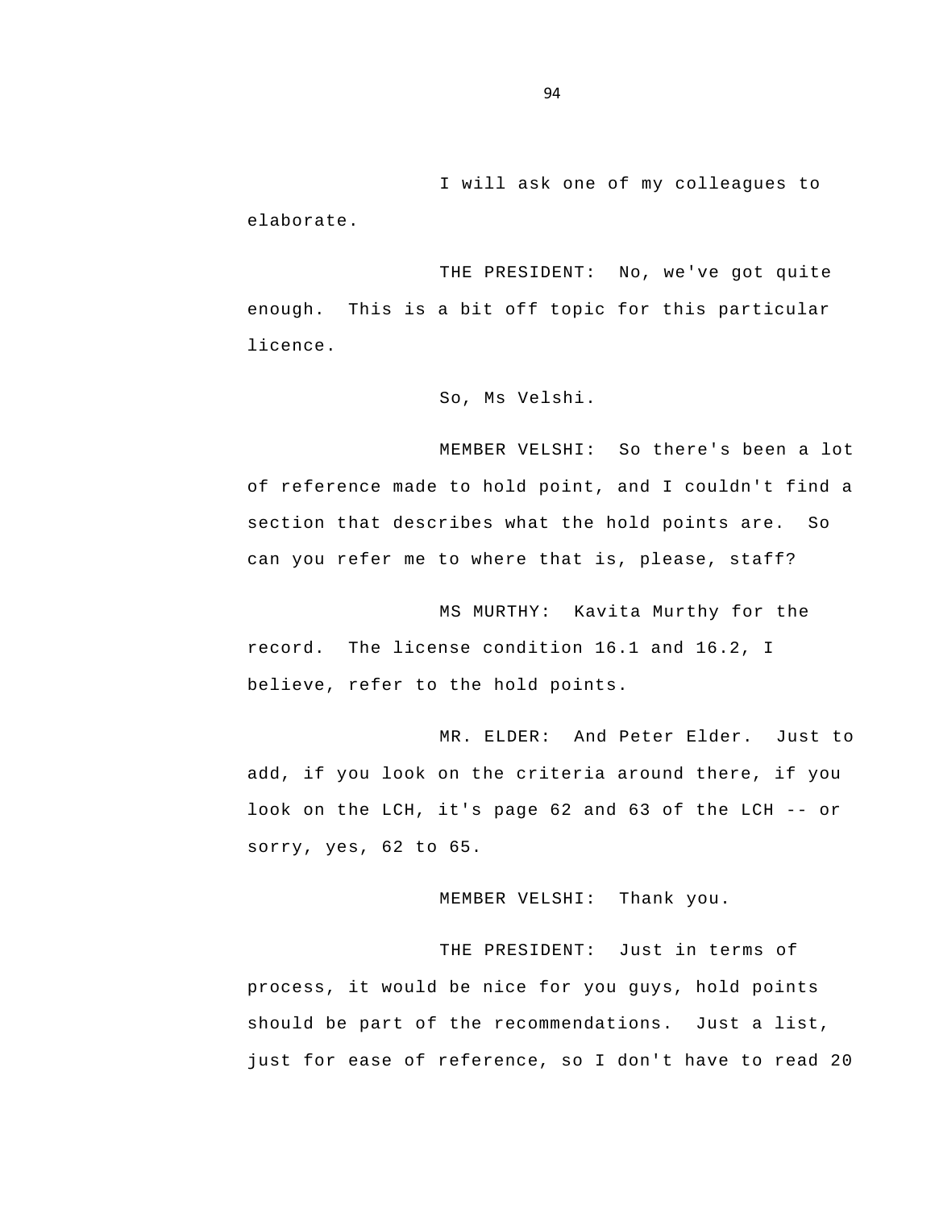I will ask one of my colleagues to elaborate.

THE PRESIDENT: No, we've got quite enough. This is a bit off topic for this particular licence.

So, Ms Velshi.

MEMBER VELSHI: So there's been a lot of reference made to hold point, and I couldn't find a section that describes what the hold points are. So can you refer me to where that is, please, staff?

MS MURTHY: Kavita Murthy for the record. The license condition 16.1 and 16.2, I believe, refer to the hold points.

MR. ELDER: And Peter Elder. Just to add, if you look on the criteria around there, if you look on the LCH, it's page 62 and 63 of the LCH -- or sorry, yes, 62 to 65.

MEMBER VELSHI: Thank you.

THE PRESIDENT: Just in terms of process, it would be nice for you guys, hold points should be part of the recommendations. Just a list, just for ease of reference, so I don't have to read 20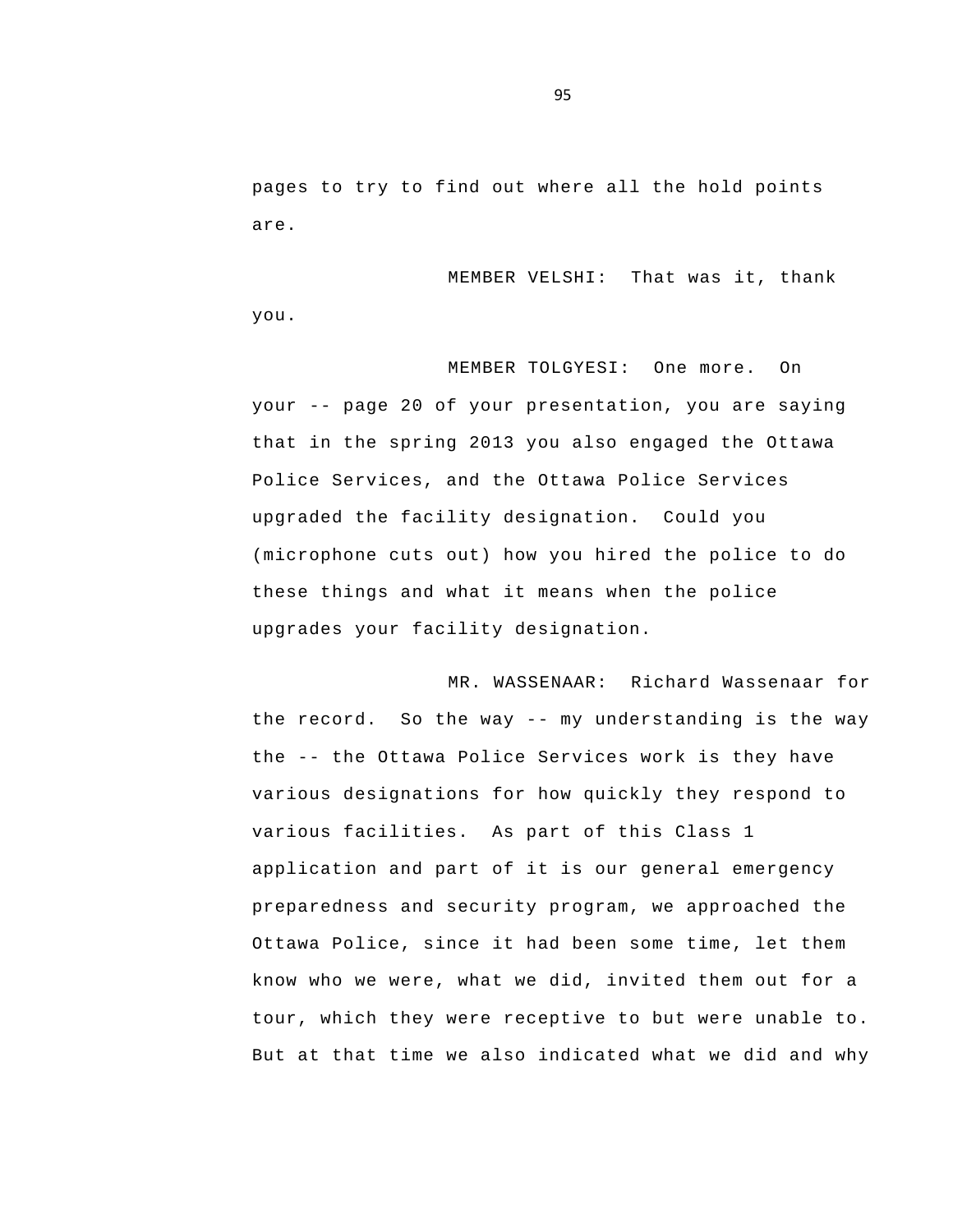pages to try to find out where all the hold points are.

MEMBER VELSHI: That was it, thank you.

MEMBER TOLGYESI: One more. On your -- page 20 of your presentation, you are saying that in the spring 2013 you also engaged the Ottawa Police Services, and the Ottawa Police Services upgraded the facility designation. Could you (microphone cuts out) how you hired the police to do these things and what it means when the police upgrades your facility designation.

MR. WASSENAAR: Richard Wassenaar for the record. So the way -- my understanding is the way the -- the Ottawa Police Services work is they have various designations for how quickly they respond to various facilities. As part of this Class 1 application and part of it is our general emergency preparedness and security program, we approached the Ottawa Police, since it had been some time, let them know who we were, what we did, invited them out for a tour, which they were receptive to but were unable to. But at that time we also indicated what we did and why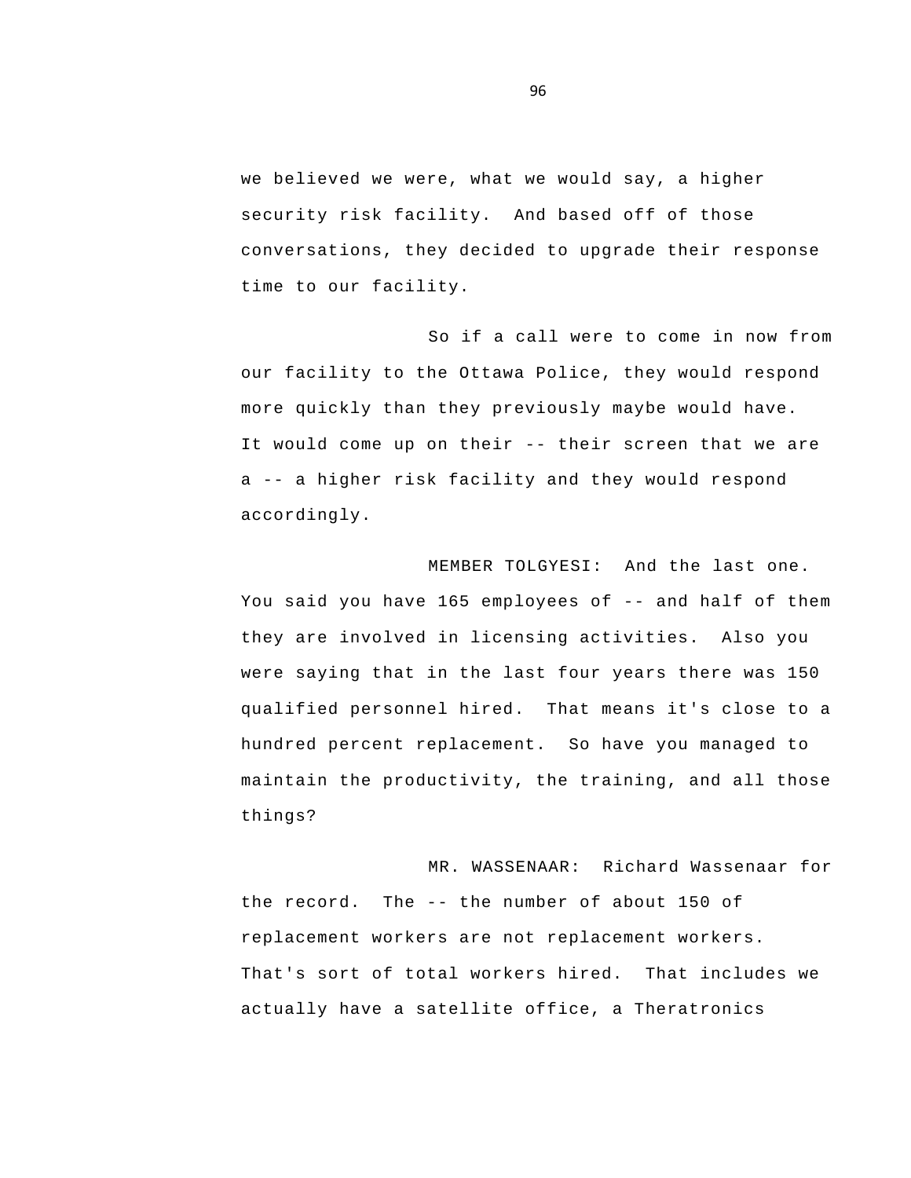we believed we were, what we would say, a higher security risk facility. And based off of those conversations, they decided to upgrade their response time to our facility.

So if a call were to come in now from our facility to the Ottawa Police, they would respond more quickly than they previously maybe would have. It would come up on their -- their screen that we are a -- a higher risk facility and they would respond accordingly.

MEMBER TOLGYESI: And the last one. You said you have 165 employees of -- and half of them they are involved in licensing activities. Also you were saying that in the last four years there was 150 qualified personnel hired. That means it's close to a hundred percent replacement. So have you managed to maintain the productivity, the training, and all those things?

MR. WASSENAAR: Richard Wassenaar for the record. The -- the number of about 150 of replacement workers are not replacement workers. That's sort of total workers hired. That includes we actually have a satellite office, a Theratronics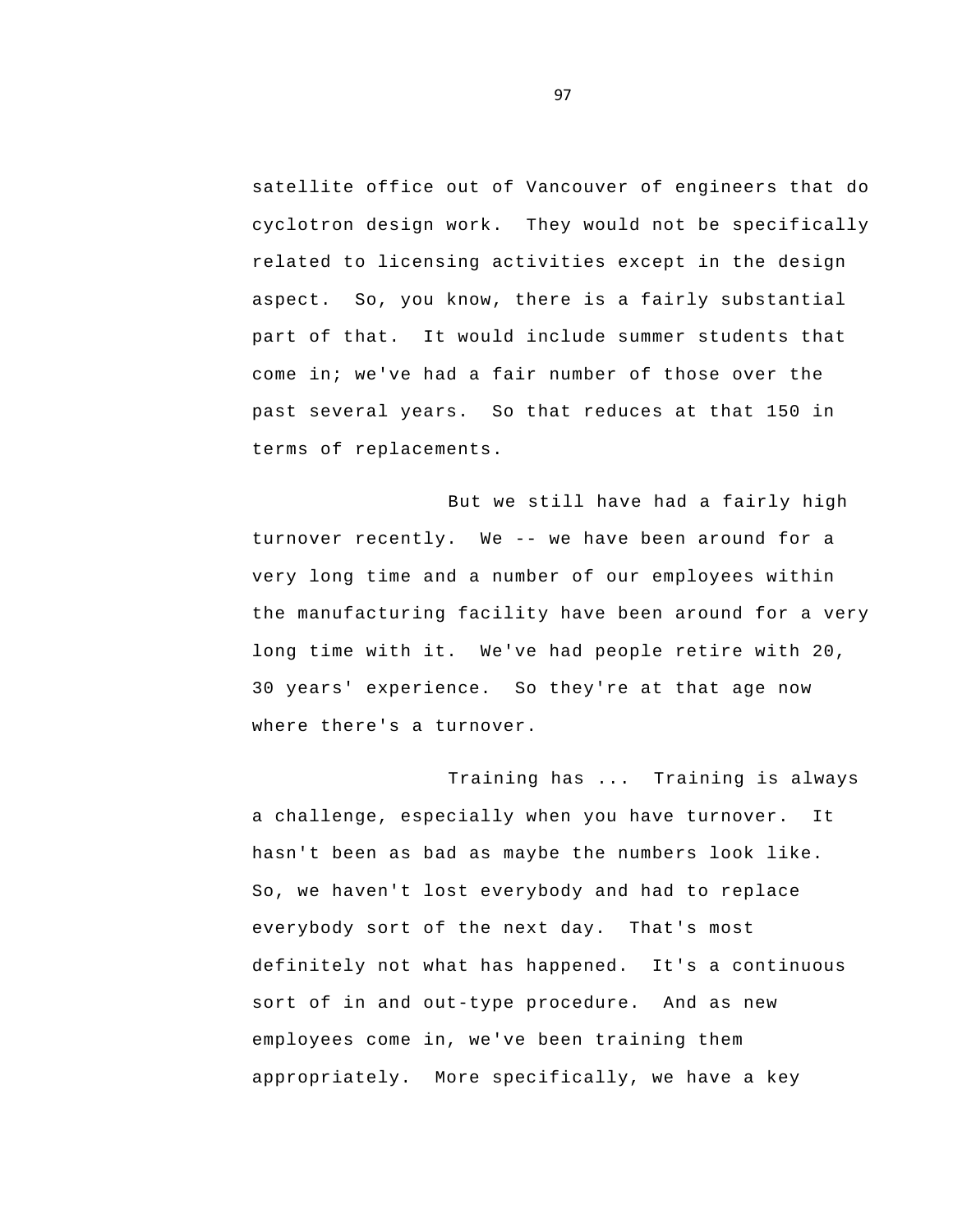satellite office out of Vancouver of engineers that do cyclotron design work. They would not be specifically related to licensing activities except in the design aspect. So, you know, there is a fairly substantial part of that. It would include summer students that come in; we've had a fair number of those over the past several years. So that reduces at that 150 in terms of replacements.

But we still have had a fairly high turnover recently. We -- we have been around for a very long time and a number of our employees within the manufacturing facility have been around for a very long time with it. We've had people retire with 20, 30 years' experience. So they're at that age now where there's a turnover.

Training has ... Training is always a challenge, especially when you have turnover. It hasn't been as bad as maybe the numbers look like. So, we haven't lost everybody and had to replace everybody sort of the next day. That's most definitely not what has happened. It's a continuous sort of in and out-type procedure. And as new employees come in, we've been training them appropriately. More specifically, we have a key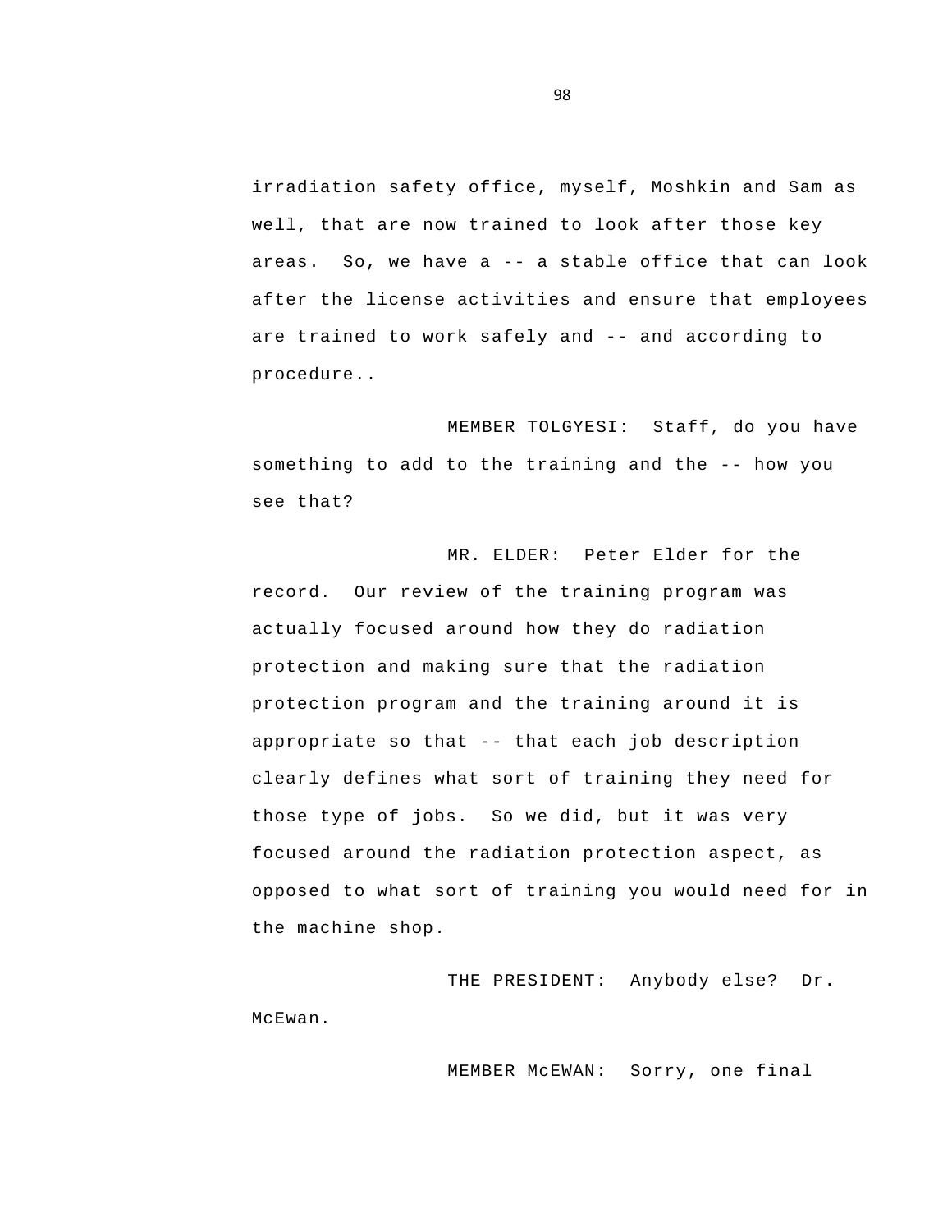irradiation safety office, myself, Moshkin and Sam as well, that are now trained to look after those key areas. So, we have a -- a stable office that can look after the license activities and ensure that employees are trained to work safely and -- and according to procedure..

MEMBER TOLGYESI: Staff, do you have something to add to the training and the -- how you see that?

MR. ELDER: Peter Elder for the record. Our review of the training program was actually focused around how they do radiation protection and making sure that the radiation protection program and the training around it is appropriate so that -- that each job description clearly defines what sort of training they need for those type of jobs. So we did, but it was very focused around the radiation protection aspect, as opposed to what sort of training you would need for in the machine shop.

THE PRESIDENT: Anybody else? Dr. McEwan.

MEMBER McEWAN: Sorry, one final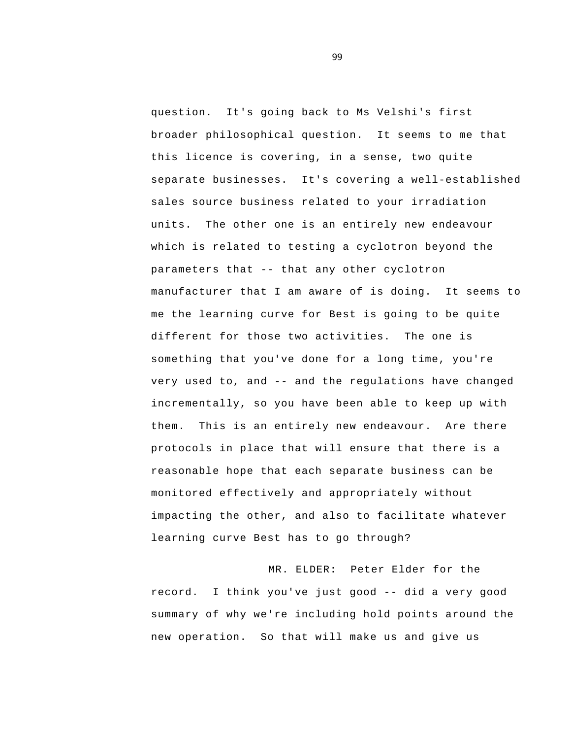question. It's going back to Ms Velshi's first broader philosophical question. It seems to me that this licence is covering, in a sense, two quite separate businesses. It's covering a well-established sales source business related to your irradiation units. The other one is an entirely new endeavour which is related to testing a cyclotron beyond the parameters that -- that any other cyclotron manufacturer that I am aware of is doing. It seems to me the learning curve for Best is going to be quite different for those two activities. The one is something that you've done for a long time, you're very used to, and -- and the regulations have changed incrementally, so you have been able to keep up with them. This is an entirely new endeavour. Are there protocols in place that will ensure that there is a reasonable hope that each separate business can be monitored effectively and appropriately without impacting the other, and also to facilitate whatever learning curve Best has to go through?

MR. ELDER: Peter Elder for the record. I think you've just good -- did a very good summary of why we're including hold points around the new operation. So that will make us and give us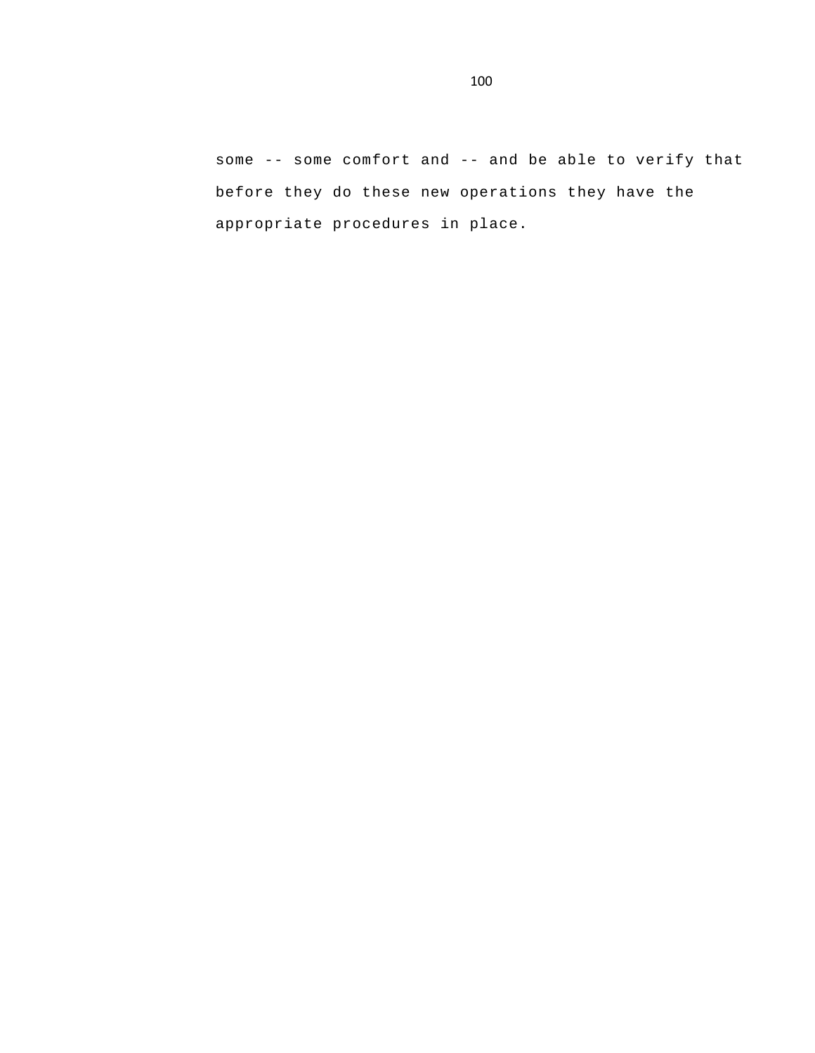some -- some comfort and -- and be able to verify that before they do these new operations they have the appropriate procedures in place.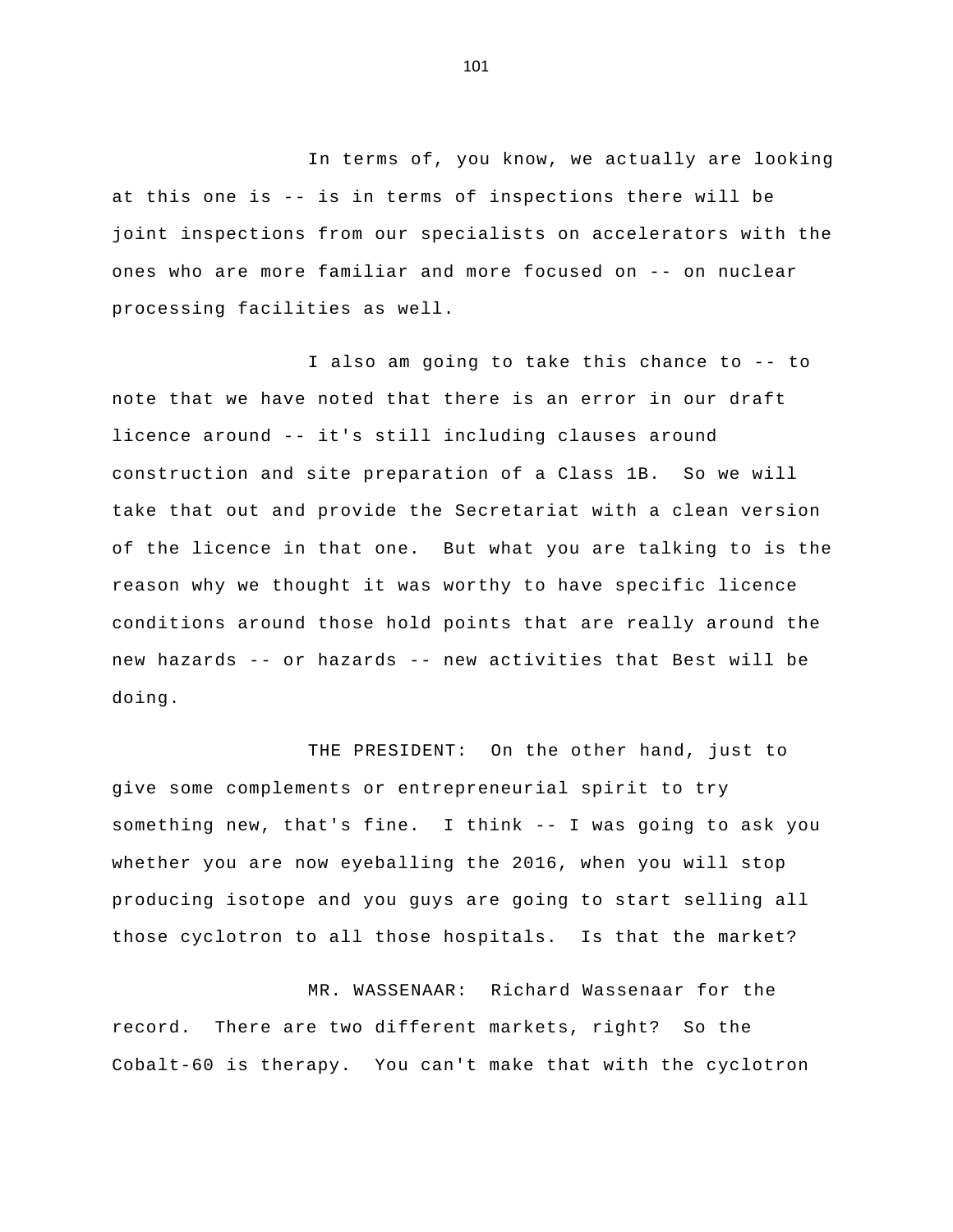In terms of, you know, we actually are looking at this one is -- is in terms of inspections there will be joint inspections from our specialists on accelerators with the ones who are more familiar and more focused on -- on nuclear processing facilities as well.

I also am going to take this chance to -- to note that we have noted that there is an error in our draft licence around -- it's still including clauses around construction and site preparation of a Class 1B. So we will take that out and provide the Secretariat with a clean version of the licence in that one. But what you are talking to is the reason why we thought it was worthy to have specific licence conditions around those hold points that are really around the new hazards -- or hazards -- new activities that Best will be doing.

THE PRESIDENT: On the other hand, just to give some complements or entrepreneurial spirit to try something new, that's fine. I think -- I was going to ask you whether you are now eyeballing the 2016, when you will stop producing isotope and you guys are going to start selling all those cyclotron to all those hospitals. Is that the market?

MR. WASSENAAR: Richard Wassenaar for the record. There are two different markets, right? So the Cobalt-60 is therapy. You can't make that with the cyclotron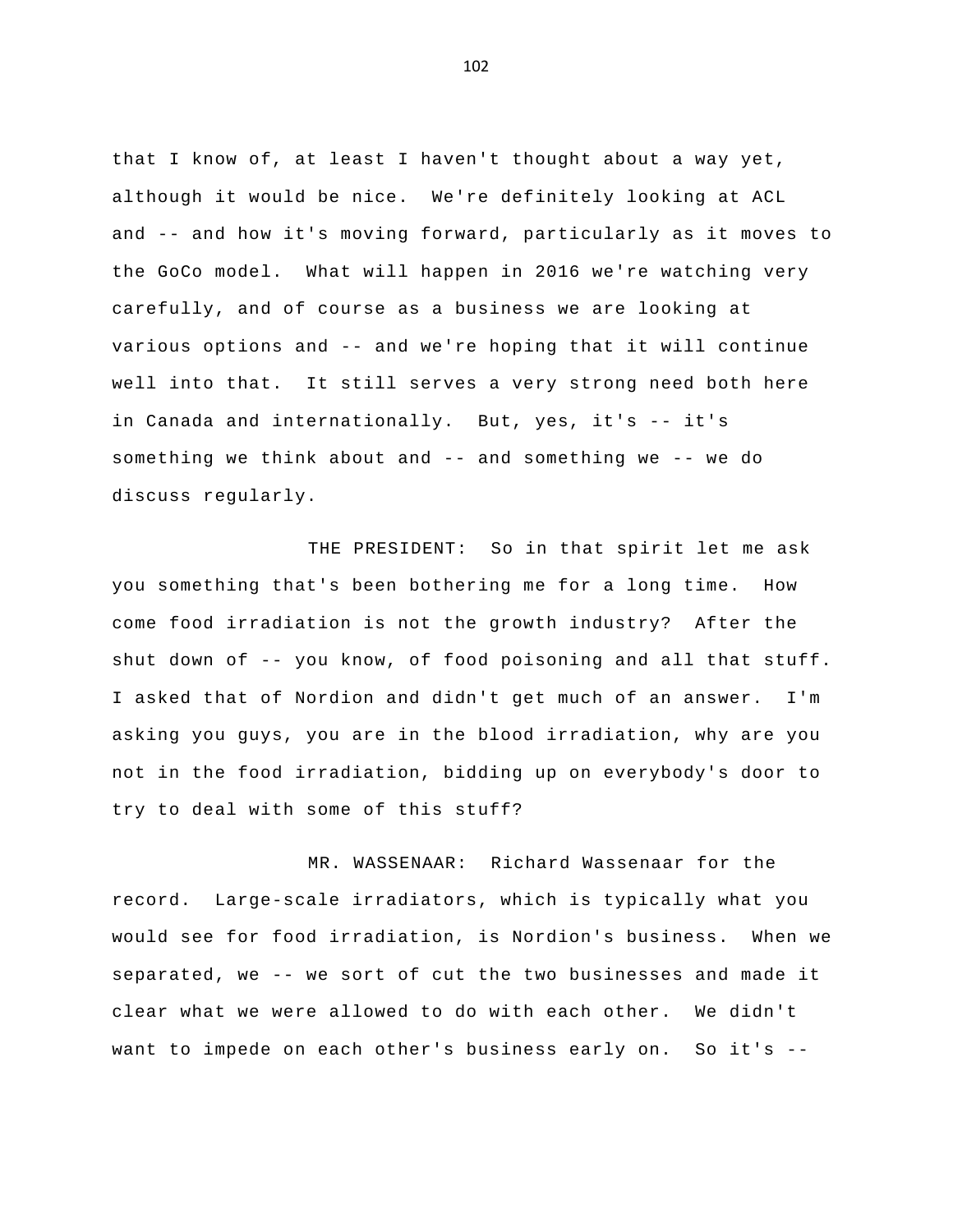that I know of, at least I haven't thought about a way yet, although it would be nice. We're definitely looking at ACL and -- and how it's moving forward, particularly as it moves to the GoCo model. What will happen in 2016 we're watching very carefully, and of course as a business we are looking at various options and -- and we're hoping that it will continue well into that. It still serves a very strong need both here in Canada and internationally. But, yes, it's -- it's something we think about and -- and something we -- we do discuss regularly.

THE PRESIDENT: So in that spirit let me ask you something that's been bothering me for a long time. How come food irradiation is not the growth industry? After the shut down of -- you know, of food poisoning and all that stuff. I asked that of Nordion and didn't get much of an answer. I'm asking you guys, you are in the blood irradiation, why are you not in the food irradiation, bidding up on everybody's door to try to deal with some of this stuff?

MR. WASSENAAR: Richard Wassenaar for the record. Large-scale irradiators, which is typically what you would see for food irradiation, is Nordion's business. When we separated, we -- we sort of cut the two businesses and made it clear what we were allowed to do with each other. We didn't want to impede on each other's business early on. So it's --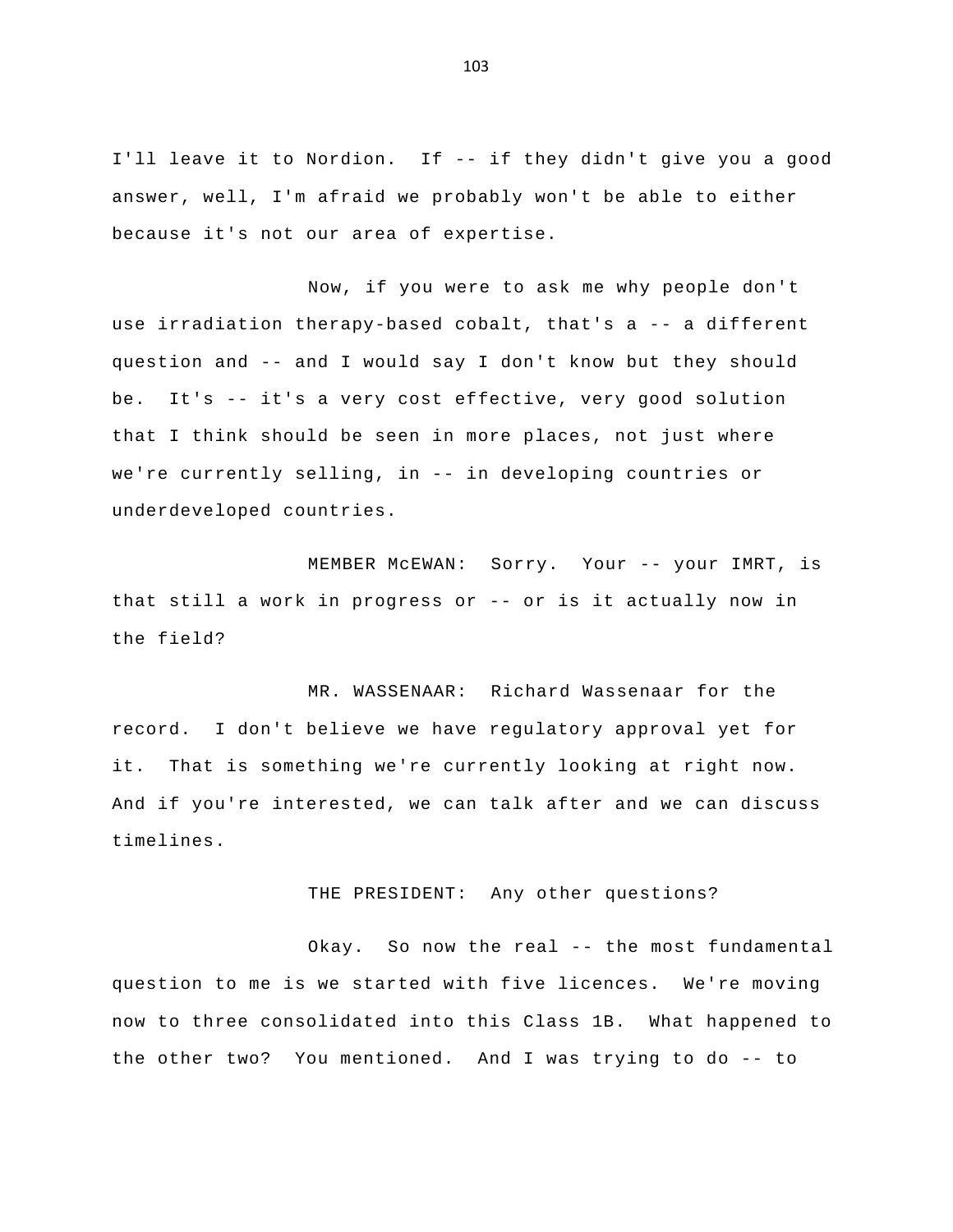I'll leave it to Nordion. If -- if they didn't give you a good answer, well, I'm afraid we probably won't be able to either because it's not our area of expertise.

Now, if you were to ask me why people don't use irradiation therapy-based cobalt, that's a -- a different question and -- and I would say I don't know but they should be. It's -- it's a very cost effective, very good solution that I think should be seen in more places, not just where we're currently selling, in -- in developing countries or underdeveloped countries.

MEMBER McEWAN: Sorry. Your -- your IMRT, is that still a work in progress or -- or is it actually now in the field?

MR. WASSENAAR: Richard Wassenaar for the record. I don't believe we have regulatory approval yet for it. That is something we're currently looking at right now. And if you're interested, we can talk after and we can discuss timelines.

THE PRESIDENT: Any other questions?

Okay. So now the real -- the most fundamental question to me is we started with five licences. We're moving now to three consolidated into this Class 1B. What happened to the other two? You mentioned. And I was trying to do -- to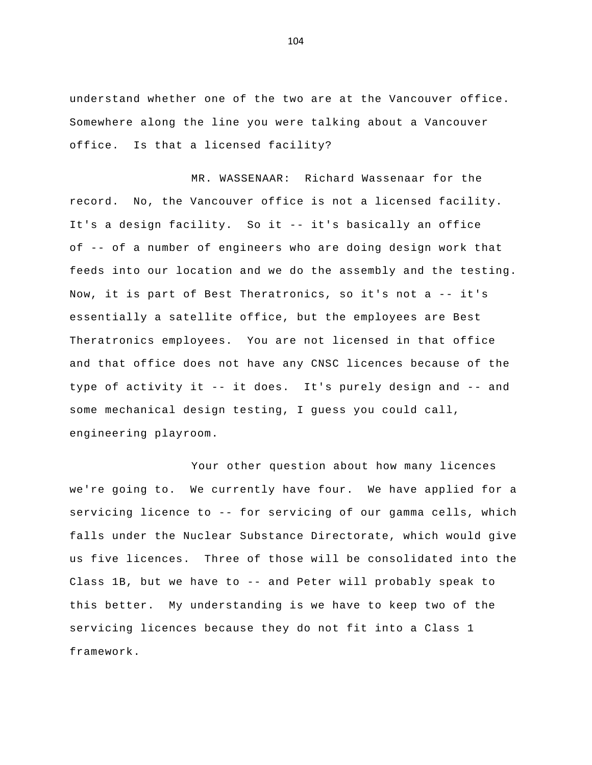understand whether one of the two are at the Vancouver office. Somewhere along the line you were talking about a Vancouver office. Is that a licensed facility?

MR. WASSENAAR: Richard Wassenaar for the record. No, the Vancouver office is not a licensed facility. It's a design facility. So it -- it's basically an office of -- of a number of engineers who are doing design work that feeds into our location and we do the assembly and the testing. Now, it is part of Best Theratronics, so it's not a -- it's essentially a satellite office, but the employees are Best Theratronics employees. You are not licensed in that office and that office does not have any CNSC licences because of the type of activity it -- it does. It's purely design and -- and some mechanical design testing, I guess you could call, engineering playroom.

Your other question about how many licences we're going to. We currently have four. We have applied for a servicing licence to -- for servicing of our gamma cells, which falls under the Nuclear Substance Directorate, which would give us five licences. Three of those will be consolidated into the Class 1B, but we have to -- and Peter will probably speak to this better. My understanding is we have to keep two of the servicing licences because they do not fit into a Class 1 framework.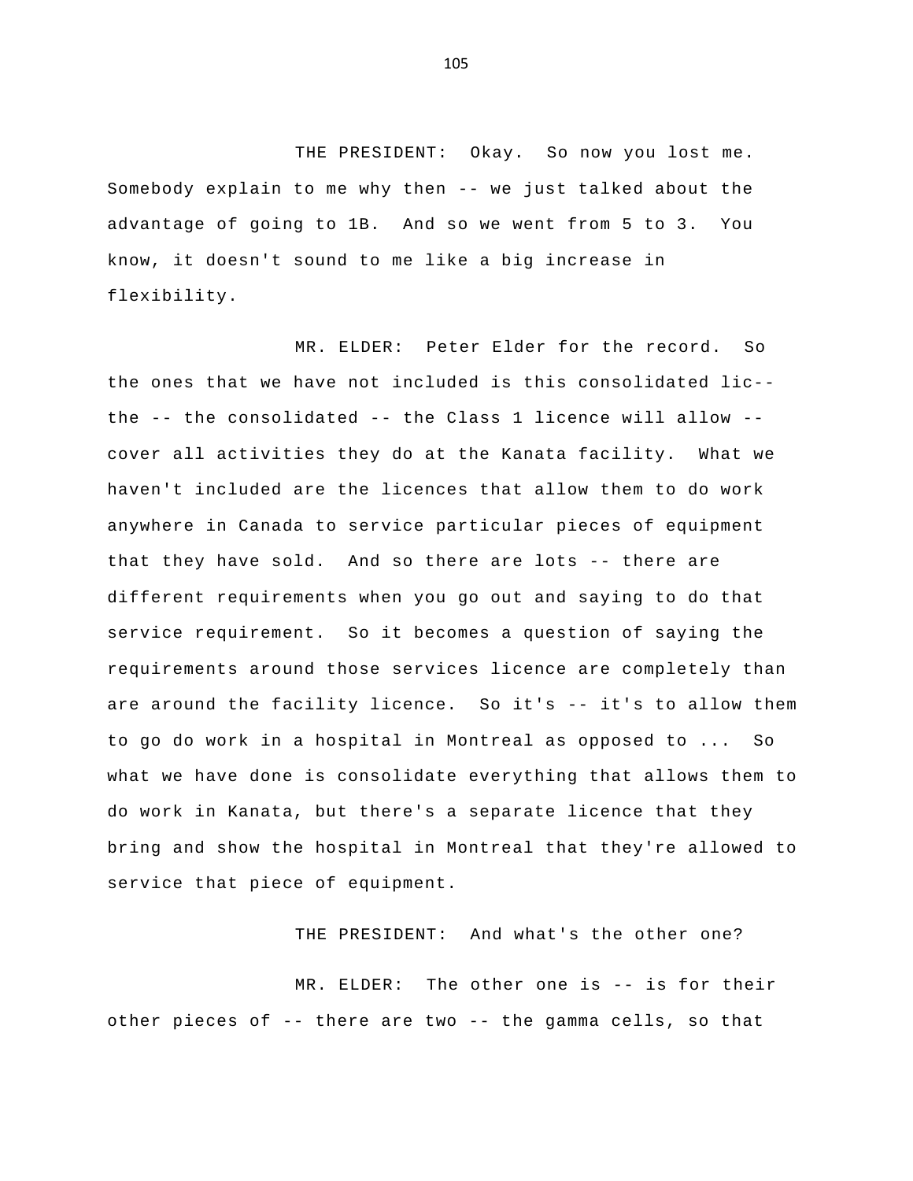THE PRESIDENT: Okay. So now you lost me. Somebody explain to me why then -- we just talked about the advantage of going to 1B. And so we went from 5 to 3. You know, it doesn't sound to me like a big increase in flexibility.

MR. ELDER: Peter Elder for the record. So the ones that we have not included is this consolidated lic-- the -- the consolidated -- the Class 1 licence will allow -- cover all activities they do at the Kanata facility. What we haven't included are the licences that allow them to do work anywhere in Canada to service particular pieces of equipment that they have sold. And so there are lots -- there are different requirements when you go out and saying to do that service requirement. So it becomes a question of saying the requirements around those services licence are completely than are around the facility licence. So it's -- it's to allow them to go do work in a hospital in Montreal as opposed to ... So what we have done is consolidate everything that allows them to do work in Kanata, but there's a separate licence that they bring and show the hospital in Montreal that they're allowed to service that piece of equipment.

THE PRESIDENT: And what's the other one?

MR. ELDER: The other one is -- is for their other pieces of -- there are two -- the gamma cells, so that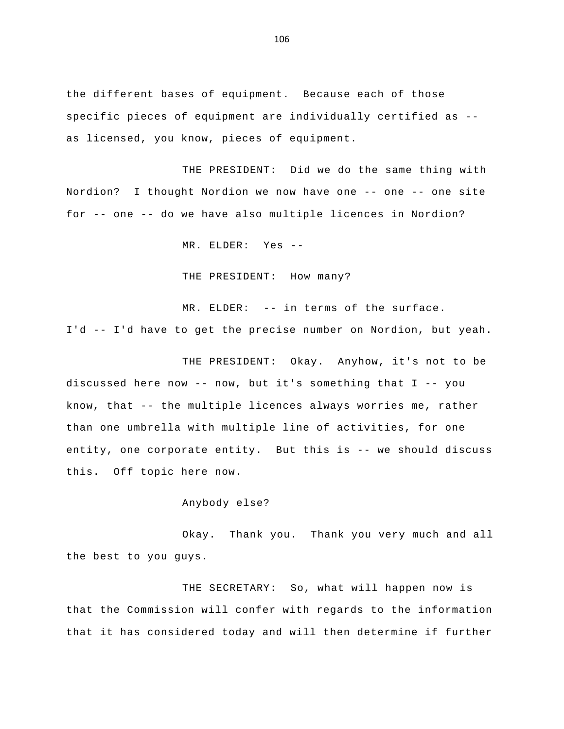the different bases of equipment. Because each of those specific pieces of equipment are individually certified as -- as licensed, you know, pieces of equipment.

THE PRESIDENT: Did we do the same thing with Nordion? I thought Nordion we now have one -- one -- one site for -- one -- do we have also multiple licences in Nordion?

MR. ELDER: Yes --

THE PRESIDENT: How many?

MR. ELDER: -- in terms of the surface. I'd -- I'd have to get the precise number on Nordion, but yeah.

THE PRESIDENT: Okay. Anyhow, it's not to be discussed here now -- now, but it's something that I -- you know, that -- the multiple licences always worries me, rather than one umbrella with multiple line of activities, for one entity, one corporate entity. But this is -- we should discuss this. Off topic here now.

Anybody else?

Okay. Thank you. Thank you very much and all the best to you guys.

THE SECRETARY: So, what will happen now is that the Commission will confer with regards to the information that it has considered today and will then determine if further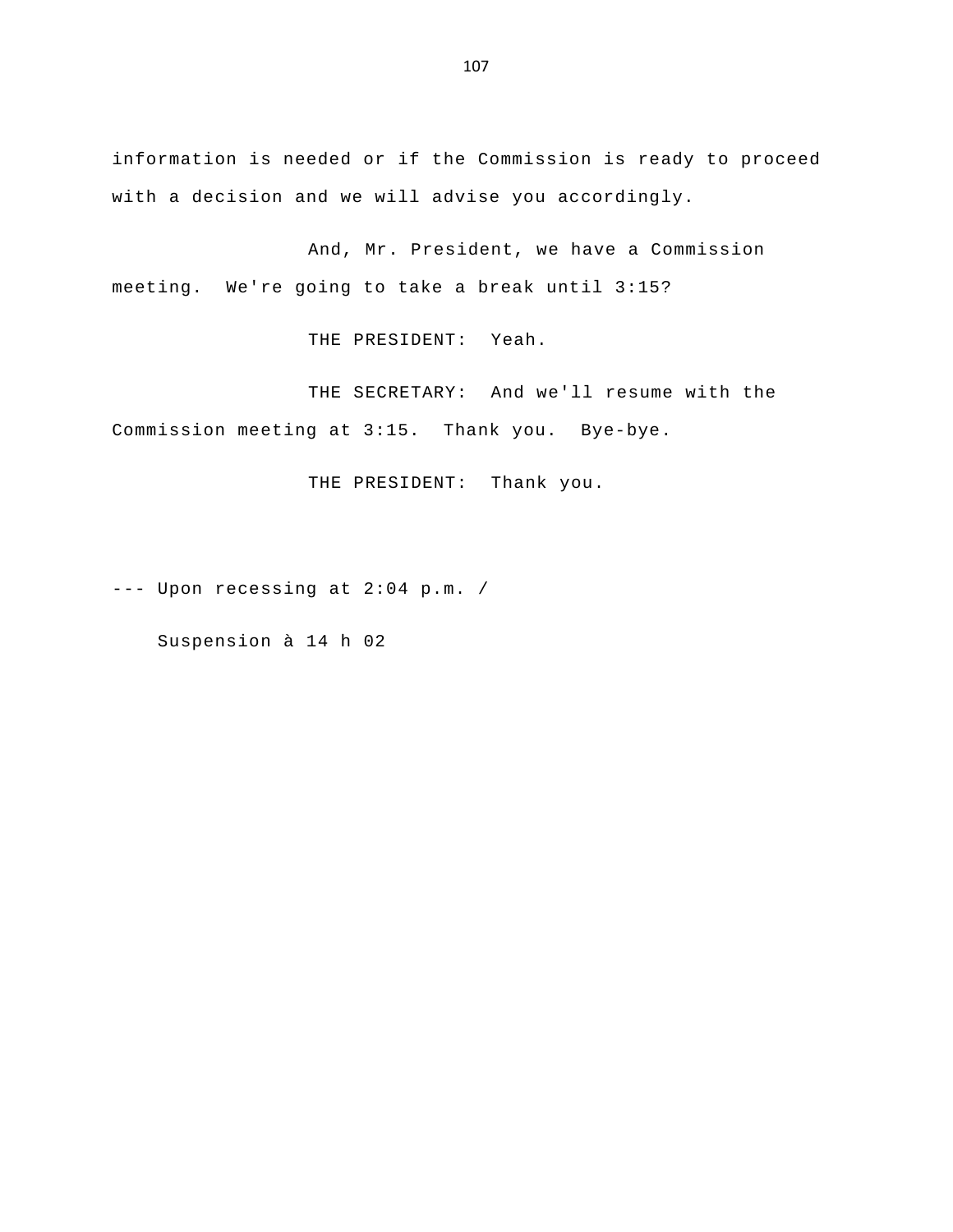information is needed or if the Commission is ready to proceed with a decision and we will advise you accordingly.

And, Mr. President, we have a Commission meeting. We're going to take a break until 3:15?

THE PRESIDENT: Yeah.

THE SECRETARY: And we'll resume with the Commission meeting at 3:15. Thank you. Bye-bye.

THE PRESIDENT: Thank you.

--- Upon recessing at 2:04 p.m. /

Suspension à 14 h 02